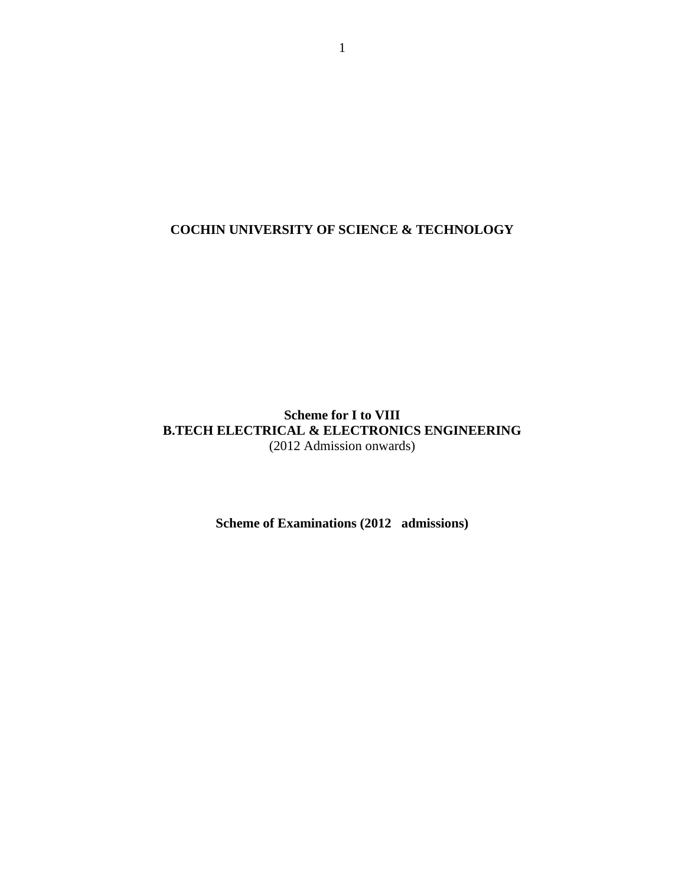# COCHIN UNIVERSITY OF SCIENCE & TECHNOLOGY

## Scheme for I to VIII
## B.TECH ELECTRICAL & ELECTRONICS ENGINEERING
(2012 Admission onwards)

**Scheme of Examinations (2012 admissions)**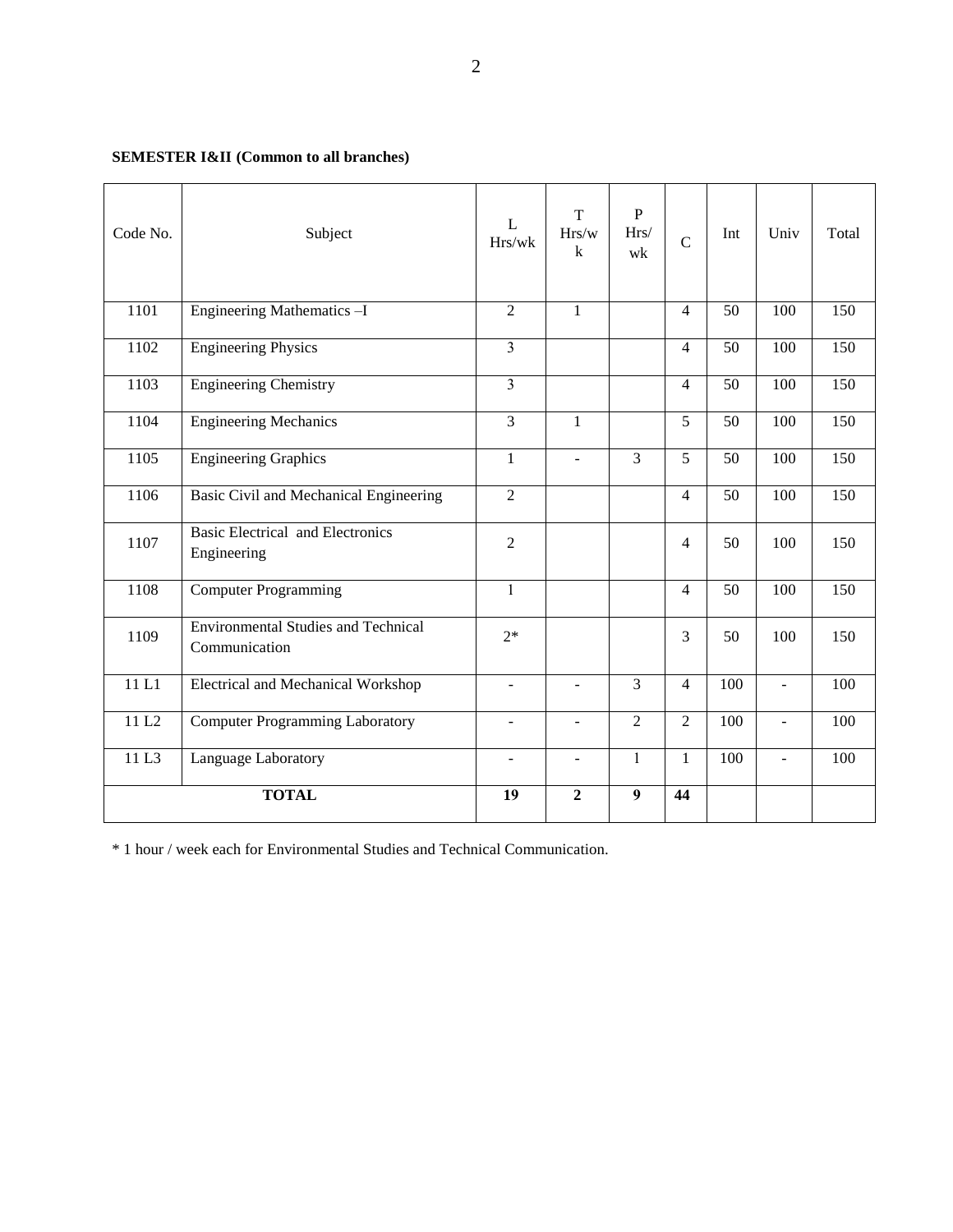**SEMESTER I&II (Common to all branches)**

| Code No. | Subject | L Hrs/wk | T Hrs/wk | P Hrs/wk | C | Int | Univ | Total |
|---|---|---|---|---|---|---|---|---|
| 1101 | Engineering Mathematics –I | 2 | 1 | | 4 | 50 | 100 | 150 |
| 1102 | Engineering Physics | 3 | | | 4 | 50 | 100 | 150 |
| 1103 | Engineering Chemistry | 3 | | | 4 | 50 | 100 | 150 |
| 1104 | Engineering Mechanics | 3 | 1 | | 5 | 50 | 100 | 150 |
| 1105 | Engineering Graphics | 1 | - | 3 | 5 | 50 | 100 | 150 |
| 1106 | Basic Civil and Mechanical Engineering | 2 | | | 4 | 50 | 100 | 150 |
| 1107 | Basic Electrical and Electronics Engineering | 2 | | | 4 | 50 | 100 | 150 |
| 1108 | Computer Programming | 1 | | | 4 | 50 | 100 | 150 |
| 1109 | Environmental Studies and Technical Communication | 2* | | | 3 | 50 | 100 | 150 |
| 11 L1 | Electrical and Mechanical Workshop | - | - | 3 | 4 | 100 | - | 100 |
| 11 L2 | Computer Programming Laboratory | - | - | 2 | 2 | 100 | - | 100 |
| 11 L3 | Language Laboratory | - | - | 1 | 1 | 100 | - | 100 |
| **TOTAL** | | **19** | **2** | **9** | **44** | | | |

* 1 hour / week each for Environmental Studies and Technical Communication.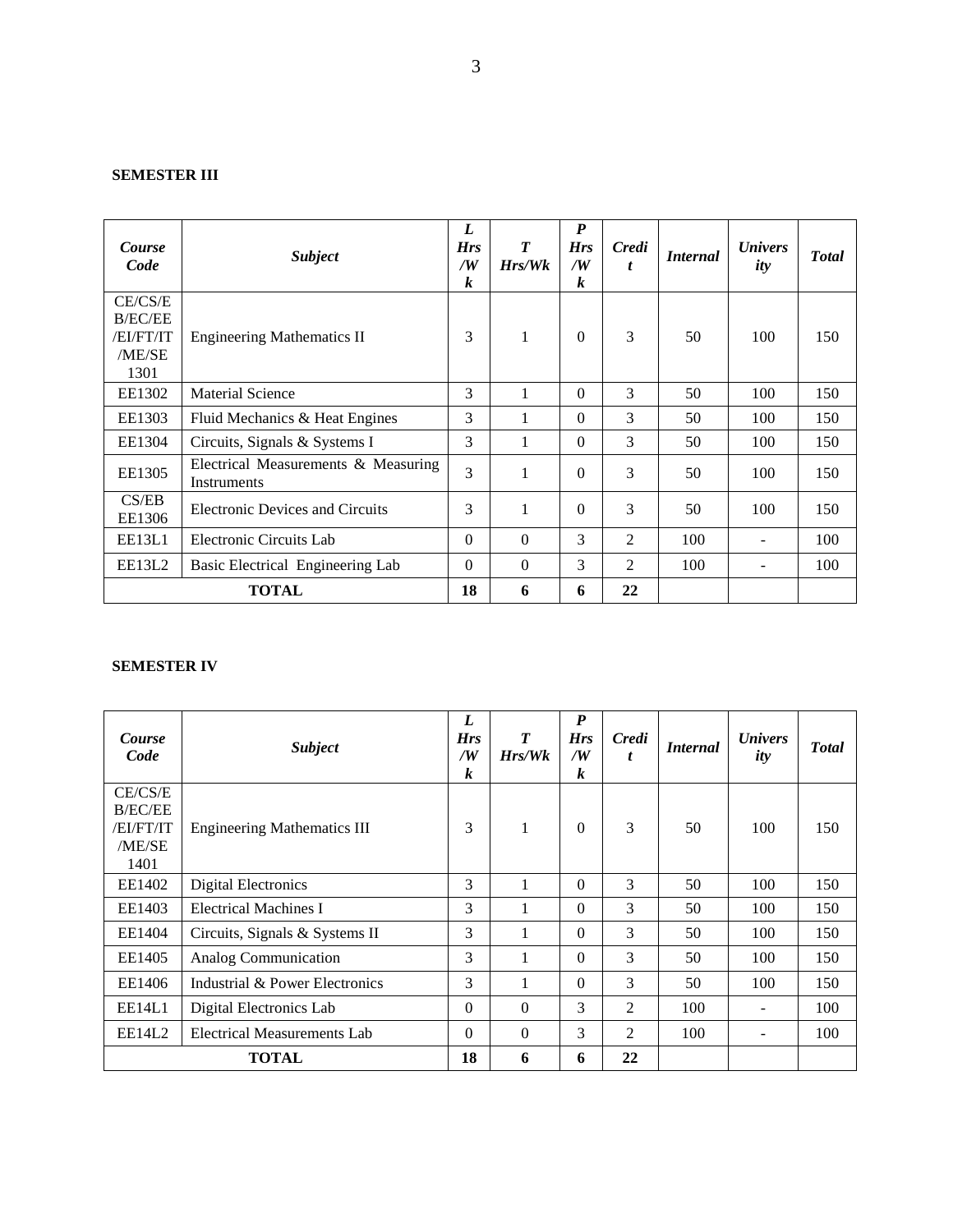**SEMESTER III**

| Course Code | Subject | L Hrs/Wk | T Hrs/Wk | P Hrs/Wk | Credit | Internal | University | Total |
|---|---|---|---|---|---|---|---|---|
| CE/CS/EB/EC/EE/EI/FT/IT/ME/SE 1301 | Engineering Mathematics II | 3 | 1 | 0 | 3 | 50 | 100 | 150 |
| EE1302 | Material Science | 3 | 1 | 0 | 3 | 50 | 100 | 150 |
| EE1303 | Fluid Mechanics & Heat Engines | 3 | 1 | 0 | 3 | 50 | 100 | 150 |
| EE1304 | Circuits, Signals & Systems I | 3 | 1 | 0 | 3 | 50 | 100 | 150 |
| EE1305 | Electrical Measurements & Measuring Instruments | 3 | 1 | 0 | 3 | 50 | 100 | 150 |
| CS/EB EE1306 | Electronic Devices and Circuits | 3 | 1 | 0 | 3 | 50 | 100 | 150 |
| EE13L1 | Electronic Circuits Lab | 0 | 0 | 3 | 2 | 100 | - | 100 |
| EE13L2 | Basic Electrical Engineering Lab | 0 | 0 | 3 | 2 | 100 | - | 100 |
| **TOTAL** | | **18** | **6** | **6** | **22** | | | |

**SEMESTER IV**

| Course Code | Subject | L Hrs/Wk | T Hrs/Wk | P Hrs/Wk | Credit | Internal | University | Total |
|---|---|---|---|---|---|---|---|---|
| CE/CS/EB/EC/EE/EI/FT/IT/ME/SE 1401 | Engineering Mathematics III | 3 | 1 | 0 | 3 | 50 | 100 | 150 |
| EE1402 | Digital Electronics | 3 | 1 | 0 | 3 | 50 | 100 | 150 |
| EE1403 | Electrical Machines I | 3 | 1 | 0 | 3 | 50 | 100 | 150 |
| EE1404 | Circuits, Signals & Systems II | 3 | 1 | 0 | 3 | 50 | 100 | 150 |
| EE1405 | Analog Communication | 3 | 1 | 0 | 3 | 50 | 100 | 150 |
| EE1406 | Industrial & Power Electronics | 3 | 1 | 0 | 3 | 50 | 100 | 150 |
| EE14L1 | Digital Electronics Lab | 0 | 0 | 3 | 2 | 100 | - | 100 |
| EE14L2 | Electrical Measurements Lab | 0 | 0 | 3 | 2 | 100 | - | 100 |
| **TOTAL** | | **18** | **6** | **6** | **22** | | | |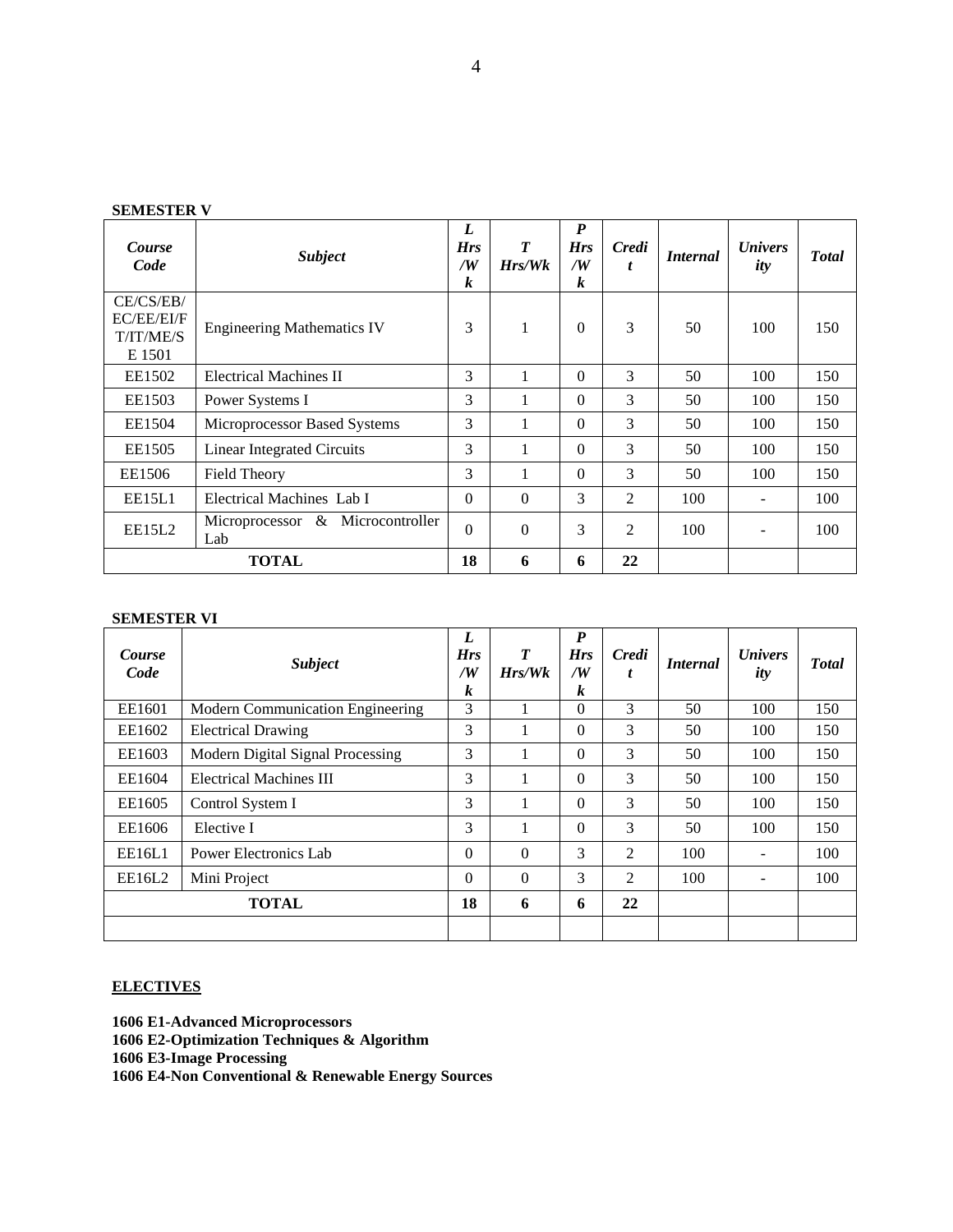**SEMESTER V**

| *Course Code* | *Subject* | *L Hrs /Wk* | *T Hrs/Wk* | *P Hrs /Wk* | *Credit* | *Internal* | *University* | *Total* |
|---|---|---|---|---|---|---|---|---|
| CE/CS/EB/ EC/EE/EI/F T/IT/ME/S E 1501 | Engineering Mathematics IV | 3 | 1 | 0 | 3 | 50 | 100 | 150 |
| EE1502 | Electrical Machines II | 3 | 1 | 0 | 3 | 50 | 100 | 150 |
| EE1503 | Power Systems I | 3 | 1 | 0 | 3 | 50 | 100 | 150 |
| EE1504 | Microprocessor Based Systems | 3 | 1 | 0 | 3 | 50 | 100 | 150 |
| EE1505 | Linear Integrated Circuits | 3 | 1 | 0 | 3 | 50 | 100 | 150 |
| EE1506 | Field Theory | 3 | 1 | 0 | 3 | 50 | 100 | 150 |
| EE15L1 | Electrical Machines Lab I | 0 | 0 | 3 | 2 | 100 | - | 100 |
| EE15L2 | Microprocessor & Microcontroller Lab | 0 | 0 | 3 | 2 | 100 | - | 100 |
| **TOTAL** | | **18** | **6** | **6** | **22** | | | |

**SEMESTER VI**

| *Course Code* | *Subject* | *L Hrs /Wk* | *T Hrs/Wk* | *P Hrs /Wk* | *Credit* | *Internal* | *University* | *Total* |
|---|---|---|---|---|---|---|---|---|
| EE1601 | Modern Communication Engineering | 3 | 1 | 0 | 3 | 50 | 100 | 150 |
| EE1602 | Electrical Drawing | 3 | 1 | 0 | 3 | 50 | 100 | 150 |
| EE1603 | Modern Digital Signal Processing | 3 | 1 | 0 | 3 | 50 | 100 | 150 |
| EE1604 | Electrical Machines III | 3 | 1 | 0 | 3 | 50 | 100 | 150 |
| EE1605 | Control System I | 3 | 1 | 0 | 3 | 50 | 100 | 150 |
| EE1606 | Elective I | 3 | 1 | 0 | 3 | 50 | 100 | 150 |
| EE16L1 | Power Electronics Lab | 0 | 0 | 3 | 2 | 100 | - | 100 |
| EE16L2 | Mini Project | 0 | 0 | 3 | 2 | 100 | - | 100 |
| **TOTAL** | | **18** | **6** | **6** | **22** | | | |
| | | | | | | | | |

**ELECTIVES**

**1606 E1-Advanced Microprocessors**
**1606 E2-Optimization Techniques & Algorithm**
**1606 E3-Image Processing**
**1606 E4-Non Conventional & Renewable Energy Sources**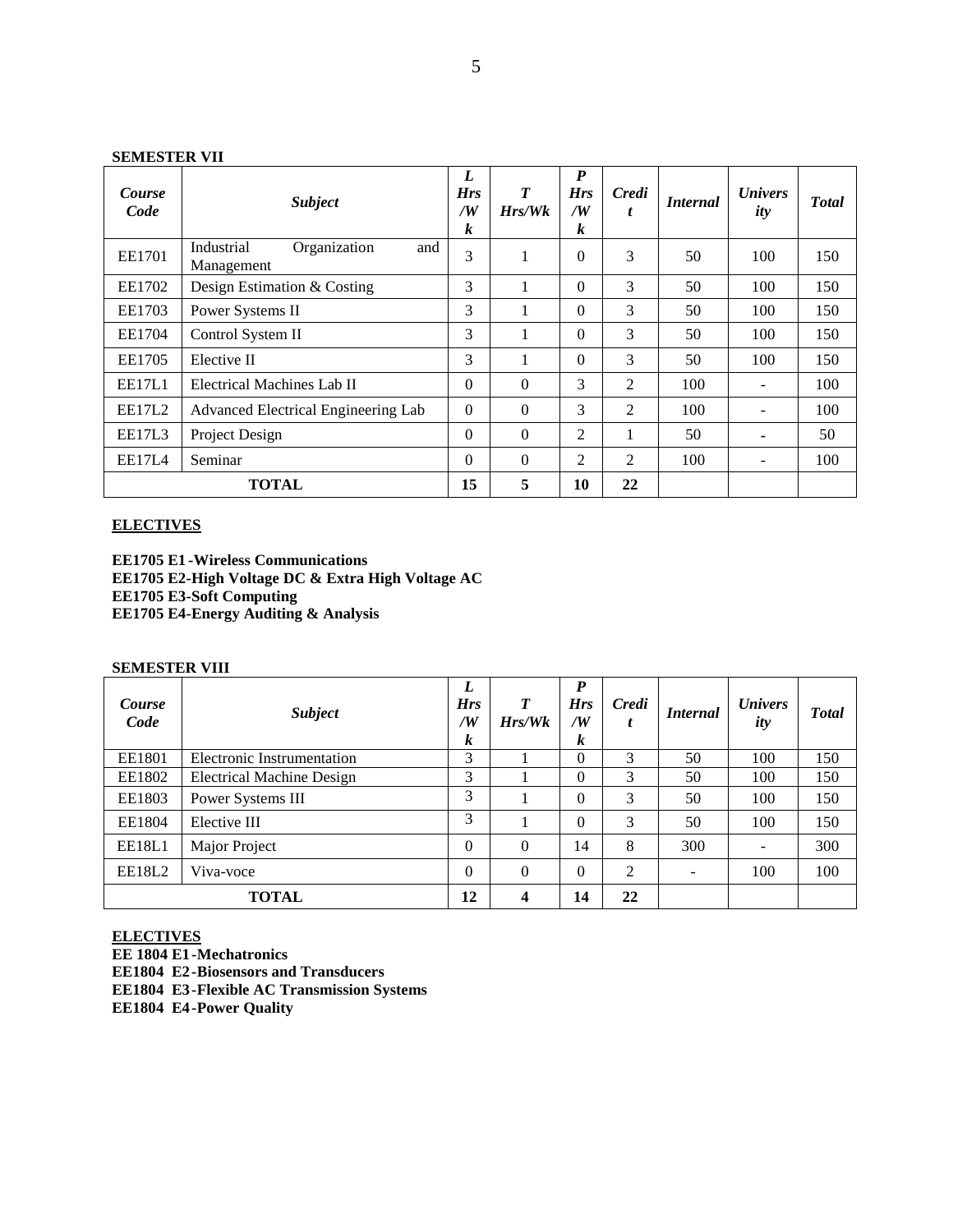**SEMESTER VII**

| *Course Code* | *Subject* | *L Hrs/Wk* | *T Hrs/Wk* | *P Hrs/Wk* | *Credit* | *Internal* | *University* | *Total* |
|---|---|---|---|---|---|---|---|---|
| EE1701 | Industrial Organization and Management | 3 | 1 | 0 | 3 | 50 | 100 | 150 |
| EE1702 | Design Estimation & Costing | 3 | 1 | 0 | 3 | 50 | 100 | 150 |
| EE1703 | Power Systems II | 3 | 1 | 0 | 3 | 50 | 100 | 150 |
| EE1704 | Control System II | 3 | 1 | 0 | 3 | 50 | 100 | 150 |
| EE1705 | Elective II | 3 | 1 | 0 | 3 | 50 | 100 | 150 |
| EE17L1 | Electrical Machines Lab II | 0 | 0 | 3 | 2 | 100 | - | 100 |
| EE17L2 | Advanced Electrical Engineering Lab | 0 | 0 | 3 | 2 | 100 | - | 100 |
| EE17L3 | Project Design | 0 | 0 | 2 | 1 | 50 | - | 50 |
| EE17L4 | Seminar | 0 | 0 | 2 | 2 | 100 | - | 100 |
| **TOTAL** | | **15** | **5** | **10** | **22** | | | |

**ELECTIVES**

**EE1705 E1-Wireless Communications**
**EE1705 E2-High Voltage DC & Extra High Voltage AC**
**EE1705 E3-Soft Computing**
**EE1705 E4-Energy Auditing & Analysis**

**SEMESTER VIII**

| *Course Code* | *Subject* | *L Hrs/Wk* | *T Hrs/Wk* | *P Hrs/Wk* | *Credit* | *Internal* | *University* | *Total* |
|---|---|---|---|---|---|---|---|---|
| EE1801 | Electronic Instrumentation | 3 | 1 | 0 | 3 | 50 | 100 | 150 |
| EE1802 | Electrical Machine Design | 3 | 1 | 0 | 3 | 50 | 100 | 150 |
| EE1803 | Power Systems III | 3 | 1 | 0 | 3 | 50 | 100 | 150 |
| EE1804 | Elective III | 3 | 1 | 0 | 3 | 50 | 100 | 150 |
| EE18L1 | Major Project | 0 | 0 | 14 | 8 | 300 | - | 300 |
| EE18L2 | Viva-voce | 0 | 0 | 0 | 2 | - | 100 | 100 |
| **TOTAL** | | **12** | **4** | **14** | **22** | | | |

**ELECTIVES**

**EE 1804 E1-Mechatronics**
**EE1804 E2-Biosensors and Transducers**
**EE1804 E3-Flexible AC Transmission Systems**
**EE1804 E4-Power Quality**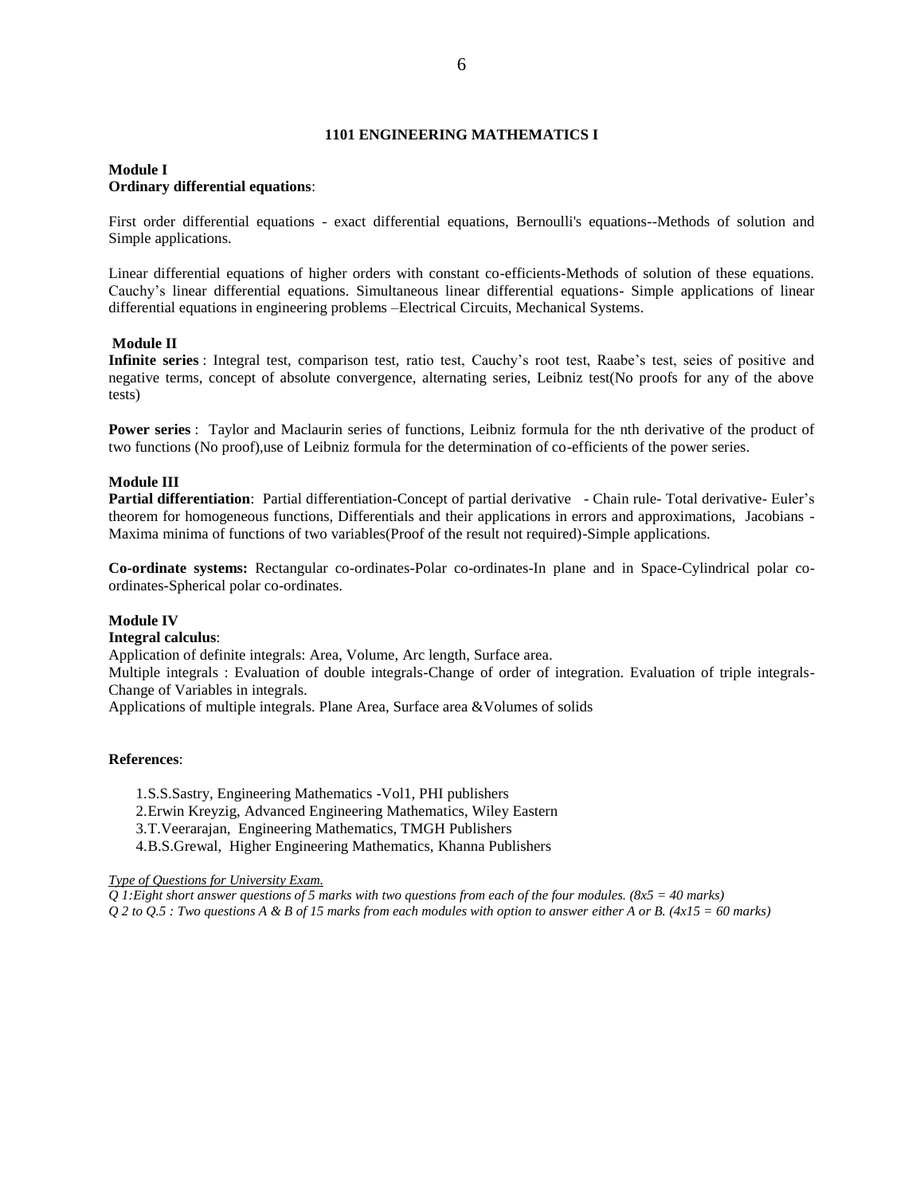## 1101 ENGINEERING MATHEMATICS I

**Module I**
**Ordinary differential equations**:

First order differential equations - exact differential equations, Bernoulli's equations--Methods of solution and Simple applications.

Linear differential equations of higher orders with constant co-efficients-Methods of solution of these equations. Cauchy's linear differential equations. Simultaneous linear differential equations- Simple applications of linear differential equations in engineering problems –Electrical Circuits, Mechanical Systems.

**Module II**
**Infinite series** : Integral test, comparison test, ratio test, Cauchy's root test, Raabe's test, seies of positive and negative terms, concept of absolute convergence, alternating series, Leibniz test(No proofs for any of the above tests)

**Power series** : Taylor and Maclaurin series of functions, Leibniz formula for the nth derivative of the product of two functions (No proof),use of Leibniz formula for the determination of co-efficients of the power series.

**Module III**
**Partial differentiation**: Partial differentiation-Concept of partial derivative - Chain rule- Total derivative- Euler's theorem for homogeneous functions, Differentials and their applications in errors and approximations, Jacobians - Maxima minima of functions of two variables(Proof of the result not required)-Simple applications.

**Co-ordinate systems:** Rectangular co-ordinates-Polar co-ordinates-In plane and in Space-Cylindrical polar co-ordinates-Spherical polar co-ordinates.

**Module IV**
**Integral calculus**:
Application of definite integrals: Area, Volume, Arc length, Surface area.
Multiple integrals : Evaluation of double integrals-Change of order of integration. Evaluation of triple integrals-Change of Variables in integrals.
Applications of multiple integrals. Plane Area, Surface area &Volumes of solids

**References**:

1. S.S.Sastry, Engineering Mathematics -Vol1, PHI publishers
2. Erwin Kreyzig, Advanced Engineering Mathematics, Wiley Eastern
3. T.Veerarajan, Engineering Mathematics, TMGH Publishers
4. B.S.Grewal, Higher Engineering Mathematics, Khanna Publishers

*Type of Questions for University Exam.*

*Q 1:Eight short answer questions of 5 marks with two questions from each of the four modules. (8x5 = 40 marks)*
*Q 2 to Q.5 : Two questions A & B of 15 marks from each modules with option to answer either A or B. (4x15 = 60 marks)*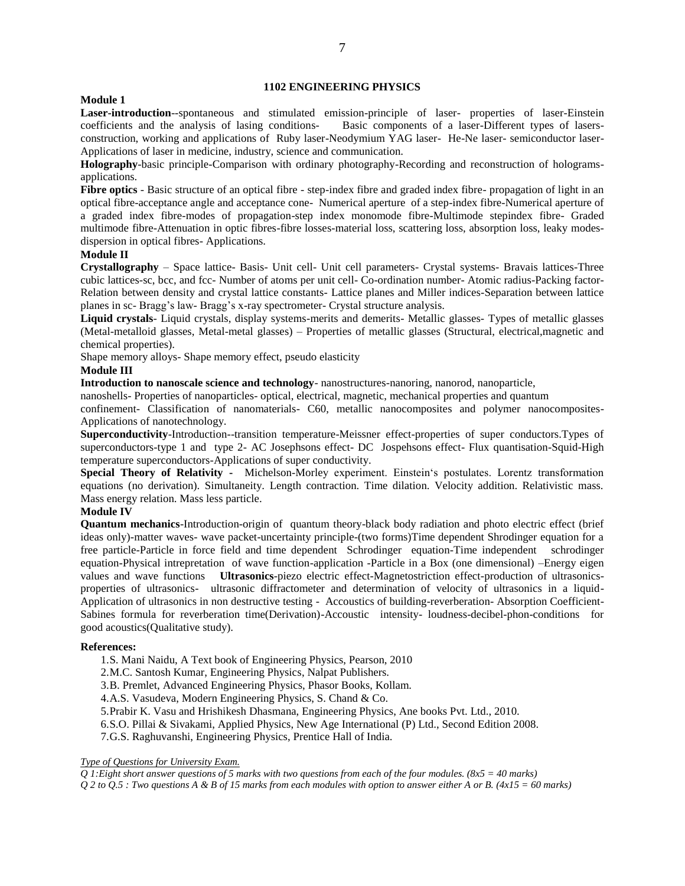## 1102 ENGINEERING PHYSICS

**Module 1**

**Laser-introduction**--spontaneous and stimulated emission-principle of laser- properties of laser-Einstein coefficients and the analysis of lasing conditions- Basic components of a laser-Different types of lasers-construction, working and applications of Ruby laser-Neodymium YAG laser- He-Ne laser- semiconductor laser-Applications of laser in medicine, industry, science and communication.

**Holography**-basic principle-Comparison with ordinary photography-Recording and reconstruction of holograms-applications.

**Fibre optics** - Basic structure of an optical fibre - step-index fibre and graded index fibre- propagation of light in an optical fibre-acceptance angle and acceptance cone- Numerical aperture of a step-index fibre-Numerical aperture of a graded index fibre-modes of propagation-step index monomode fibre-Multimode stepindex fibre- Graded multimode fibre-Attenuation in optic fibres-fibre losses-material loss, scattering loss, absorption loss, leaky modes-dispersion in optical fibres- Applications.

**Module II**

**Crystallography** – Space lattice- Basis- Unit cell- Unit cell parameters- Crystal systems- Bravais lattices-Three cubic lattices-sc, bcc, and fcc- Number of atoms per unit cell- Co-ordination number- Atomic radius-Packing factor-Relation between density and crystal lattice constants- Lattice planes and Miller indices-Separation between lattice planes in sc- Bragg's law- Bragg's x-ray spectrometer- Crystal structure analysis.

**Liquid crystals**- Liquid crystals, display systems-merits and demerits- Metallic glasses- Types of metallic glasses (Metal-metalloid glasses, Metal-metal glasses) – Properties of metallic glasses (Structural, electrical,magnetic and chemical properties).

Shape memory alloys- Shape memory effect, pseudo elasticity

**Module III**

**Introduction to nanoscale science and technology**- nanostructures-nanoring, nanorod, nanoparticle, nanoshells- Properties of nanoparticles- optical, electrical, magnetic, mechanical properties and quantum confinement- Classification of nanomaterials- C60, metallic nanocomposites and polymer nanocomposites-Applications of nanotechnology.

**Superconductivity**-Introduction--transition temperature-Meissner effect-properties of super conductors.Types of superconductors-type 1 and type 2- AC Josephsons effect- DC Jospehsons effect- Flux quantisation-Squid-High temperature superconductors-Applications of super conductivity.

**Special Theory of Relativity** - Michelson-Morley experiment. Einstein's postulates. Lorentz transformation equations (no derivation). Simultaneity. Length contraction. Time dilation. Velocity addition. Relativistic mass. Mass energy relation. Mass less particle.

**Module IV**

**Quantum mechanics**-Introduction-origin of quantum theory-black body radiation and photo electric effect (brief ideas only)-matter waves- wave packet-uncertainty principle-(two forms)Time dependent Shrodinger equation for a free particle-Particle in force field and time dependent Schrodinger equation-Time independent schrodinger equation-Physical intrepretation of wave function-application -Particle in a Box (one dimensional) –Energy eigen values and wave functions **Ultrasonics**-piezo electric effect-Magnetostriction effect-production of ultrasonics-properties of ultrasonics- ultrasonic diffractometer and determination of velocity of ultrasonics in a liquid-Application of ultrasonics in non destructive testing - Accoustics of building-reverberation- Absorption Coefficient-Sabines formula for reverberation time(Derivation)-Accoustic intensity- loudness-decibel-phon-conditions for good acoustics(Qualitative study).

**References:**

1. S. Mani Naidu, A Text book of Engineering Physics, Pearson, 2010
2. M.C. Santosh Kumar, Engineering Physics, Nalpat Publishers.
3. B. Premlet, Advanced Engineering Physics, Phasor Books, Kollam.
4. A.S. Vasudeva, Modern Engineering Physics, S. Chand & Co.
5. Prabir K. Vasu and Hrishikesh Dhasmana, Engineering Physics, Ane books Pvt. Ltd., 2010.
6. S.O. Pillai & Sivakami, Applied Physics, New Age International (P) Ltd., Second Edition 2008.
7. G.S. Raghuvanshi, Engineering Physics, Prentice Hall of India.

*Type of Questions for University Exam.*

*Q 1:Eight short answer questions of 5 marks with two questions from each of the four modules. (8x5 = 40 marks)*

*Q 2 to Q.5 : Two questions A & B of 15 marks from each modules with option to answer either A or B. (4x15 = 60 marks)*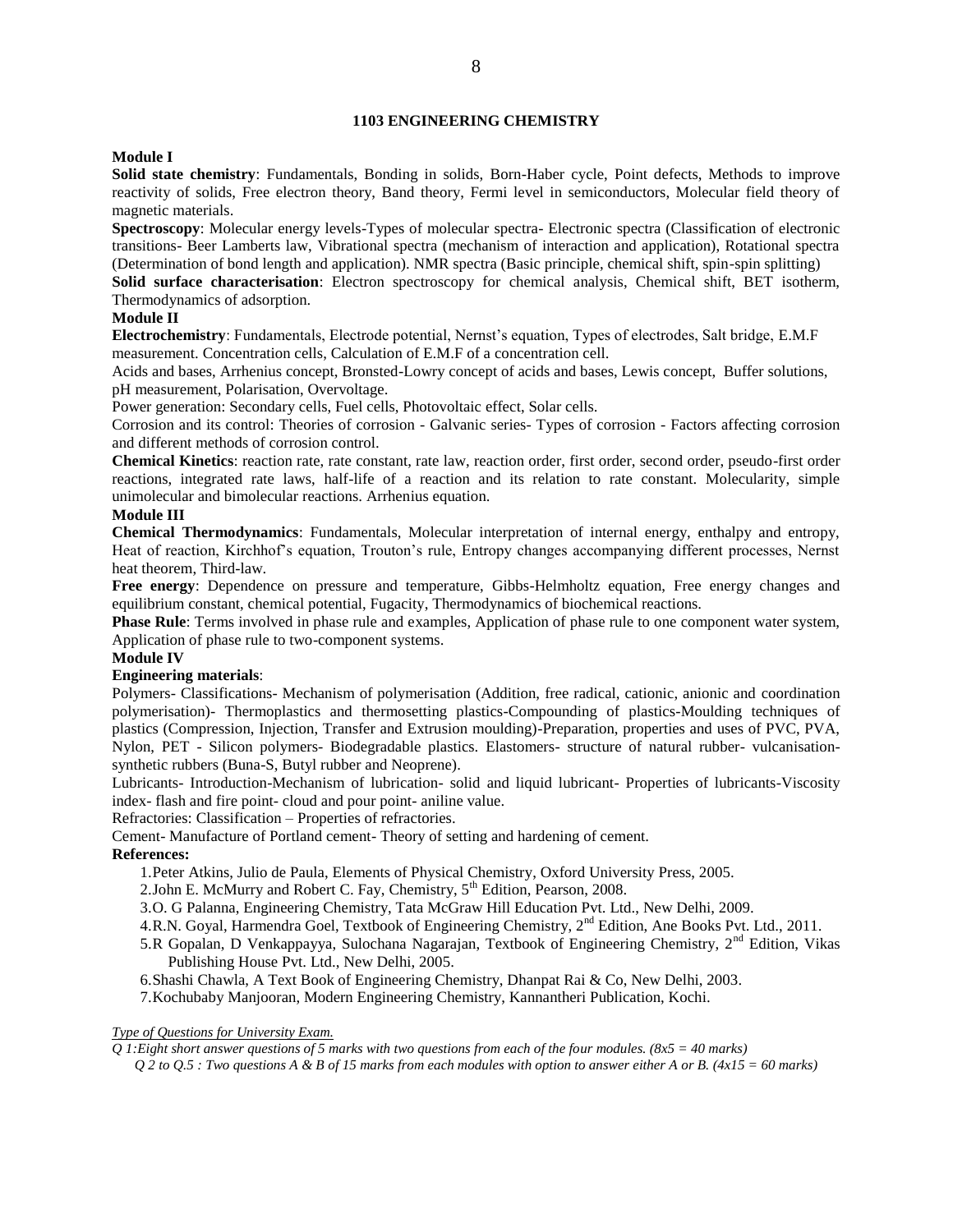# 1103 ENGINEERING CHEMISTRY

**Module I**

**Solid state chemistry**: Fundamentals, Bonding in solids, Born-Haber cycle, Point defects, Methods to improve reactivity of solids, Free electron theory, Band theory, Fermi level in semiconductors, Molecular field theory of magnetic materials.

**Spectroscopy**: Molecular energy levels-Types of molecular spectra- Electronic spectra (Classification of electronic transitions- Beer Lamberts law, Vibrational spectra (mechanism of interaction and application), Rotational spectra (Determination of bond length and application). NMR spectra (Basic principle, chemical shift, spin-spin splitting)

**Solid surface characterisation**: Electron spectroscopy for chemical analysis, Chemical shift, BET isotherm, Thermodynamics of adsorption.

**Module II**

**Electrochemistry**: Fundamentals, Electrode potential, Nernst's equation, Types of electrodes, Salt bridge, E.M.F measurement. Concentration cells, Calculation of E.M.F of a concentration cell.

Acids and bases, Arrhenius concept, Bronsted-Lowry concept of acids and bases, Lewis concept, Buffer solutions, pH measurement, Polarisation, Overvoltage.

Power generation: Secondary cells, Fuel cells, Photovoltaic effect, Solar cells.

Corrosion and its control: Theories of corrosion - Galvanic series- Types of corrosion - Factors affecting corrosion and different methods of corrosion control.

**Chemical Kinetics**: reaction rate, rate constant, rate law, reaction order, first order, second order, pseudo-first order reactions, integrated rate laws, half-life of a reaction and its relation to rate constant. Molecularity, simple unimolecular and bimolecular reactions. Arrhenius equation.

**Module III**

**Chemical Thermodynamics**: Fundamentals, Molecular interpretation of internal energy, enthalpy and entropy, Heat of reaction, Kirchhof's equation, Trouton's rule, Entropy changes accompanying different processes, Nernst heat theorem, Third-law.

**Free energy**: Dependence on pressure and temperature, Gibbs-Helmholtz equation, Free energy changes and equilibrium constant, chemical potential, Fugacity, Thermodynamics of biochemical reactions.

**Phase Rule**: Terms involved in phase rule and examples, Application of phase rule to one component water system, Application of phase rule to two-component systems.

**Module IV**

**Engineering materials**:

Polymers- Classifications- Mechanism of polymerisation (Addition, free radical, cationic, anionic and coordination polymerisation)- Thermoplastics and thermosetting plastics-Compounding of plastics-Moulding techniques of plastics (Compression, Injection, Transfer and Extrusion moulding)-Preparation, properties and uses of PVC, PVA, Nylon, PET - Silicon polymers- Biodegradable plastics. Elastomers- structure of natural rubber- vulcanisation-synthetic rubbers (Buna-S, Butyl rubber and Neoprene).

Lubricants- Introduction-Mechanism of lubrication- solid and liquid lubricant- Properties of lubricants-Viscosity index- flash and fire point- cloud and pour point- aniline value.

Refractories: Classification – Properties of refractories.

Cement- Manufacture of Portland cement- Theory of setting and hardening of cement.

**References:**

1. Peter Atkins, Julio de Paula, Elements of Physical Chemistry, Oxford University Press, 2005.
2. John E. McMurry and Robert C. Fay, Chemistry, 5th Edition, Pearson, 2008.
3. O. G Palanna, Engineering Chemistry, Tata McGraw Hill Education Pvt. Ltd., New Delhi, 2009.
4. R.N. Goyal, Harmendra Goel, Textbook of Engineering Chemistry, 2nd Edition, Ane Books Pvt. Ltd., 2011.
5. R Gopalan, D Venkappayya, Sulochana Nagarajan, Textbook of Engineering Chemistry, 2nd Edition, Vikas Publishing House Pvt. Ltd., New Delhi, 2005.
6. Shashi Chawla, A Text Book of Engineering Chemistry, Dhanpat Rai & Co, New Delhi, 2003.
7. Kochubaby Manjooran, Modern Engineering Chemistry, Kannantheri Publication, Kochi.

*Type of Questions for University Exam.*

*Q 1:Eight short answer questions of 5 marks with two questions from each of the four modules. (8x5 = 40 marks)*

*Q 2 to Q.5 : Two questions A & B of 15 marks from each modules with option to answer either A or B. (4x15 = 60 marks)*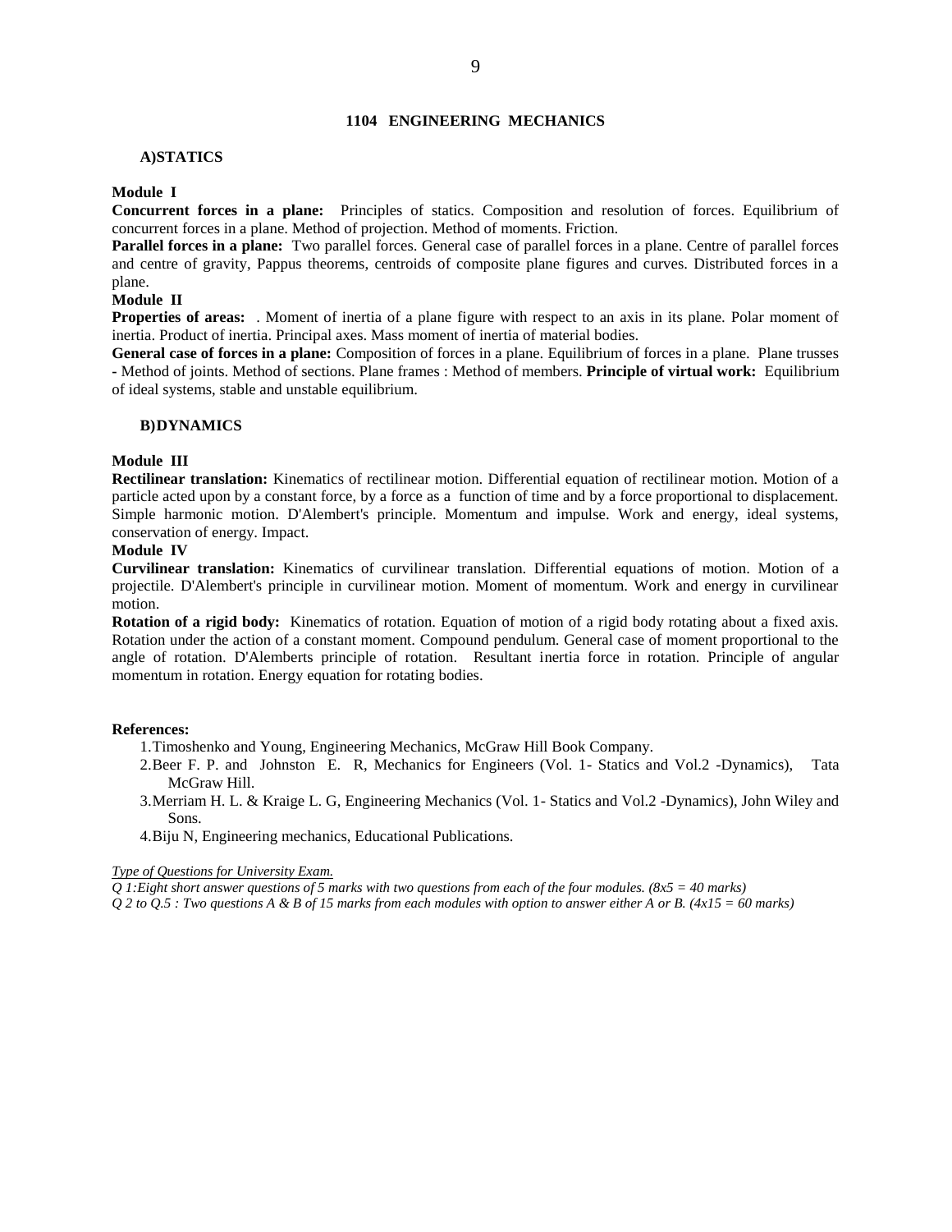## 1104 ENGINEERING MECHANICS

### A)STATICS

**Module I**

**Concurrent forces in a plane:** Principles of statics. Composition and resolution of forces. Equilibrium of concurrent forces in a plane. Method of projection. Method of moments. Friction.

**Parallel forces in a plane:** Two parallel forces. General case of parallel forces in a plane. Centre of parallel forces and centre of gravity, Pappus theorems, centroids of composite plane figures and curves. Distributed forces in a plane.

**Module II**

**Properties of areas:** . Moment of inertia of a plane figure with respect to an axis in its plane. Polar moment of inertia. Product of inertia. Principal axes. Mass moment of inertia of material bodies.

**General case of forces in a plane:** Composition of forces in a plane. Equilibrium of forces in a plane. Plane trusses - Method of joints. Method of sections. Plane frames : Method of members. **Principle of virtual work:** Equilibrium of ideal systems, stable and unstable equilibrium.

### B)DYNAMICS

**Module III**

**Rectilinear translation:** Kinematics of rectilinear motion. Differential equation of rectilinear motion. Motion of a particle acted upon by a constant force, by a force as a function of time and by a force proportional to displacement. Simple harmonic motion. D'Alembert's principle. Momentum and impulse. Work and energy, ideal systems, conservation of energy. Impact.

**Module IV**

**Curvilinear translation:** Kinematics of curvilinear translation. Differential equations of motion. Motion of a projectile. D'Alembert's principle in curvilinear motion. Moment of momentum. Work and energy in curvilinear motion.

**Rotation of a rigid body:** Kinematics of rotation. Equation of motion of a rigid body rotating about a fixed axis. Rotation under the action of a constant moment. Compound pendulum. General case of moment proportional to the angle of rotation. D'Alemberts principle of rotation. Resultant inertia force in rotation. Principle of angular momentum in rotation. Energy equation for rotating bodies.

**References:**

1. Timoshenko and Young, Engineering Mechanics, McGraw Hill Book Company.
2. Beer F. P. and Johnston E. R, Mechanics for Engineers (Vol. 1- Statics and Vol.2 -Dynamics), Tata McGraw Hill.
3. Merriam H. L. & Kraige L. G, Engineering Mechanics (Vol. 1- Statics and Vol.2 -Dynamics), John Wiley and Sons.
4. Biju N, Engineering mechanics, Educational Publications.

*Type of Questions for University Exam.*

*Q 1:Eight short answer questions of 5 marks with two questions from each of the four modules. (8x5 = 40 marks)*

*Q 2 to Q.5 : Two questions A & B of 15 marks from each modules with option to answer either A or B. (4x15 = 60 marks)*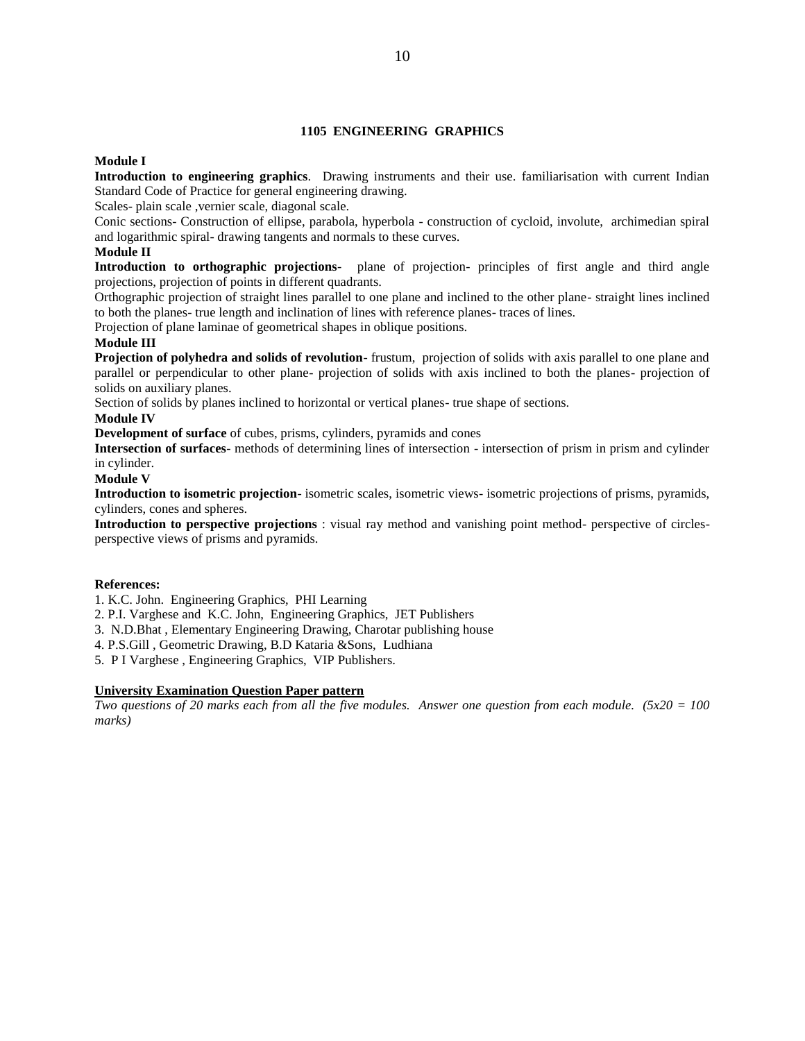## 1105 ENGINEERING GRAPHICS

**Module I**

**Introduction to engineering graphics**. Drawing instruments and their use. familiarisation with current Indian Standard Code of Practice for general engineering drawing.

Scales- plain scale ,vernier scale, diagonal scale.

Conic sections- Construction of ellipse, parabola, hyperbola - construction of cycloid, involute, archimedian spiral and logarithmic spiral- drawing tangents and normals to these curves.

**Module II**

**Introduction to orthographic projections**- plane of projection- principles of first angle and third angle projections, projection of points in different quadrants.

Orthographic projection of straight lines parallel to one plane and inclined to the other plane- straight lines inclined to both the planes- true length and inclination of lines with reference planes- traces of lines.

Projection of plane laminae of geometrical shapes in oblique positions.

**Module III**

**Projection of polyhedra and solids of revolution**- frustum, projection of solids with axis parallel to one plane and parallel or perpendicular to other plane- projection of solids with axis inclined to both the planes- projection of solids on auxiliary planes.

Section of solids by planes inclined to horizontal or vertical planes- true shape of sections.

**Module IV**

**Development of surface** of cubes, prisms, cylinders, pyramids and cones

**Intersection of surfaces**- methods of determining lines of intersection - intersection of prism in prism and cylinder in cylinder.

**Module V**

**Introduction to isometric projection**- isometric scales, isometric views- isometric projections of prisms, pyramids, cylinders, cones and spheres.

**Introduction to perspective projections** : visual ray method and vanishing point method- perspective of circles- perspective views of prisms and pyramids.

**References:**

1. K.C. John. Engineering Graphics, PHI Learning
2. P.I. Varghese and K.C. John, Engineering Graphics, JET Publishers
3. N.D.Bhat , Elementary Engineering Drawing, Charotar publishing house
4. P.S.Gill , Geometric Drawing, B.D Kataria &Sons, Ludhiana
5. P I Varghese , Engineering Graphics, VIP Publishers.

**University Examination Question Paper pattern**

*Two questions of 20 marks each from all the five modules. Answer one question from each module. (5x20 = 100 marks)*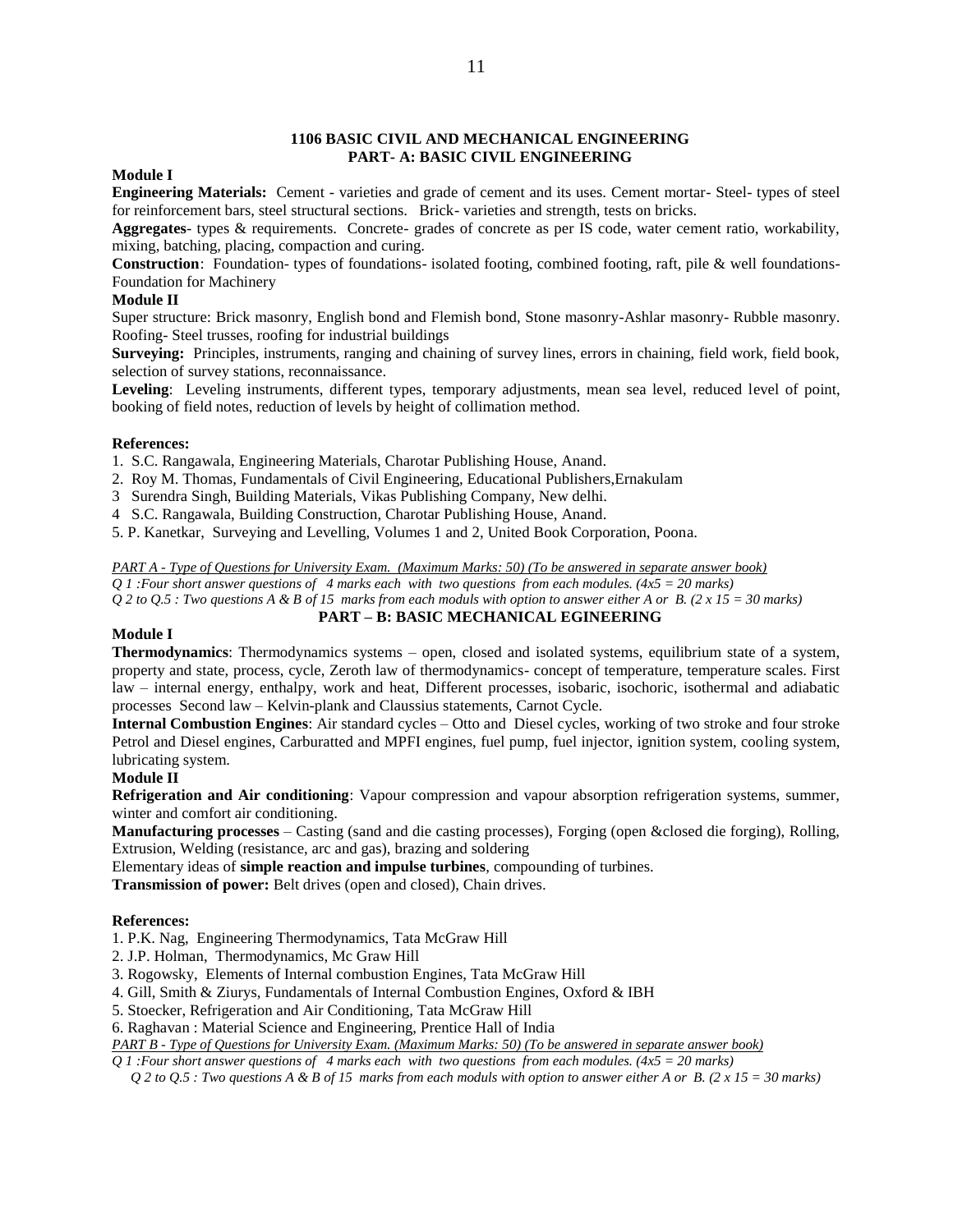## 1106 BASIC CIVIL AND MECHANICAL ENGINEERING
## PART- A: BASIC CIVIL ENGINEERING

**Module I**

**Engineering Materials:** Cement - varieties and grade of cement and its uses. Cement mortar- Steel- types of steel for reinforcement bars, steel structural sections. Brick- varieties and strength, tests on bricks.

**Aggregates**- types & requirements. Concrete- grades of concrete as per IS code, water cement ratio, workability, mixing, batching, placing, compaction and curing.

**Construction**: Foundation- types of foundations- isolated footing, combined footing, raft, pile & well foundations- Foundation for Machinery

**Module II**

Super structure: Brick masonry, English bond and Flemish bond, Stone masonry-Ashlar masonry- Rubble masonry. Roofing- Steel trusses, roofing for industrial buildings

**Surveying:** Principles, instruments, ranging and chaining of survey lines, errors in chaining, field work, field book, selection of survey stations, reconnaissance.

**Leveling**: Leveling instruments, different types, temporary adjustments, mean sea level, reduced level of point, booking of field notes, reduction of levels by height of collimation method.

**References:**

1. S.C. Rangawala, Engineering Materials, Charotar Publishing House, Anand.
2. Roy M. Thomas, Fundamentals of Civil Engineering, Educational Publishers,Ernakulam
3 Surendra Singh, Building Materials, Vikas Publishing Company, New delhi.
4 S.C. Rangawala, Building Construction, Charotar Publishing House, Anand.
5. P. Kanetkar, Surveying and Levelling, Volumes 1 and 2, United Book Corporation, Poona.

*PART A - Type of Questions for University Exam. (Maximum Marks: 50) (To be answered in separate answer book)*
*Q 1 :Four short answer questions of 4 marks each with two questions from each modules. (4x5 = 20 marks)*
*Q 2 to Q.5 : Two questions A & B of 15 marks from each moduls with option to answer either A or B. (2 x 15 = 30 marks)*

## PART – B: BASIC MECHANICAL EGINEERING

**Module I**

**Thermodynamics**: Thermodynamics systems – open, closed and isolated systems, equilibrium state of a system, property and state, process, cycle, Zeroth law of thermodynamics- concept of temperature, temperature scales. First law – internal energy, enthalpy, work and heat, Different processes, isobaric, isochoric, isothermal and adiabatic processes Second law – Kelvin-plank and Claussius statements, Carnot Cycle.

**Internal Combustion Engines**: Air standard cycles – Otto and Diesel cycles, working of two stroke and four stroke Petrol and Diesel engines, Carburatted and MPFI engines, fuel pump, fuel injector, ignition system, cooling system, lubricating system.

**Module II**

**Refrigeration and Air conditioning**: Vapour compression and vapour absorption refrigeration systems, summer, winter and comfort air conditioning.

**Manufacturing processes** – Casting (sand and die casting processes), Forging (open &closed die forging), Rolling, Extrusion, Welding (resistance, arc and gas), brazing and soldering

Elementary ideas of **simple reaction and impulse turbines**, compounding of turbines.

**Transmission of power:** Belt drives (open and closed), Chain drives.

**References:**

1. P.K. Nag, Engineering Thermodynamics, Tata McGraw Hill
2. J.P. Holman, Thermodynamics, Mc Graw Hill
3. Rogowsky, Elements of Internal combustion Engines, Tata McGraw Hill
4. Gill, Smith & Ziurys, Fundamentals of Internal Combustion Engines, Oxford & IBH
5. Stoecker, Refrigeration and Air Conditioning, Tata McGraw Hill
6. Raghavan : Material Science and Engineering, Prentice Hall of India

*PART B - Type of Questions for University Exam. (Maximum Marks: 50) (To be answered in separate answer book)*
*Q 1 :Four short answer questions of 4 marks each with two questions from each modules. (4x5 = 20 marks)*
*Q 2 to Q.5 : Two questions A & B of 15 marks from each moduls with option to answer either A or B. (2 x 15 = 30 marks)*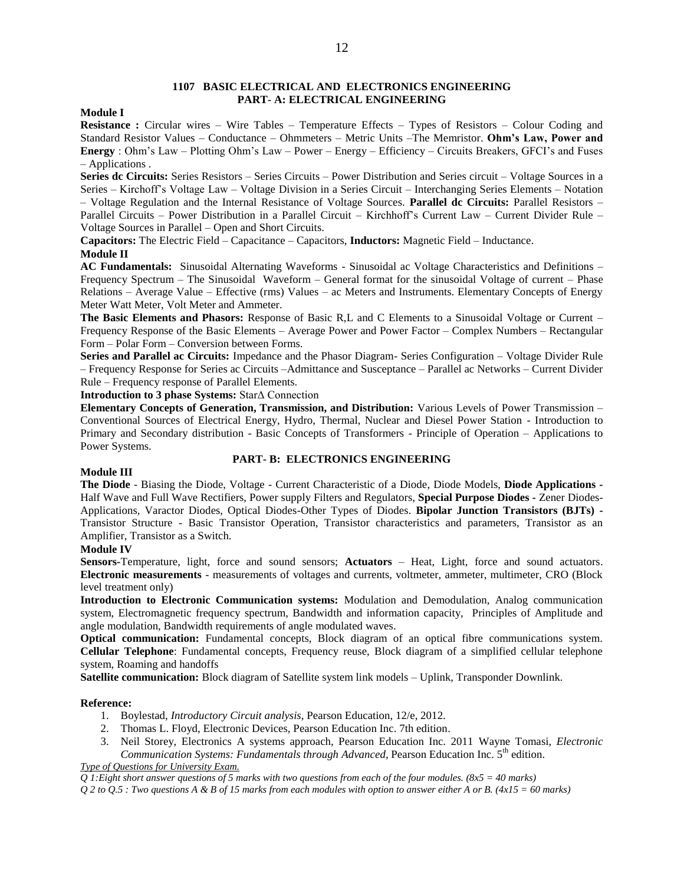## 1107 BASIC ELECTRICAL AND ELECTRONICS ENGINEERING
## PART- A: ELECTRICAL ENGINEERING

**Module I**

**Resistance :** Circular wires – Wire Tables – Temperature Effects – Types of Resistors – Colour Coding and Standard Resistor Values – Conductance – Ohmmeters – Metric Units –The Memristor. **Ohm's Law, Power and Energy** : Ohm's Law – Plotting Ohm's Law – Power – Energy – Efficiency – Circuits Breakers, GFCI's and Fuses – Applications .

**Series dc Circuits:** Series Resistors – Series Circuits – Power Distribution and Series circuit – Voltage Sources in a Series – Kirchoff's Voltage Law – Voltage Division in a Series Circuit – Interchanging Series Elements – Notation – Voltage Regulation and the Internal Resistance of Voltage Sources. **Parallel dc Circuits:** Parallel Resistors – Parallel Circuits – Power Distribution in a Parallel Circuit – Kirchhoff's Current Law – Current Divider Rule – Voltage Sources in Parallel – Open and Short Circuits.

**Capacitors:** The Electric Field – Capacitance – Capacitors, **Inductors:** Magnetic Field – Inductance.

**Module II**

**AC Fundamentals:** Sinusoidal Alternating Waveforms - Sinusoidal ac Voltage Characteristics and Definitions – Frequency Spectrum – The Sinusoidal Waveform – General format for the sinusoidal Voltage of current – Phase Relations – Average Value – Effective (rms) Values – ac Meters and Instruments. Elementary Concepts of Energy Meter Watt Meter, Volt Meter and Ammeter.

**The Basic Elements and Phasors:** Response of Basic R,L and C Elements to a Sinusoidal Voltage or Current – Frequency Response of the Basic Elements – Average Power and Power Factor – Complex Numbers – Rectangular Form – Polar Form – Conversion between Forms.

**Series and Parallel ac Circuits:** Impedance and the Phasor Diagram- Series Configuration – Voltage Divider Rule – Frequency Response for Series ac Circuits –Admittance and Susceptance – Parallel ac Networks – Current Divider Rule – Frequency response of Parallel Elements.

**Introduction to 3 phase Systems:** StarΔ Connection

**Elementary Concepts of Generation, Transmission, and Distribution:** Various Levels of Power Transmission – Conventional Sources of Electrical Energy, Hydro, Thermal, Nuclear and Diesel Power Station - Introduction to Primary and Secondary distribution - Basic Concepts of Transformers - Principle of Operation – Applications to Power Systems.

## PART- B: ELECTRONICS ENGINEERING

**Module III**

**The Diode** - Biasing the Diode, Voltage - Current Characteristic of a Diode, Diode Models, **Diode Applications -** Half Wave and Full Wave Rectifiers, Power supply Filters and Regulators, **Special Purpose Diodes -** Zener Diodes-Applications, Varactor Diodes, Optical Diodes-Other Types of Diodes. **Bipolar Junction Transistors (BJTs) -** Transistor Structure - Basic Transistor Operation, Transistor characteristics and parameters, Transistor as an Amplifier, Transistor as a Switch.

**Module IV**

**Sensors-**Temperature, light, force and sound sensors; **Actuators** – Heat, Light, force and sound actuators. **Electronic measurements** - measurements of voltages and currents, voltmeter, ammeter, multimeter, CRO (Block level treatment only)

**Introduction to Electronic Communication systems:** Modulation and Demodulation, Analog communication system, Electromagnetic frequency spectrum, Bandwidth and information capacity, Principles of Amplitude and angle modulation, Bandwidth requirements of angle modulated waves.

**Optical communication:** Fundamental concepts, Block diagram of an optical fibre communications system. **Cellular Telephone**: Fundamental concepts, Frequency reuse, Block diagram of a simplified cellular telephone system, Roaming and handoffs

**Satellite communication:** Block diagram of Satellite system link models – Uplink, Transponder Downlink.

**Reference:**

1. Boylestad, *Introductory Circuit analysis*, Pearson Education, 12/e, 2012.
2. Thomas L. Floyd, Electronic Devices, Pearson Education Inc. 7th edition.
3. Neil Storey, Electronics A systems approach, Pearson Education Inc. 2011 Wayne Tomasi, *Electronic Communication Systems: Fundamentals through Advanced*, Pearson Education Inc. 5th edition.

*Type of Questions for University Exam.*

*Q 1:Eight short answer questions of 5 marks with two questions from each of the four modules. (8x5 = 40 marks)*

*Q 2 to Q.5 : Two questions A & B of 15 marks from each modules with option to answer either A or B. (4x15 = 60 marks)*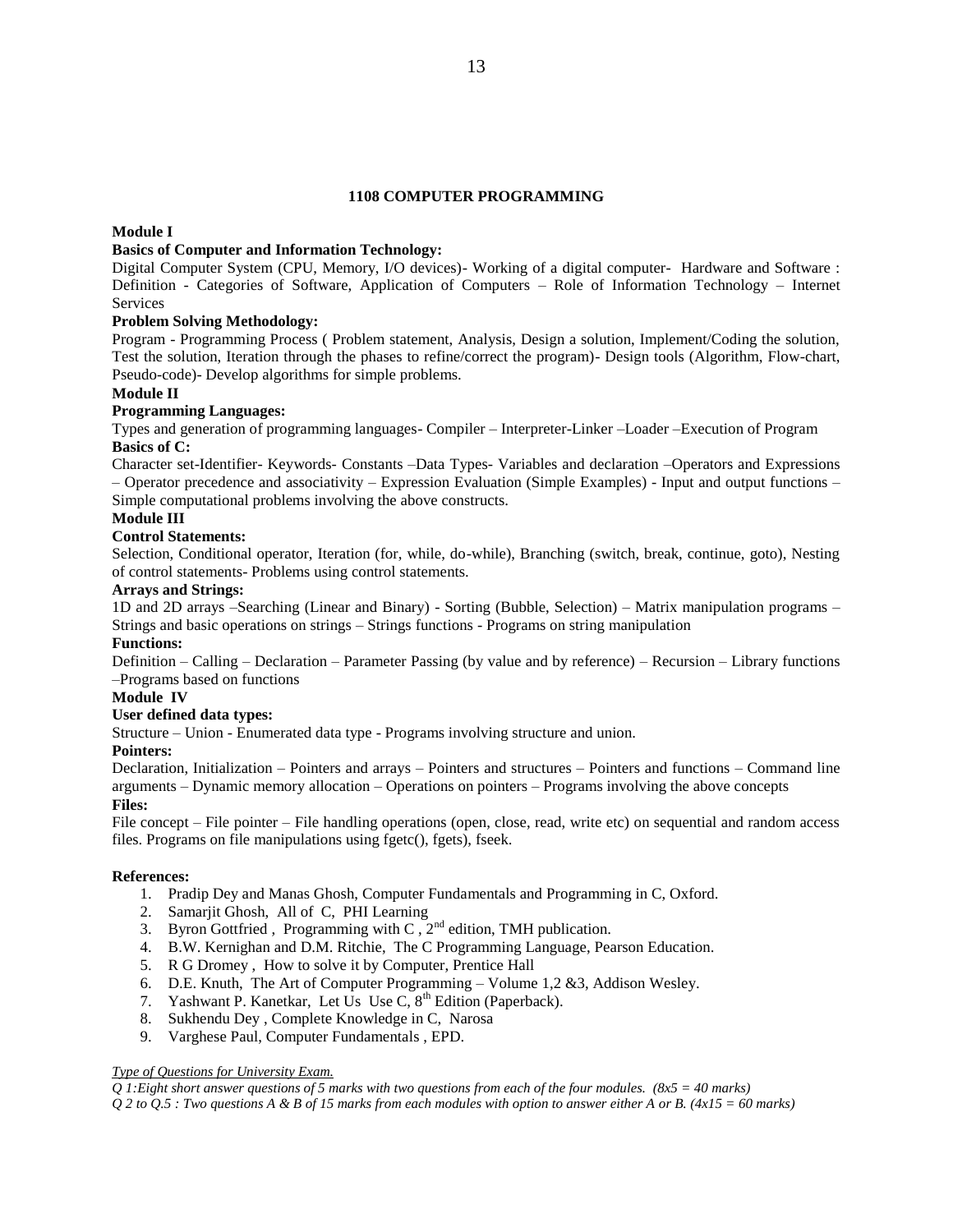# 1108 COMPUTER PROGRAMMING

**Module I**

**Basics of Computer and Information Technology:**

Digital Computer System (CPU, Memory, I/O devices)- Working of a digital computer- Hardware and Software : Definition - Categories of Software, Application of Computers – Role of Information Technology – Internet Services

**Problem Solving Methodology:**

Program - Programming Process ( Problem statement, Analysis, Design a solution, Implement/Coding the solution, Test the solution, Iteration through the phases to refine/correct the program)- Design tools (Algorithm, Flow-chart, Pseudo-code)- Develop algorithms for simple problems.

**Module II**

**Programming Languages:**

Types and generation of programming languages- Compiler – Interpreter-Linker –Loader –Execution of Program

**Basics of C:**

Character set-Identifier- Keywords- Constants –Data Types- Variables and declaration –Operators and Expressions – Operator precedence and associativity – Expression Evaluation (Simple Examples) - Input and output functions – Simple computational problems involving the above constructs.

**Module III**

**Control Statements:**

Selection, Conditional operator, Iteration (for, while, do-while), Branching (switch, break, continue, goto), Nesting of control statements- Problems using control statements.

**Arrays and Strings:**

1D and 2D arrays –Searching (Linear and Binary) - Sorting (Bubble, Selection) – Matrix manipulation programs – Strings and basic operations on strings – Strings functions - Programs on string manipulation

**Functions:**

Definition – Calling – Declaration – Parameter Passing (by value and by reference) – Recursion – Library functions –Programs based on functions

**Module IV**

**User defined data types:**

Structure – Union - Enumerated data type - Programs involving structure and union.

**Pointers:**

Declaration, Initialization – Pointers and arrays – Pointers and structures – Pointers and functions – Command line arguments – Dynamic memory allocation – Operations on pointers – Programs involving the above concepts

**Files:**

File concept – File pointer – File handling operations (open, close, read, write etc) on sequential and random access files. Programs on file manipulations using fgetc(), fgets), fseek.

**References:**

1. Pradip Dey and Manas Ghosh, Computer Fundamentals and Programming in C, Oxford.
2. Samarjit Ghosh, All of C, PHI Learning
3. Byron Gottfried , Programming with C , 2nd edition, TMH publication.
4. B.W. Kernighan and D.M. Ritchie, The C Programming Language, Pearson Education.
5. R G Dromey , How to solve it by Computer, Prentice Hall
6. D.E. Knuth, The Art of Computer Programming – Volume 1,2 &3, Addison Wesley.
7. Yashwant P. Kanetkar, Let Us Use C, 8th Edition (Paperback).
8. Sukhendu Dey , Complete Knowledge in C, Narosa
9. Varghese Paul, Computer Fundamentals , EPD.

*Type of Questions for University Exam.*

*Q 1:Eight short answer questions of 5 marks with two questions from each of the four modules. (8x5 = 40 marks)*

*Q 2 to Q.5 : Two questions A & B of 15 marks from each modules with option to answer either A or B. (4x15 = 60 marks)*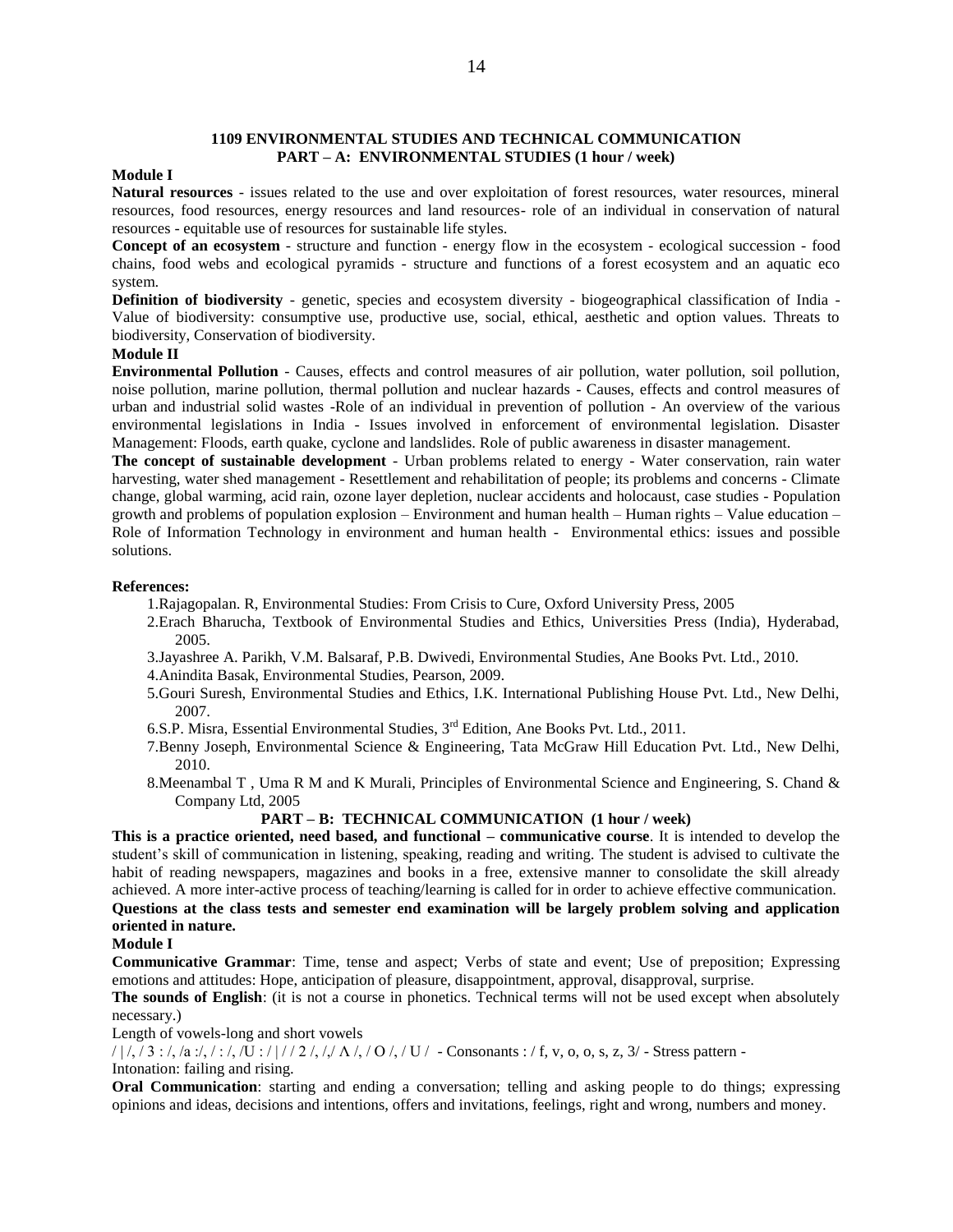## 1109 ENVIRONMENTAL STUDIES AND TECHNICAL COMMUNICATION
## PART – A: ENVIRONMENTAL STUDIES (1 hour / week)

**Module I**

**Natural resources** - issues related to the use and over exploitation of forest resources, water resources, mineral resources, food resources, energy resources and land resources- role of an individual in conservation of natural resources - equitable use of resources for sustainable life styles.

**Concept of an ecosystem** - structure and function - energy flow in the ecosystem - ecological succession - food chains, food webs and ecological pyramids - structure and functions of a forest ecosystem and an aquatic eco system.

**Definition of biodiversity** - genetic, species and ecosystem diversity - biogeographical classification of India - Value of biodiversity: consumptive use, productive use, social, ethical, aesthetic and option values. Threats to biodiversity, Conservation of biodiversity.

**Module II**

**Environmental Pollution** - Causes, effects and control measures of air pollution, water pollution, soil pollution, noise pollution, marine pollution, thermal pollution and nuclear hazards - Causes, effects and control measures of urban and industrial solid wastes -Role of an individual in prevention of pollution - An overview of the various environmental legislations in India - Issues involved in enforcement of environmental legislation. Disaster Management: Floods, earth quake, cyclone and landslides. Role of public awareness in disaster management.

**The concept of sustainable development** - Urban problems related to energy - Water conservation, rain water harvesting, water shed management - Resettlement and rehabilitation of people; its problems and concerns - Climate change, global warming, acid rain, ozone layer depletion, nuclear accidents and holocaust, case studies - Population growth and problems of population explosion – Environment and human health – Human rights – Value education – Role of Information Technology in environment and human health - Environmental ethics: issues and possible solutions.

**References:**

1. Rajagopalan. R, Environmental Studies: From Crisis to Cure, Oxford University Press, 2005
2. Erach Bharucha, Textbook of Environmental Studies and Ethics, Universities Press (India), Hyderabad, 2005.
3. Jayashree A. Parikh, V.M. Balsaraf, P.B. Dwivedi, Environmental Studies, Ane Books Pvt. Ltd., 2010.
4. Anindita Basak, Environmental Studies, Pearson, 2009.
5. Gouri Suresh, Environmental Studies and Ethics, I.K. International Publishing House Pvt. Ltd., New Delhi, 2007.
6. S.P. Misra, Essential Environmental Studies, 3rd Edition, Ane Books Pvt. Ltd., 2011.
7. Benny Joseph, Environmental Science & Engineering, Tata McGraw Hill Education Pvt. Ltd., New Delhi, 2010.
8. Meenambal T , Uma R M and K Murali, Principles of Environmental Science and Engineering, S. Chand & Company Ltd, 2005

## PART – B: TECHNICAL COMMUNICATION (1 hour / week)

**This is a practice oriented, need based, and functional – communicative course**. It is intended to develop the student's skill of communication in listening, speaking, reading and writing. The student is advised to cultivate the habit of reading newspapers, magazines and books in a free, extensive manner to consolidate the skill already achieved. A more inter-active process of teaching/learning is called for in order to achieve effective communication.

**Questions at the class tests and semester end examination will be largely problem solving and application oriented in nature.**

**Module I**

**Communicative Grammar**: Time, tense and aspect; Verbs of state and event; Use of preposition; Expressing emotions and attitudes: Hope, anticipation of pleasure, disappointment, approval, disapproval, surprise.

**The sounds of English**: (it is not a course in phonetics. Technical terms will not be used except when absolutely necessary.)

Length of vowels-long and short vowels

/ | /, / 3 : /, /a :/, / : /, /U : / | / / 2 /, /,/ Λ /, / O /, / U / - Consonants : / f, v, o, o, s, z, 3/ - Stress pattern - Intonation: failing and rising.

**Oral Communication**: starting and ending a conversation; telling and asking people to do things; expressing opinions and ideas, decisions and intentions, offers and invitations, feelings, right and wrong, numbers and money.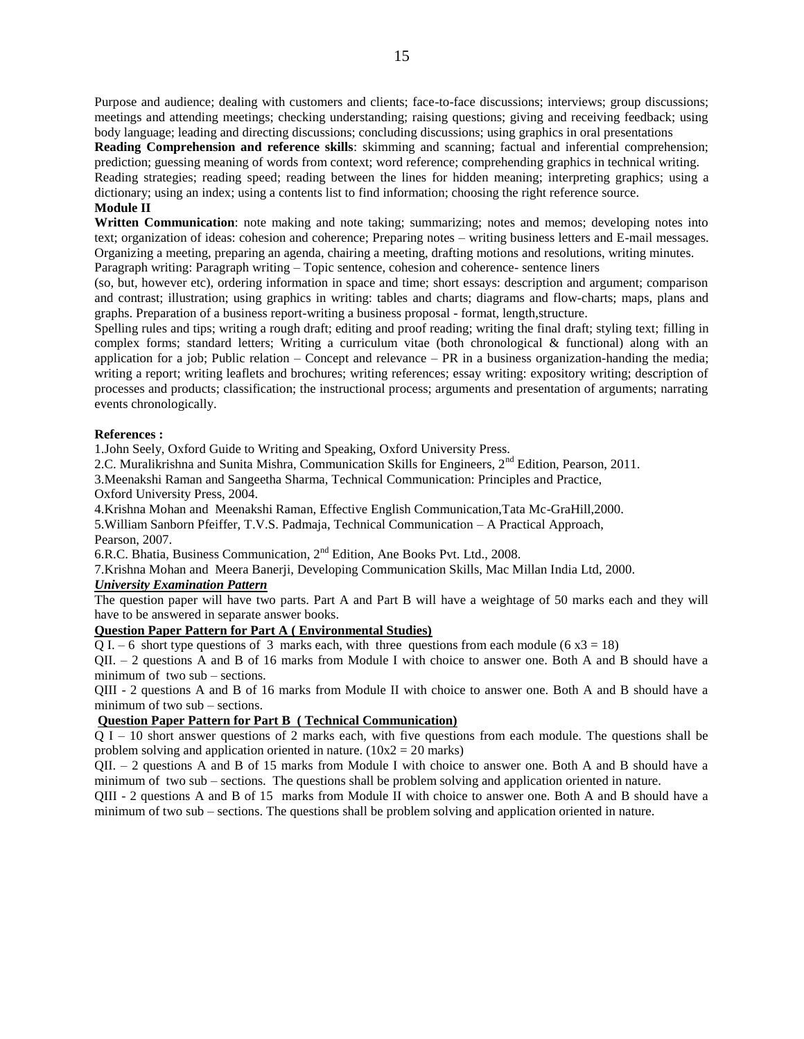Purpose and audience; dealing with customers and clients; face-to-face discussions; interviews; group discussions; meetings and attending meetings; checking understanding; raising questions; giving and receiving feedback; using body language; leading and directing discussions; concluding discussions; using graphics in oral presentations

**Reading Comprehension and reference skills**: skimming and scanning; factual and inferential comprehension; prediction; guessing meaning of words from context; word reference; comprehending graphics in technical writing. Reading strategies; reading speed; reading between the lines for hidden meaning; interpreting graphics; using a dictionary; using an index; using a contents list to find information; choosing the right reference source.

**Module II**

**Written Communication**: note making and note taking; summarizing; notes and memos; developing notes into text; organization of ideas: cohesion and coherence; Preparing notes – writing business letters and E-mail messages. Organizing a meeting, preparing an agenda, chairing a meeting, drafting motions and resolutions, writing minutes. Paragraph writing: Paragraph writing – Topic sentence, cohesion and coherence- sentence liners (so, but, however etc), ordering information in space and time; short essays: description and argument; comparison and contrast; illustration; using graphics in writing: tables and charts; diagrams and flow-charts; maps, plans and graphs. Preparation of a business report-writing a business proposal - format, length,structure.

Spelling rules and tips; writing a rough draft; editing and proof reading; writing the final draft; styling text; filling in complex forms; standard letters; Writing a curriculum vitae (both chronological & functional) along with an application for a job; Public relation – Concept and relevance – PR in a business organization-handing the media; writing a report; writing leaflets and brochures; writing references; essay writing: expository writing; description of processes and products; classification; the instructional process; arguments and presentation of arguments; narrating events chronologically.

**References :**

1.John Seely, Oxford Guide to Writing and Speaking, Oxford University Press.

2.C. Muralikrishna and Sunita Mishra, Communication Skills for Engineers, 2nd Edition, Pearson, 2011.

3.Meenakshi Raman and Sangeetha Sharma, Technical Communication: Principles and Practice, Oxford University Press, 2004.

4.Krishna Mohan and Meenakshi Raman, Effective English Communication,Tata Mc-GraHill,2000.

5.William Sanborn Pfeiffer, T.V.S. Padmaja, Technical Communication – A Practical Approach, Pearson, 2007.

6.R.C. Bhatia, Business Communication, 2nd Edition, Ane Books Pvt. Ltd., 2008.

7.Krishna Mohan and Meera Banerji, Developing Communication Skills, Mac Millan India Ltd, 2000.

***University Examination Pattern***

The question paper will have two parts. Part A and Part B will have a weightage of 50 marks each and they will have to be answered in separate answer books.

**Question Paper Pattern for Part A ( Environmental Studies)**

Q I. – 6 short type questions of 3 marks each, with three questions from each module (6 x3 = 18)

QII. – 2 questions A and B of 16 marks from Module I with choice to answer one. Both A and B should have a minimum of two sub – sections.

QIII - 2 questions A and B of 16 marks from Module II with choice to answer one. Both A and B should have a minimum of two sub – sections.

**Question Paper Pattern for Part B ( Technical Communication)**

Q I – 10 short answer questions of 2 marks each, with five questions from each module. The questions shall be problem solving and application oriented in nature. (10x2 = 20 marks)

QII. – 2 questions A and B of 15 marks from Module I with choice to answer one. Both A and B should have a minimum of two sub – sections. The questions shall be problem solving and application oriented in nature.

QIII - 2 questions A and B of 15 marks from Module II with choice to answer one. Both A and B should have a minimum of two sub – sections. The questions shall be problem solving and application oriented in nature.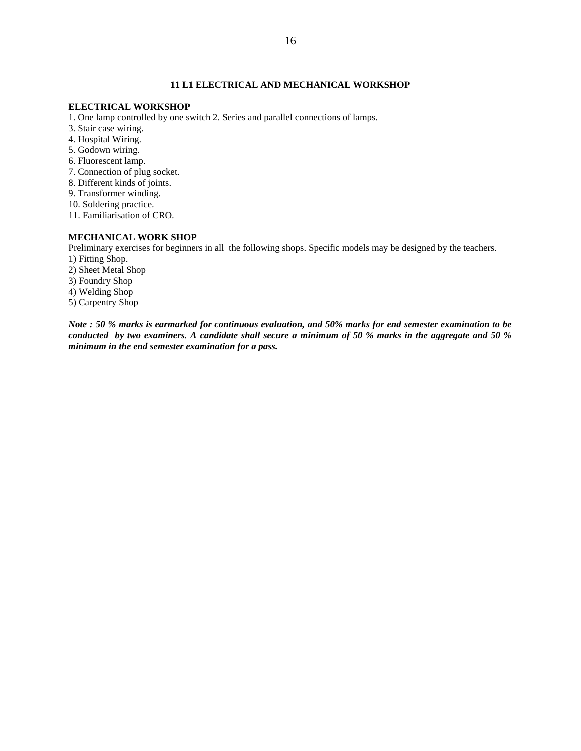## 11 L1 ELECTRICAL AND MECHANICAL WORKSHOP

### ELECTRICAL WORKSHOP

1. One lamp controlled by one switch 2. Series and parallel connections of lamps.
3. Stair case wiring.
4. Hospital Wiring.
5. Godown wiring.
6. Fluorescent lamp.
7. Connection of plug socket.
8. Different kinds of joints.
9. Transformer winding.
10. Soldering practice.
11. Familiarisation of CRO.

### MECHANICAL WORK SHOP

Preliminary exercises for beginners in all the following shops. Specific models may be designed by the teachers.

1) Fitting Shop.
2) Sheet Metal Shop
3) Foundry Shop
4) Welding Shop
5) Carpentry Shop

***Note : 50 % marks is earmarked for continuous evaluation, and 50% marks for end semester examination to be conducted by two examiners. A candidate shall secure a minimum of 50 % marks in the aggregate and 50 % minimum in the end semester examination for a pass.***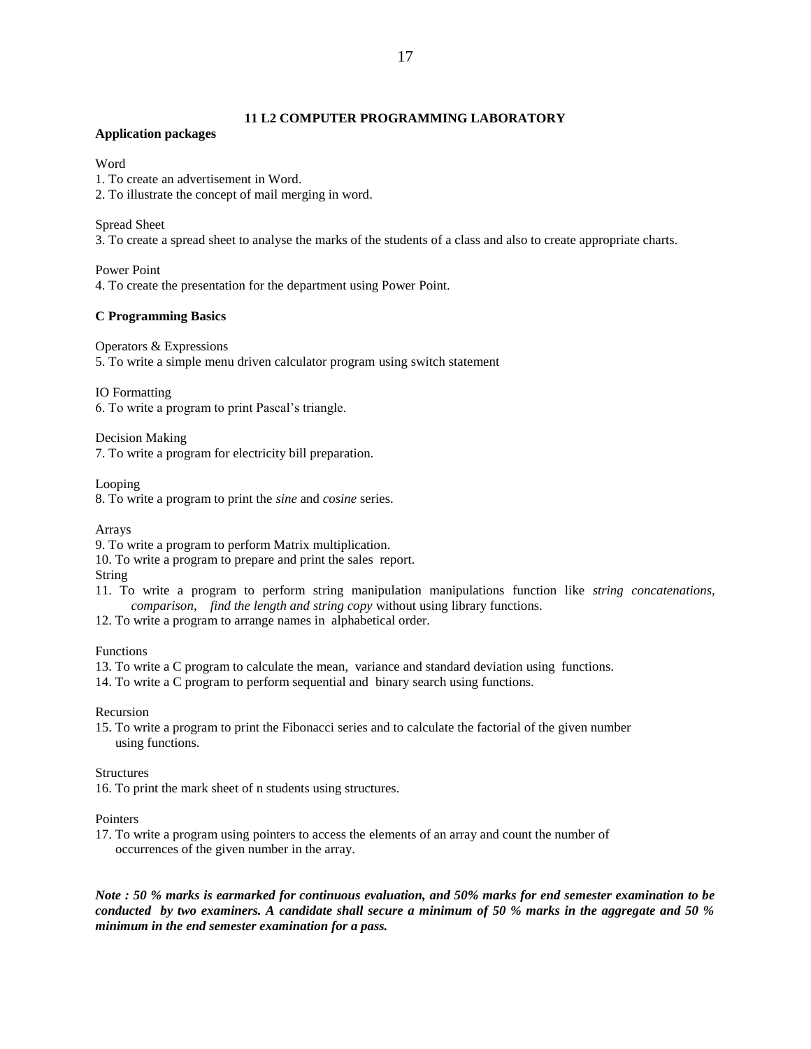## 11 L2 COMPUTER PROGRAMMING LABORATORY

**Application packages**

Word

1. To create an advertisement in Word.
2. To illustrate the concept of mail merging in word.

Spread Sheet

3. To create a spread sheet to analyse the marks of the students of a class and also to create appropriate charts.

Power Point

4. To create the presentation for the department using Power Point.

**C Programming Basics**

Operators & Expressions

5. To write a simple menu driven calculator program using switch statement

IO Formatting

6. To write a program to print Pascal's triangle.

Decision Making

7. To write a program for electricity bill preparation.

Looping

8. To write a program to print the *sine* and *cosine* series.

Arrays

9. To write a program to perform Matrix multiplication.
10. To write a program to prepare and print the sales report.

String

11. To write a program to perform string manipulation manipulations function like *string concatenations, comparison, find the length and string copy* without using library functions.
12. To write a program to arrange names in alphabetical order.

Functions

13. To write a C program to calculate the mean, variance and standard deviation using functions.
14. To write a C program to perform sequential and binary search using functions.

Recursion

15. To write a program to print the Fibonacci series and to calculate the factorial of the given number using functions.

Structures

16. To print the mark sheet of n students using structures.

Pointers

17. To write a program using pointers to access the elements of an array and count the number of occurrences of the given number in the array.

***Note : 50 % marks is earmarked for continuous evaluation, and 50% marks for end semester examination to be conducted by two examiners. A candidate shall secure a minimum of 50 % marks in the aggregate and 50 % minimum in the end semester examination for a pass.***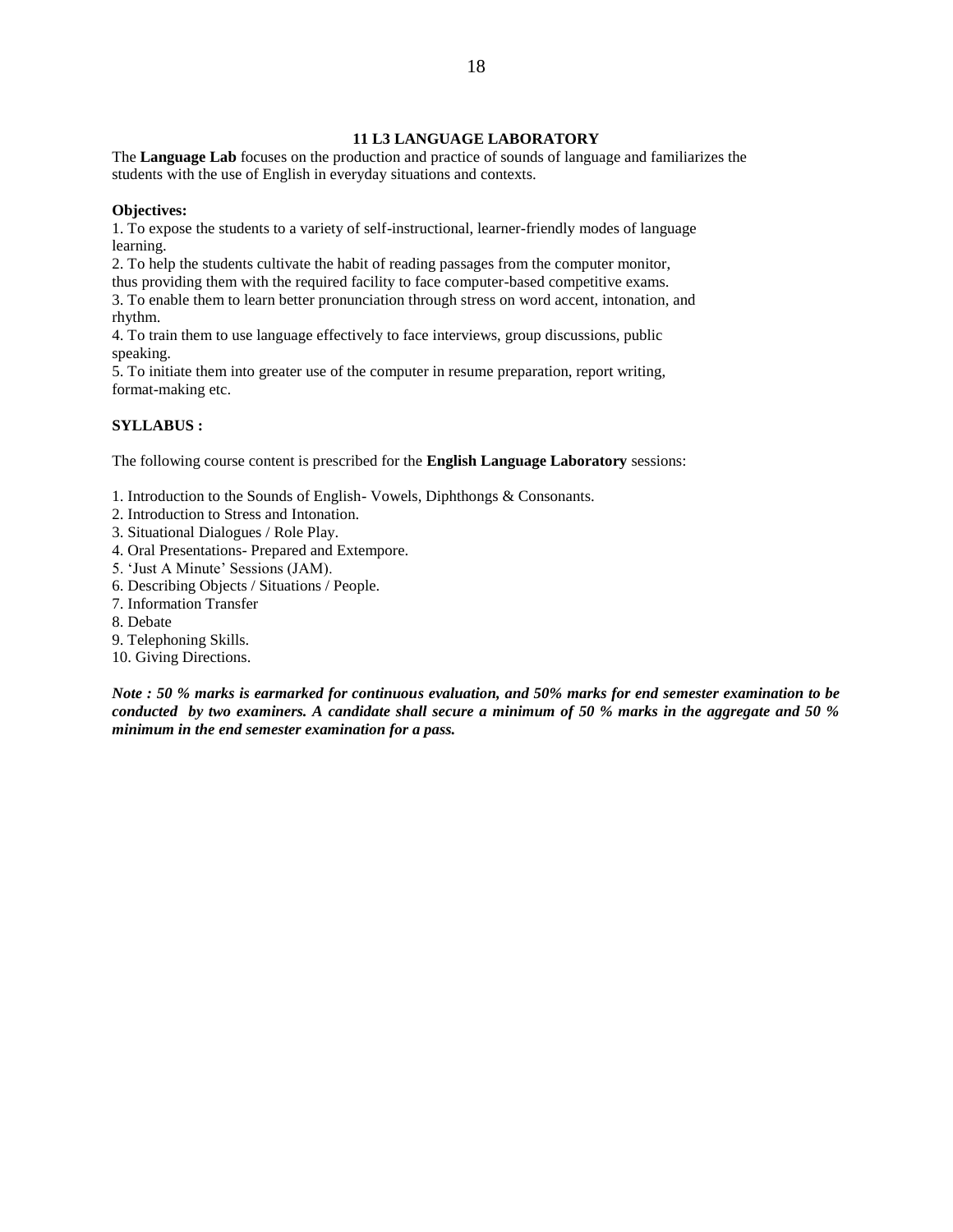## 11 L3 LANGUAGE LABORATORY

The **Language Lab** focuses on the production and practice of sounds of language and familiarizes the students with the use of English in everyday situations and contexts.

**Objectives:**

1. To expose the students to a variety of self-instructional, learner-friendly modes of language learning.
2. To help the students cultivate the habit of reading passages from the computer monitor, thus providing them with the required facility to face computer-based competitive exams.
3. To enable them to learn better pronunciation through stress on word accent, intonation, and rhythm.
4. To train them to use language effectively to face interviews, group discussions, public speaking.
5. To initiate them into greater use of the computer in resume preparation, report writing, format-making etc.

**SYLLABUS :**

The following course content is prescribed for the **English Language Laboratory** sessions:

1. Introduction to the Sounds of English- Vowels, Diphthongs & Consonants.
2. Introduction to Stress and Intonation.
3. Situational Dialogues / Role Play.
4. Oral Presentations- Prepared and Extempore.
5. 'Just A Minute' Sessions (JAM).
6. Describing Objects / Situations / People.
7. Information Transfer
8. Debate
9. Telephoning Skills.
10. Giving Directions.

***Note : 50 % marks is earmarked for continuous evaluation, and 50% marks for end semester examination to be conducted by two examiners. A candidate shall secure a minimum of 50 % marks in the aggregate and 50 % minimum in the end semester examination for a pass.***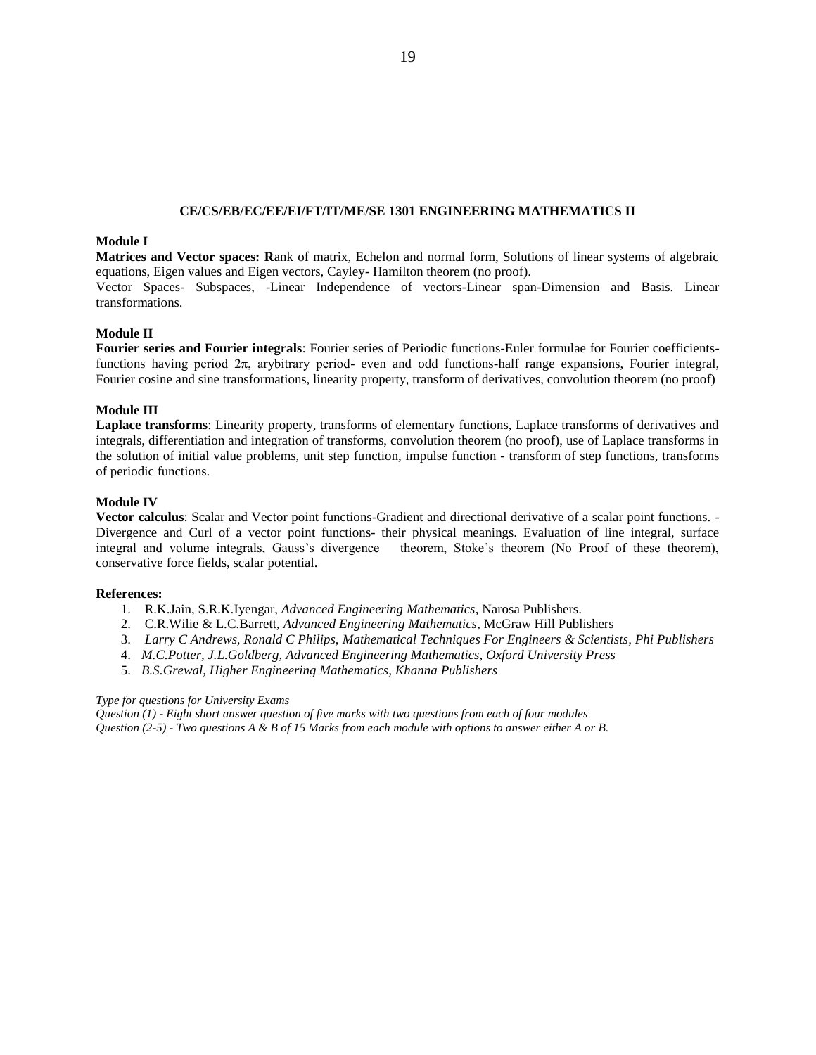## CE/CS/EB/EC/EE/EI/FT/IT/ME/SE 1301 ENGINEERING MATHEMATICS II

### Module I

**Matrices and Vector spaces: R**ank of matrix, Echelon and normal form, Solutions of linear systems of algebraic equations, Eigen values and Eigen vectors, Cayley- Hamilton theorem (no proof).

Vector Spaces- Subspaces, -Linear Independence of vectors-Linear span-Dimension and Basis. Linear transformations.

### Module II

**Fourier series and Fourier integrals**: Fourier series of Periodic functions-Euler formulae for Fourier coefficients-functions having period $2\pi$, arybitrary period- even and odd functions-half range expansions, Fourier integral, Fourier cosine and sine transformations, linearity property, transform of derivatives, convolution theorem (no proof)

### Module III

**Laplace transforms**: Linearity property, transforms of elementary functions, Laplace transforms of derivatives and integrals, differentiation and integration of transforms, convolution theorem (no proof), use of Laplace transforms in the solution of initial value problems, unit step function, impulse function - transform of step functions, transforms of periodic functions.

### Module IV

**Vector calculus**: Scalar and Vector point functions-Gradient and directional derivative of a scalar point functions. - Divergence and Curl of a vector point functions- their physical meanings. Evaluation of line integral, surface integral and volume integrals, Gauss's divergence theorem, Stoke's theorem (No Proof of these theorem), conservative force fields, scalar potential.

### References:

1. R.K.Jain, S.R.K.Iyengar, *Advanced Engineering Mathematics*, Narosa Publishers.
2. C.R.Wilie & L.C.Barrett, *Advanced Engineering Mathematics*, McGraw Hill Publishers
3. *Larry C Andrews, Ronald C Philips, Mathematical Techniques For Engineers & Scientists, Phi Publishers*
4. *M.C.Potter, J.L.Goldberg, Advanced Engineering Mathematics, Oxford University Press*
5. *B.S.Grewal, Higher Engineering Mathematics, Khanna Publishers*

*Type for questions for University Exams*

*Question (1) - Eight short answer question of five marks with two questions from each of four modules*

*Question (2-5) - Two questions A & B of 15 Marks from each module with options to answer either A or B.*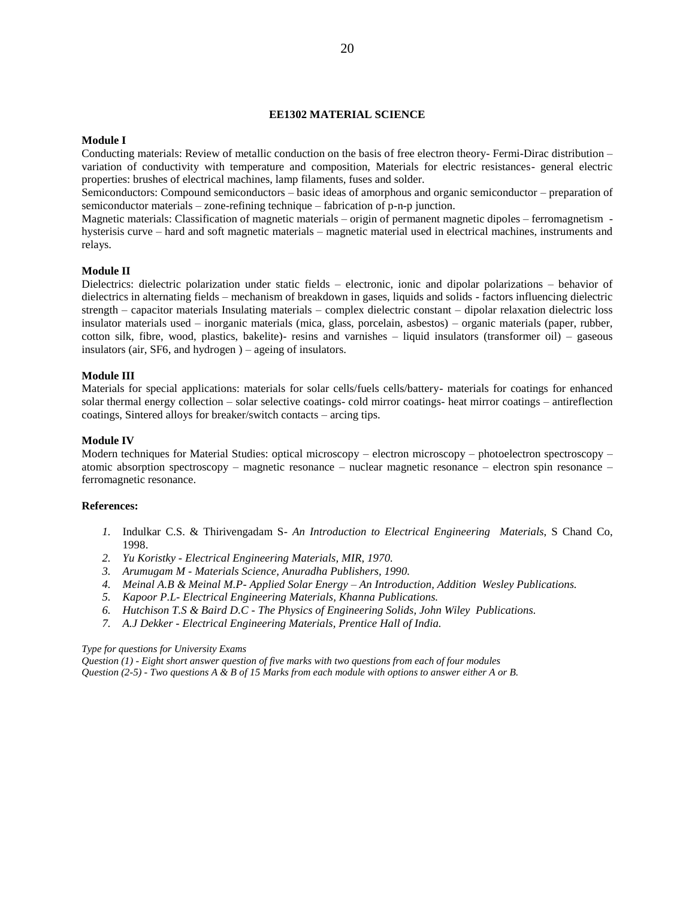## EE1302 MATERIAL SCIENCE

**Module I**

Conducting materials: Review of metallic conduction on the basis of free electron theory- Fermi-Dirac distribution – variation of conductivity with temperature and composition, Materials for electric resistances- general electric properties: brushes of electrical machines, lamp filaments, fuses and solder.

Semiconductors: Compound semiconductors – basic ideas of amorphous and organic semiconductor – preparation of semiconductor materials – zone-refining technique – fabrication of p-n-p junction.

Magnetic materials: Classification of magnetic materials – origin of permanent magnetic dipoles – ferromagnetism - hysterisis curve – hard and soft magnetic materials – magnetic material used in electrical machines, instruments and relays.

**Module II**

Dielectrics: dielectric polarization under static fields – electronic, ionic and dipolar polarizations – behavior of dielectrics in alternating fields – mechanism of breakdown in gases, liquids and solids - factors influencing dielectric strength – capacitor materials Insulating materials – complex dielectric constant – dipolar relaxation dielectric loss insulator materials used – inorganic materials (mica, glass, porcelain, asbestos) – organic materials (paper, rubber, cotton silk, fibre, wood, plastics, bakelite)- resins and varnishes – liquid insulators (transformer oil) – gaseous insulators (air, SF6, and hydrogen ) – ageing of insulators.

**Module III**

Materials for special applications: materials for solar cells/fuels cells/battery- materials for coatings for enhanced solar thermal energy collection – solar selective coatings- cold mirror coatings- heat mirror coatings – antireflection coatings, Sintered alloys for breaker/switch contacts – arcing tips.

**Module IV**

Modern techniques for Material Studies: optical microscopy – electron microscopy – photoelectron spectroscopy – atomic absorption spectroscopy – magnetic resonance – nuclear magnetic resonance – electron spin resonance – ferromagnetic resonance.

**References:**

1. Indulkar C.S. & Thirivengadam S- *An Introduction to Electrical Engineering Materials*, S Chand Co, 1998.
2. *Yu Koristky - Electrical Engineering Materials, MIR, 1970.*
3. *Arumugam M - Materials Science, Anuradha Publishers, 1990.*
4. *Meinal A.B & Meinal M.P- Applied Solar Energy – An Introduction, Addition Wesley Publications.*
5. *Kapoor P.L- Electrical Engineering Materials, Khanna Publications.*
6. *Hutchison T.S & Baird D.C - The Physics of Engineering Solids, John Wiley Publications.*
7. *A.J Dekker - Electrical Engineering Materials, Prentice Hall of India.*

*Type for questions for University Exams*

*Question (1) - Eight short answer question of five marks with two questions from each of four modules*

*Question (2-5) - Two questions A & B of 15 Marks from each module with options to answer either A or B.*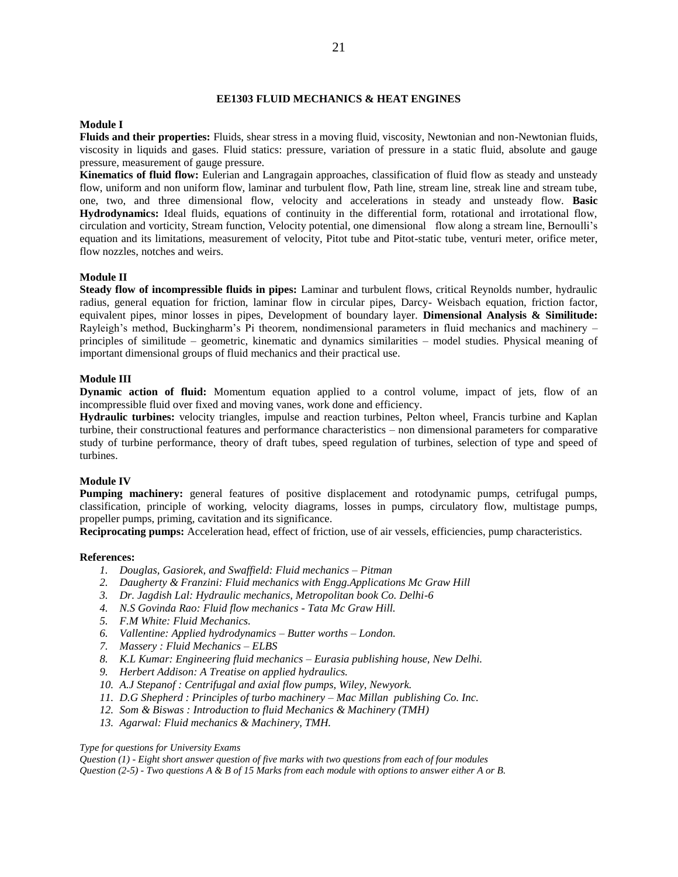## EE1303 FLUID MECHANICS & HEAT ENGINES

### Module I

**Fluids and their properties:** Fluids, shear stress in a moving fluid, viscosity, Newtonian and non-Newtonian fluids, viscosity in liquids and gases. Fluid statics: pressure, variation of pressure in a static fluid, absolute and gauge pressure, measurement of gauge pressure.

**Kinematics of fluid flow:** Eulerian and Langragain approaches, classification of fluid flow as steady and unsteady flow, uniform and non uniform flow, laminar and turbulent flow, Path line, stream line, streak line and stream tube, one, two, and three dimensional flow, velocity and accelerations in steady and unsteady flow. **Basic Hydrodynamics:** Ideal fluids, equations of continuity in the differential form, rotational and irrotational flow, circulation and vorticity, Stream function, Velocity potential, one dimensional flow along a stream line, Bernoulli's equation and its limitations, measurement of velocity, Pitot tube and Pitot-static tube, venturi meter, orifice meter, flow nozzles, notches and weirs.

### Module II

**Steady flow of incompressible fluids in pipes:** Laminar and turbulent flows, critical Reynolds number, hydraulic radius, general equation for friction, laminar flow in circular pipes, Darcy- Weisbach equation, friction factor, equivalent pipes, minor losses in pipes, Development of boundary layer. **Dimensional Analysis & Similitude:** Rayleigh's method, Buckingharm's Pi theorem, nondimensional parameters in fluid mechanics and machinery – principles of similitude – geometric, kinematic and dynamics similarities – model studies. Physical meaning of important dimensional groups of fluid mechanics and their practical use.

### Module III

**Dynamic action of fluid:** Momentum equation applied to a control volume, impact of jets, flow of an incompressible fluid over fixed and moving vanes, work done and efficiency.

**Hydraulic turbines:** velocity triangles, impulse and reaction turbines, Pelton wheel, Francis turbine and Kaplan turbine, their constructional features and performance characteristics – non dimensional parameters for comparative study of turbine performance, theory of draft tubes, speed regulation of turbines, selection of type and speed of turbines.

### Module IV

**Pumping machinery:** general features of positive displacement and rotodynamic pumps, cetrifugal pumps, classification, principle of working, velocity diagrams, losses in pumps, circulatory flow, multistage pumps, propeller pumps, priming, cavitation and its significance.

**Reciprocating pumps:** Acceleration head, effect of friction, use of air vessels, efficiencies, pump characteristics.

### References:

1. *Douglas, Gasiorek, and Swaffield: Fluid mechanics – Pitman*
2. *Daugherty & Franzini: Fluid mechanics with Engg.Applications Mc Graw Hill*
3. *Dr. Jagdish Lal: Hydraulic mechanics, Metropolitan book Co. Delhi-6*
4. *N.S Govinda Rao: Fluid flow mechanics - Tata Mc Graw Hill.*
5. *F.M White: Fluid Mechanics.*
6. *Vallentine: Applied hydrodynamics – Butter worths – London.*
7. *Massery : Fluid Mechanics – ELBS*
8. *K.L Kumar: Engineering fluid mechanics – Eurasia publishing house, New Delhi.*
9. *Herbert Addison: A Treatise on applied hydraulics.*
10. *A.J Stepanof : Centrifugal and axial flow pumps, Wiley, Newyork.*
11. *D.G Shepherd : Principles of turbo machinery – Mac Millan publishing Co. Inc.*
12. *Som & Biswas : Introduction to fluid Mechanics & Machinery (TMH)*
13. *Agarwal: Fluid mechanics & Machinery, TMH.*

*Type for questions for University Exams*
*Question (1) - Eight short answer question of five marks with two questions from each of four modules*
*Question (2-5) - Two questions A & B of 15 Marks from each module with options to answer either A or B.*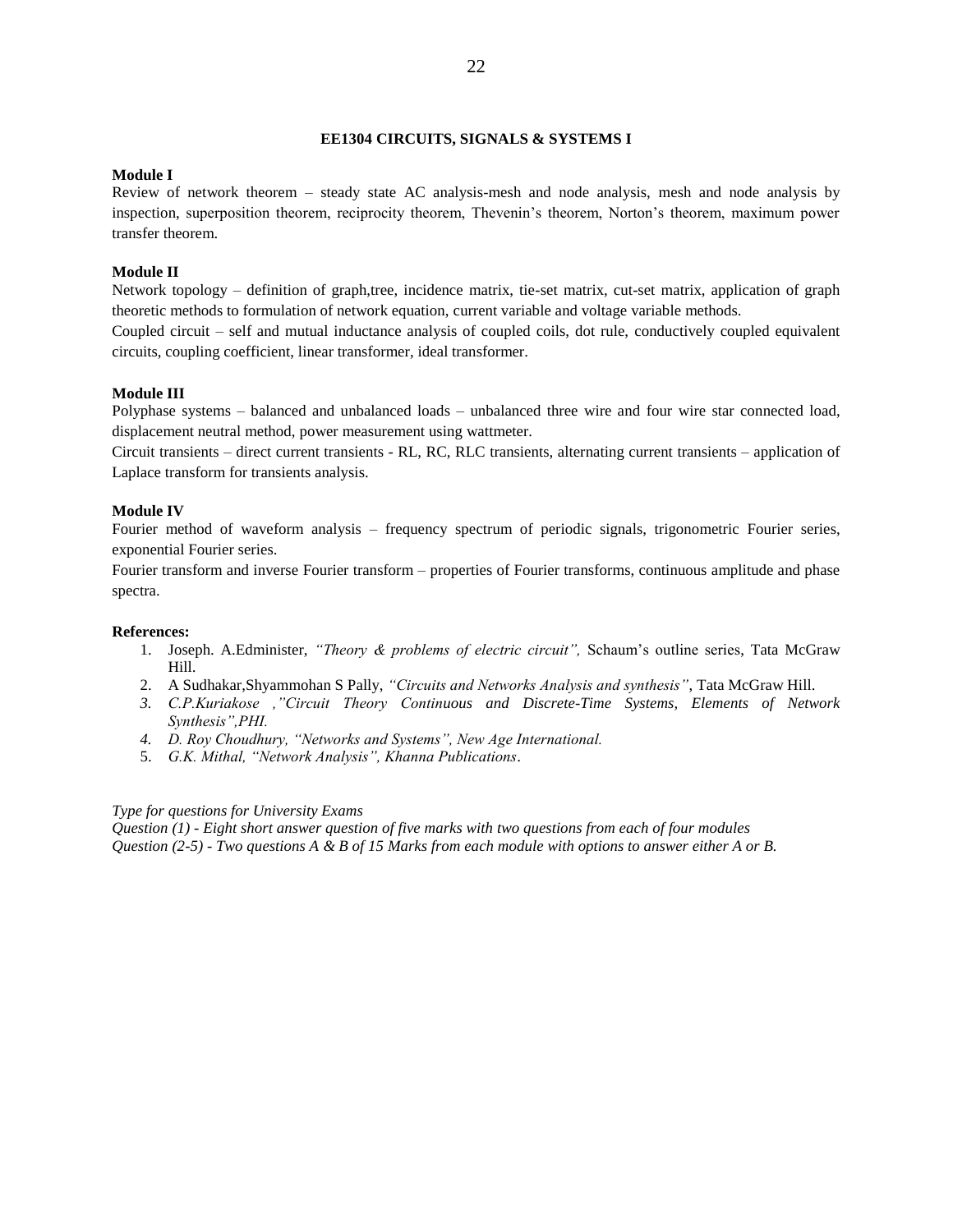## EE1304 CIRCUITS, SIGNALS & SYSTEMS I

**Module I**

Review of network theorem – steady state AC analysis-mesh and node analysis, mesh and node analysis by inspection, superposition theorem, reciprocity theorem, Thevenin's theorem, Norton's theorem, maximum power transfer theorem.

**Module II**

Network topology – definition of graph,tree, incidence matrix, tie-set matrix, cut-set matrix, application of graph theoretic methods to formulation of network equation, current variable and voltage variable methods.

Coupled circuit – self and mutual inductance analysis of coupled coils, dot rule, conductively coupled equivalent circuits, coupling coefficient, linear transformer, ideal transformer.

**Module III**

Polyphase systems – balanced and unbalanced loads – unbalanced three wire and four wire star connected load, displacement neutral method, power measurement using wattmeter.

Circuit transients – direct current transients - RL, RC, RLC transients, alternating current transients – application of Laplace transform for transients analysis.

**Module IV**

Fourier method of waveform analysis – frequency spectrum of periodic signals, trigonometric Fourier series, exponential Fourier series.

Fourier transform and inverse Fourier transform – properties of Fourier transforms, continuous amplitude and phase spectra.

**References:**

1. Joseph. A.Edminister, *"Theory & problems of electric circuit",* Schaum's outline series, Tata McGraw Hill.
2. A Sudhakar,Shyammohan S Pally, *"Circuits and Networks Analysis and synthesis"*, Tata McGraw Hill.
3. *C.P.Kuriakose ,"Circuit Theory Continuous and Discrete-Time Systems, Elements of Network Synthesis",PHI.*
4. *D. Roy Choudhury, "Networks and Systems", New Age International.*
5. *G.K. Mithal, "Network Analysis", Khanna Publications*.

*Type for questions for University Exams*

*Question (1) - Eight short answer question of five marks with two questions from each of four modules*

*Question (2-5) - Two questions A & B of 15 Marks from each module with options to answer either A or B.*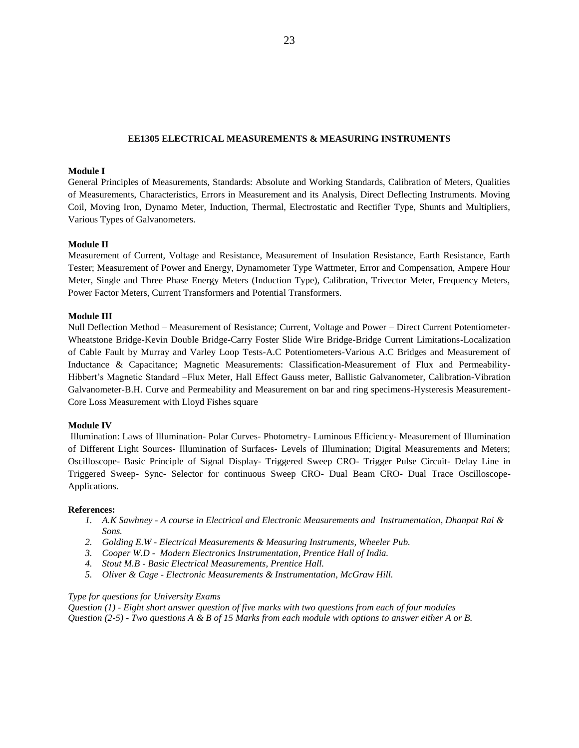## EE1305 ELECTRICAL MEASUREMENTS & MEASURING INSTRUMENTS

**Module I**

General Principles of Measurements, Standards: Absolute and Working Standards, Calibration of Meters, Qualities of Measurements, Characteristics, Errors in Measurement and its Analysis, Direct Deflecting Instruments. Moving Coil, Moving Iron, Dynamo Meter, Induction, Thermal, Electrostatic and Rectifier Type, Shunts and Multipliers, Various Types of Galvanometers.

**Module II**

Measurement of Current, Voltage and Resistance, Measurement of Insulation Resistance, Earth Resistance, Earth Tester; Measurement of Power and Energy, Dynamometer Type Wattmeter, Error and Compensation, Ampere Hour Meter, Single and Three Phase Energy Meters (Induction Type), Calibration, Trivector Meter, Frequency Meters, Power Factor Meters, Current Transformers and Potential Transformers.

**Module III**

Null Deflection Method – Measurement of Resistance; Current, Voltage and Power – Direct Current Potentiometer-Wheatstone Bridge-Kevin Double Bridge-Carry Foster Slide Wire Bridge-Bridge Current Limitations-Localization of Cable Fault by Murray and Varley Loop Tests-A.C Potentiometers-Various A.C Bridges and Measurement of Inductance & Capacitance; Magnetic Measurements: Classification-Measurement of Flux and Permeability-Hibbert's Magnetic Standard –Flux Meter, Hall Effect Gauss meter, Ballistic Galvanometer, Calibration-Vibration Galvanometer-B.H. Curve and Permeability and Measurement on bar and ring specimens-Hysteresis Measurement-Core Loss Measurement with Lloyd Fishes square

**Module IV**

Illumination: Laws of Illumination- Polar Curves- Photometry- Luminous Efficiency- Measurement of Illumination of Different Light Sources- Illumination of Surfaces- Levels of Illumination; Digital Measurements and Meters; Oscilloscope- Basic Principle of Signal Display- Triggered Sweep CRO- Trigger Pulse Circuit- Delay Line in Triggered Sweep- Sync- Selector for continuous Sweep CRO- Dual Beam CRO- Dual Trace Oscilloscope-Applications.

**References:**

1. *A.K Sawhney - A course in Electrical and Electronic Measurements and Instrumentation, Dhanpat Rai & Sons.*
2. *Golding E.W - Electrical Measurements & Measuring Instruments, Wheeler Pub.*
3. *Cooper W.D - Modern Electronics Instrumentation, Prentice Hall of India.*
4. *Stout M.B - Basic Electrical Measurements, Prentice Hall.*
5. *Oliver & Cage - Electronic Measurements & Instrumentation, McGraw Hill.*

*Type for questions for University Exams*

*Question (1) - Eight short answer question of five marks with two questions from each of four modules*

*Question (2-5) - Two questions A & B of 15 Marks from each module with options to answer either A or B.*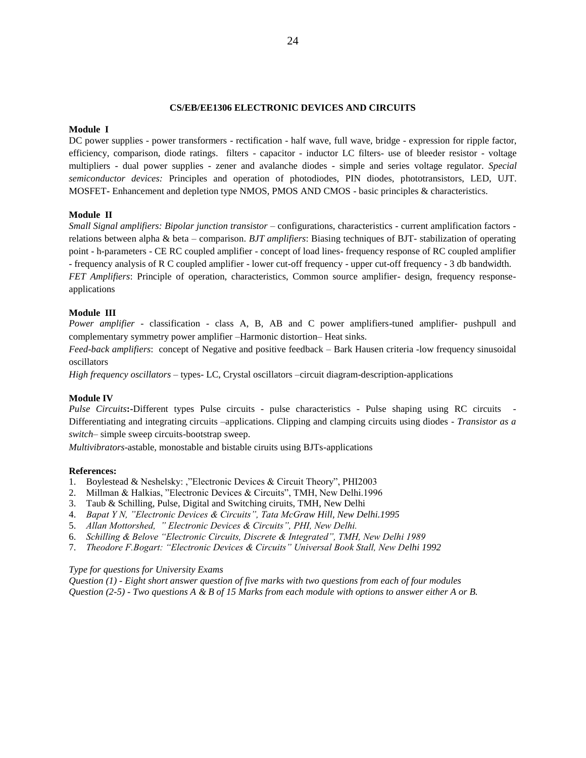## CS/EB/EE1306 ELECTRONIC DEVICES AND CIRCUITS

**Module I**

DC power supplies - power transformers - rectification - half wave, full wave, bridge - expression for ripple factor, efficiency, comparison, diode ratings. filters - capacitor - inductor LC filters- use of bleeder resistor - voltage multipliers - dual power supplies - zener and avalanche diodes - simple and series voltage regulator. *Special semiconductor devices:* Principles and operation of photodiodes, PIN diodes, phototransistors, LED, UJT. MOSFET**-** Enhancement and depletion type NMOS, PMOS AND CMOS - basic principles & characteristics.

**Module II**

*Small Signal amplifiers: Bipolar junction transistor* – configurations, characteristics - current amplification factors - relations between alpha & beta – comparison. *BJT amplifiers*: Biasing techniques of BJT- stabilization of operating point - h-parameters - CE RC coupled amplifier - concept of load lines- frequency response of RC coupled amplifier - frequency analysis of R C coupled amplifier - lower cut-off frequency - upper cut-off frequency - 3 db bandwidth.

*FET Amplifiers*: Principle of operation, characteristics, Common source amplifier- design, frequency response- applications

**Module III**

*Power amplifier* - classification - class A, B, AB and C power amplifiers-tuned amplifier- pushpull and complementary symmetry power amplifier –Harmonic distortion– Heat sinks.

*Feed-back amplifiers*: concept of Negative and positive feedback – Bark Hausen criteria -low frequency sinusoidal oscillators

*High frequency oscillators* – types- LC, Crystal oscillators –circuit diagram-description-applications

**Module IV**

*Pulse Circuits***:-**Different types Pulse circuits - pulse characteristics - Pulse shaping using RC circuits - Differentiating and integrating circuits –applications. Clipping and clamping circuits using diodes - *Transistor as a switch*– simple sweep circuits-bootstrap sweep.

*Multivibrators*-astable, monostable and bistable ciruits using BJTs-applications

**References:**

1. Boylestead & Neshelsky: ,"Electronic Devices & Circuit Theory", PHI2003
2. Millman & Halkias, "Electronic Devices & Circuits", TMH, New Delhi.1996
3. Taub & Schilling, Pulse, Digital and Switching ciruits, TMH, New Delhi
4. *Bapat Y N, "Electronic Devices & Circuits", Tata McGraw Hill, New Delhi.1995*
5. *Allan Mottorshed, " Electronic Devices & Circuits", PHI, New Delhi.*
6. *Schilling & Belove "Electronic Circuits, Discrete & Integrated", TMH, New Delhi 1989*
7. *Theodore F.Bogart: "Electronic Devices & Circuits" Universal Book Stall, New Delhi 1992*

*Type for questions for University Exams*

*Question (1) - Eight short answer question of five marks with two questions from each of four modules*

*Question (2-5) - Two questions A & B of 15 Marks from each module with options to answer either A or B.*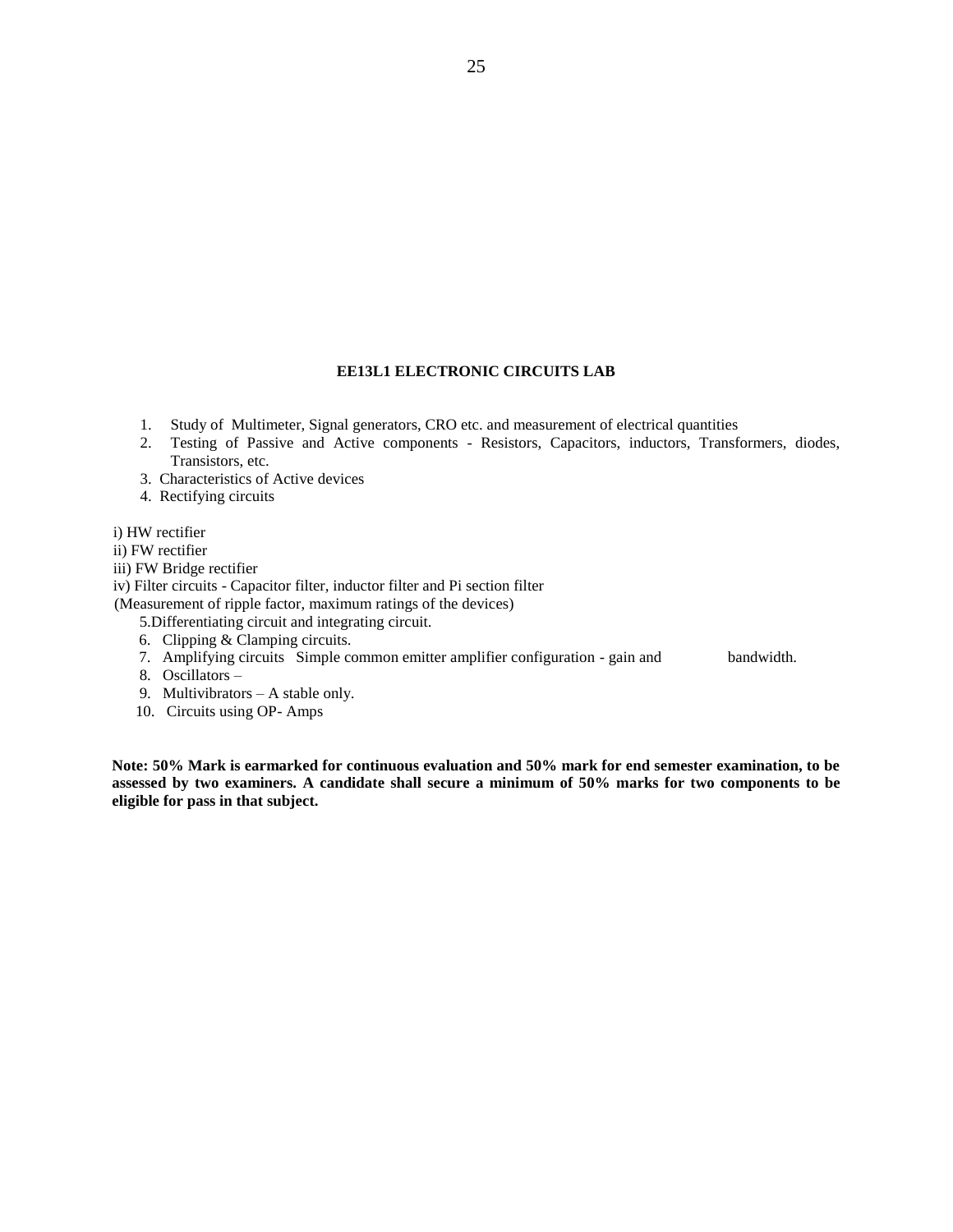## EE13L1 ELECTRONIC CIRCUITS LAB

1. Study of Multimeter, Signal generators, CRO etc. and measurement of electrical quantities
2. Testing of Passive and Active components - Resistors, Capacitors, inductors, Transformers, diodes, Transistors, etc.
3. Characteristics of Active devices
4. Rectifying circuits

i) HW rectifier
ii) FW rectifier
iii) FW Bridge rectifier
iv) Filter circuits - Capacitor filter, inductor filter and Pi section filter
(Measurement of ripple factor, maximum ratings of the devices)

5. Differentiating circuit and integrating circuit.
6. Clipping & Clamping circuits.
7. Amplifying circuits Simple common emitter amplifier configuration - gain and bandwidth.
8. Oscillators –
9. Multivibrators – A stable only.
10. Circuits using OP- Amps

**Note: 50% Mark is earmarked for continuous evaluation and 50% mark for end semester examination, to be assessed by two examiners. A candidate shall secure a minimum of 50% marks for two components to be eligible for pass in that subject.**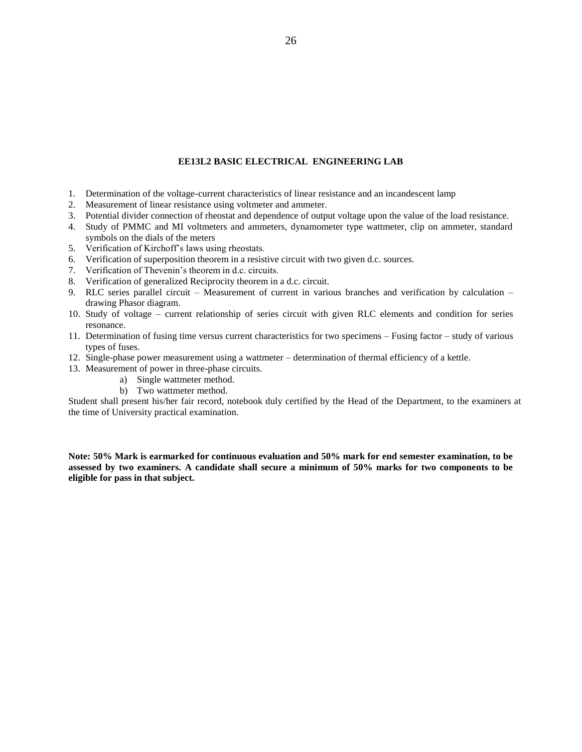### EE13L2 BASIC ELECTRICAL ENGINEERING LAB

1. Determination of the voltage-current characteristics of linear resistance and an incandescent lamp
2. Measurement of linear resistance using voltmeter and ammeter.
3. Potential divider connection of rheostat and dependence of output voltage upon the value of the load resistance.
4. Study of PMMC and MI voltmeters and ammeters, dynamometer type wattmeter, clip on ammeter, standard symbols on the dials of the meters
5. Verification of Kirchoff's laws using rheostats.
6. Verification of superposition theorem in a resistive circuit with two given d.c. sources.
7. Verification of Thevenin's theorem in d.c. circuits.
8. Verification of generalized Reciprocity theorem in a d.c. circuit.
9. RLC series parallel circuit – Measurement of current in various branches and verification by calculation – drawing Phasor diagram.
10. Study of voltage – current relationship of series circuit with given RLC elements and condition for series resonance.
11. Determination of fusing time versus current characteristics for two specimens – Fusing factor – study of various types of fuses.
12. Single-phase power measurement using a wattmeter – determination of thermal efficiency of a kettle.
13. Measurement of power in three-phase circuits.
    a) Single wattmeter method.
    b) Two wattmeter method.

Student shall present his/her fair record, notebook duly certified by the Head of the Department, to the examiners at the time of University practical examination.

**Note: 50% Mark is earmarked for continuous evaluation and 50% mark for end semester examination, to be assessed by two examiners. A candidate shall secure a minimum of 50% marks for two components to be eligible for pass in that subject.**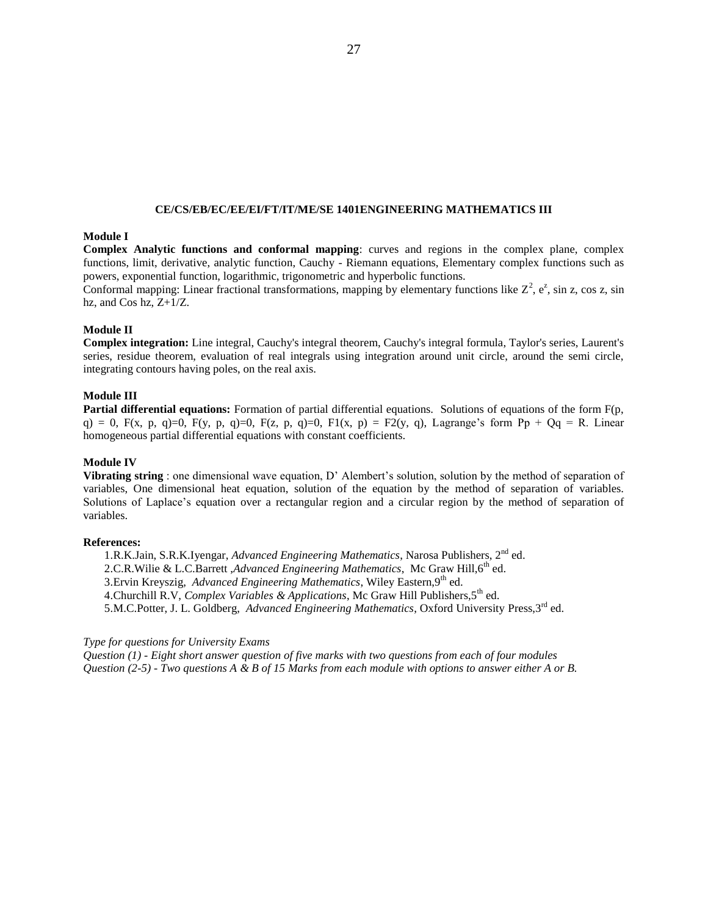## CE/CS/EB/EC/EE/EI/FT/IT/ME/SE 1401ENGINEERING MATHEMATICS III

**Module I**

**Complex Analytic functions and conformal mapping**: curves and regions in the complex plane, complex functions, limit, derivative, analytic function, Cauchy - Riemann equations, Elementary complex functions such as powers, exponential function, logarithmic, trigonometric and hyperbolic functions.

Conformal mapping: Linear fractional transformations, mapping by elementary functions like $Z^2$, $e^z$, sin z, cos z, sin hz, and Cos hz, Z+1/Z.

**Module II**

**Complex integration:** Line integral, Cauchy's integral theorem, Cauchy's integral formula, Taylor's series, Laurent's series, residue theorem, evaluation of real integrals using integration around unit circle, around the semi circle, integrating contours having poles, on the real axis.

**Module III**

**Partial differential equations:** Formation of partial differential equations. Solutions of equations of the form F(p, q) = 0, F(x, p, q)=0, F(y, p, q)=0, F(z, p, q)=0, F1(x, p) = F2(y, q), Lagrange's form Pp + Qq = R. Linear homogeneous partial differential equations with constant coefficients.

**Module IV**

**Vibrating string** : one dimensional wave equation, D' Alembert's solution, solution by the method of separation of variables, One dimensional heat equation, solution of the equation by the method of separation of variables. Solutions of Laplace's equation over a rectangular region and a circular region by the method of separation of variables.

**References:**

1. R.K.Jain, S.R.K.Iyengar, *Advanced Engineering Mathematics*, Narosa Publishers, 2nd ed.
2. C.R.Wilie & L.C.Barrett ,*Advanced Engineering Mathematics*, Mc Graw Hill,6th ed.
3. Ervin Kreyszig, *Advanced Engineering Mathematics*, Wiley Eastern,9th ed.
4. Churchill R.V, *Complex Variables & Applications*, Mc Graw Hill Publishers,5th ed.
5. M.C.Potter, J. L. Goldberg, *Advanced Engineering Mathematics*, Oxford University Press,3rd ed.

*Type for questions for University Exams*

*Question (1) - Eight short answer question of five marks with two questions from each of four modules*

*Question (2-5) - Two questions A & B of 15 Marks from each module with options to answer either A or B.*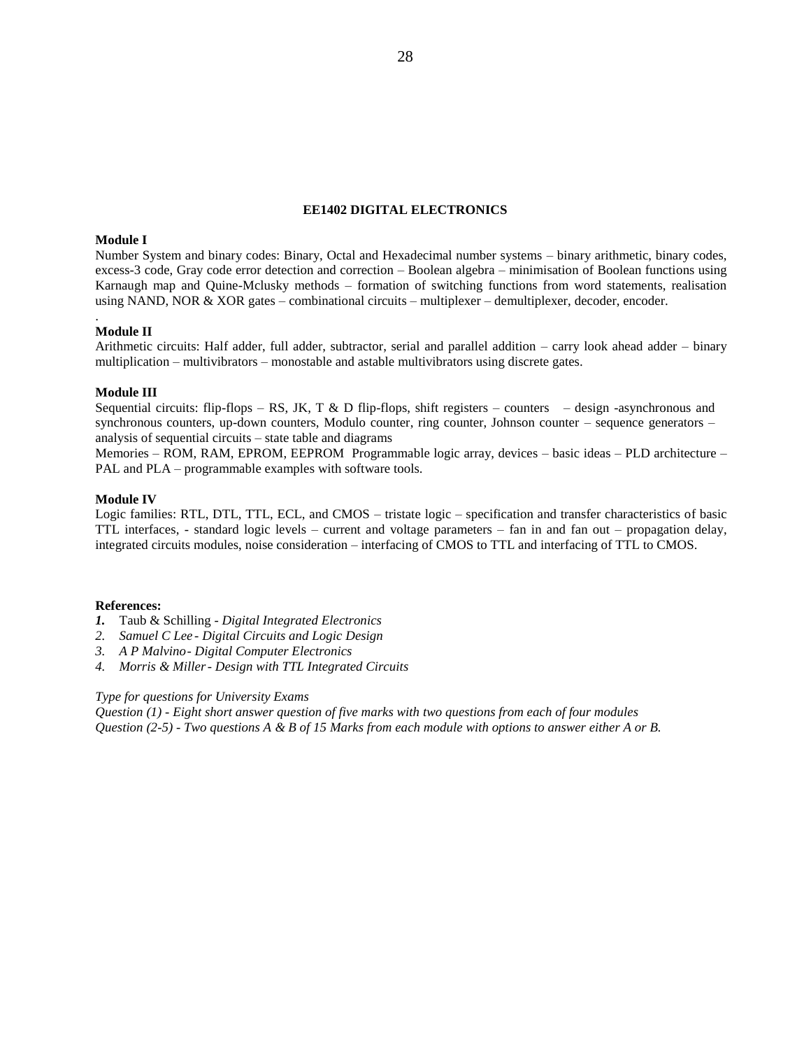## EE1402 DIGITAL ELECTRONICS

**Module I**

Number System and binary codes: Binary, Octal and Hexadecimal number systems – binary arithmetic, binary codes, excess-3 code, Gray code error detection and correction – Boolean algebra – minimisation of Boolean functions using Karnaugh map and Quine-Mclusky methods – formation of switching functions from word statements, realisation using NAND, NOR & XOR gates – combinational circuits – multiplexer – demultiplexer, decoder, encoder.

**Module II**

Arithmetic circuits: Half adder, full adder, subtractor, serial and parallel addition – carry look ahead adder – binary multiplication – multivibrators – monostable and astable multivibrators using discrete gates.

**Module III**

Sequential circuits: flip-flops – RS, JK, T & D flip-flops, shift registers – counters – design -asynchronous and synchronous counters, up-down counters, Modulo counter, ring counter, Johnson counter – sequence generators – analysis of sequential circuits – state table and diagrams

Memories – ROM, RAM, EPROM, EEPROM Programmable logic array, devices – basic ideas – PLD architecture – PAL and PLA – programmable examples with software tools.

**Module IV**

Logic families: RTL, DTL, TTL, ECL, and CMOS – tristate logic – specification and transfer characteristics of basic TTL interfaces, - standard logic levels – current and voltage parameters – fan in and fan out – propagation delay, integrated circuits modules, noise consideration – interfacing of CMOS to TTL and interfacing of TTL to CMOS.

**References:**

1. Taub & Schilling - *Digital Integrated Electronics*
2. *Samuel C Lee - Digital Circuits and Logic Design*
3. *A P Malvino - Digital Computer Electronics*
4. *Morris & Miller - Design with TTL Integrated Circuits*

*Type for questions for University Exams*

*Question (1) - Eight short answer question of five marks with two questions from each of four modules*

*Question (2-5) - Two questions A & B of 15 Marks from each module with options to answer either A or B.*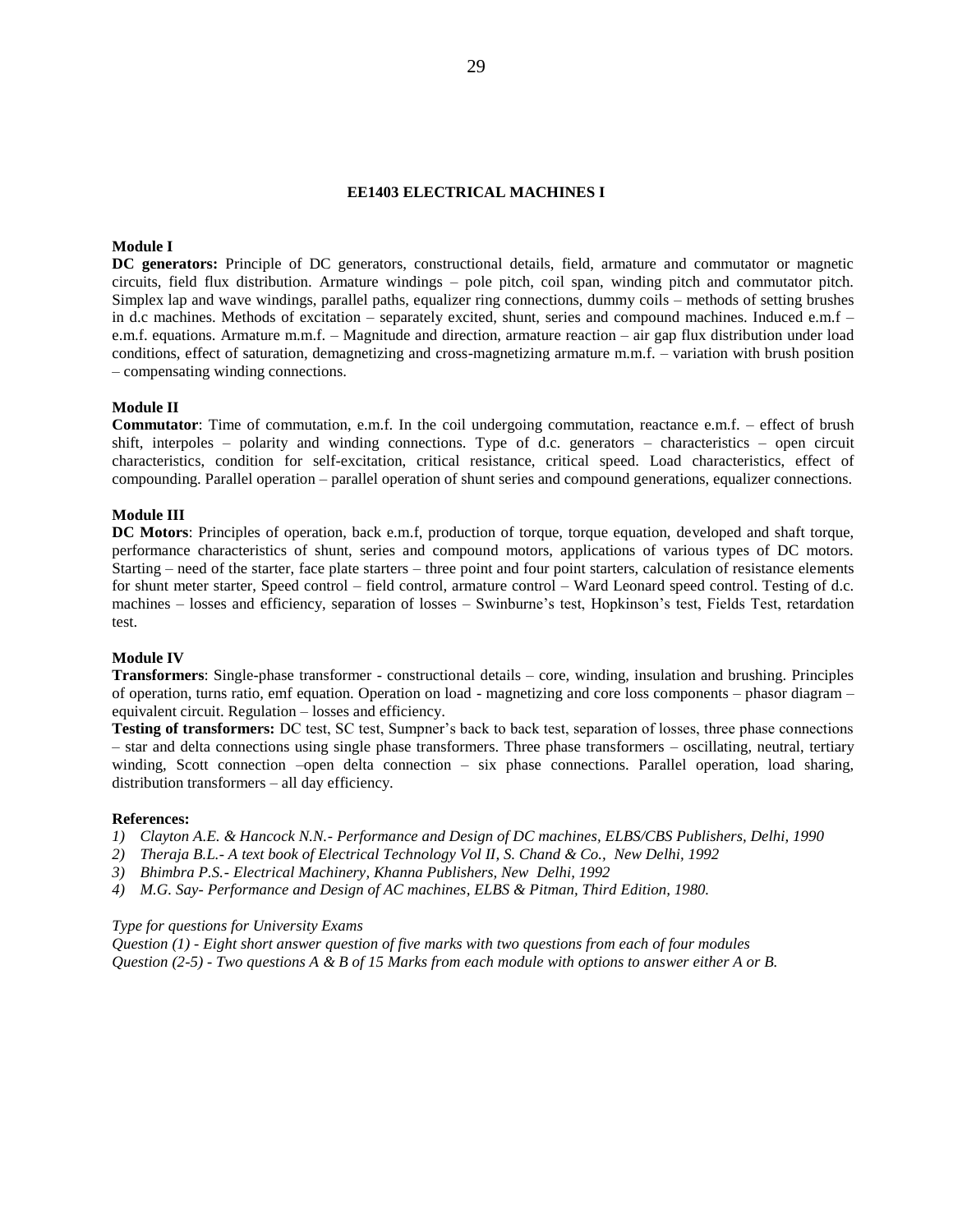## EE1403 ELECTRICAL MACHINES I

**Module I**

**DC generators:** Principle of DC generators, constructional details, field, armature and commutator or magnetic circuits, field flux distribution. Armature windings – pole pitch, coil span, winding pitch and commutator pitch. Simplex lap and wave windings, parallel paths, equalizer ring connections, dummy coils – methods of setting brushes in d.c machines. Methods of excitation – separately excited, shunt, series and compound machines. Induced e.m.f – e.m.f. equations. Armature m.m.f. – Magnitude and direction, armature reaction – air gap flux distribution under load conditions, effect of saturation, demagnetizing and cross-magnetizing armature m.m.f. – variation with brush position – compensating winding connections.

**Module II**

**Commutator**: Time of commutation, e.m.f. In the coil undergoing commutation, reactance e.m.f. – effect of brush shift, interpoles – polarity and winding connections. Type of d.c. generators – characteristics – open circuit characteristics, condition for self-excitation, critical resistance, critical speed. Load characteristics, effect of compounding. Parallel operation – parallel operation of shunt series and compound generations, equalizer connections.

**Module III**

**DC Motors**: Principles of operation, back e.m.f, production of torque, torque equation, developed and shaft torque, performance characteristics of shunt, series and compound motors, applications of various types of DC motors. Starting – need of the starter, face plate starters – three point and four point starters, calculation of resistance elements for shunt meter starter, Speed control – field control, armature control – Ward Leonard speed control. Testing of d.c. machines – losses and efficiency, separation of losses – Swinburne's test, Hopkinson's test, Fields Test, retardation test.

**Module IV**

**Transformers**: Single-phase transformer - constructional details – core, winding, insulation and brushing. Principles of operation, turns ratio, emf equation. Operation on load - magnetizing and core loss components – phasor diagram – equivalent circuit. Regulation – losses and efficiency.

**Testing of transformers:** DC test, SC test, Sumpner's back to back test, separation of losses, three phase connections – star and delta connections using single phase transformers. Three phase transformers – oscillating, neutral, tertiary winding, Scott connection –open delta connection – six phase connections. Parallel operation, load sharing, distribution transformers – all day efficiency.

**References:**

1) *Clayton A.E. & Hancock N.N.- Performance and Design of DC machines, ELBS/CBS Publishers, Delhi, 1990*
2) *Theraja B.L.- A text book of Electrical Technology Vol II, S. Chand & Co., New Delhi, 1992*
3) *Bhimbra P.S.- Electrical Machinery, Khanna Publishers, New Delhi, 1992*
4) *M.G. Say- Performance and Design of AC machines, ELBS & Pitman, Third Edition, 1980.*

*Type for questions for University Exams*

*Question (1) - Eight short answer question of five marks with two questions from each of four modules*

*Question (2-5) - Two questions A & B of 15 Marks from each module with options to answer either A or B.*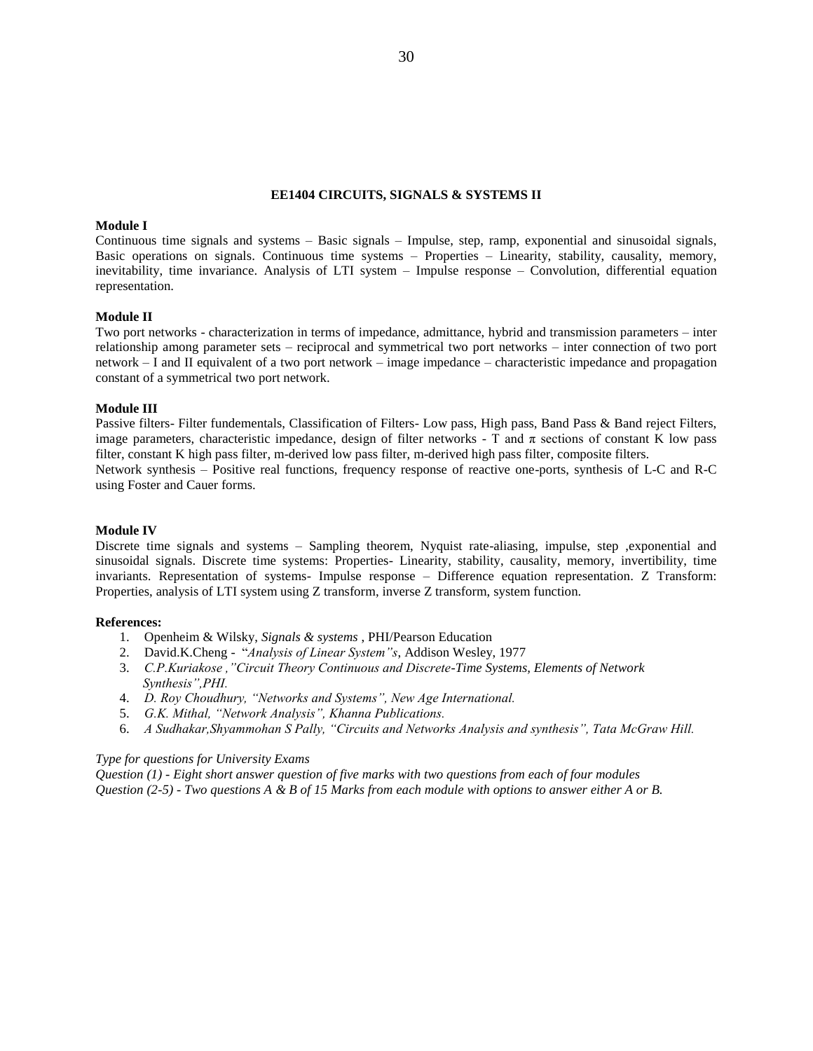## EE1404 CIRCUITS, SIGNALS & SYSTEMS II

**Module I**

Continuous time signals and systems – Basic signals – Impulse, step, ramp, exponential and sinusoidal signals, Basic operations on signals. Continuous time systems – Properties – Linearity, stability, causality, memory, inevitability, time invariance. Analysis of LTI system – Impulse response – Convolution, differential equation representation.

**Module II**

Two port networks - characterization in terms of impedance, admittance, hybrid and transmission parameters – inter relationship among parameter sets – reciprocal and symmetrical two port networks – inter connection of two port network – I and II equivalent of a two port network – image impedance – characteristic impedance and propagation constant of a symmetrical two port network.

**Module III**

Passive filters- Filter fundementals, Classification of Filters- Low pass, High pass, Band Pass & Band reject Filters, image parameters, characteristic impedance, design of filter networks - T and $\pi$ sections of constant K low pass filter, constant K high pass filter, m-derived low pass filter, m-derived high pass filter, composite filters.

Network synthesis – Positive real functions, frequency response of reactive one-ports, synthesis of L-C and R-C using Foster and Cauer forms.

**Module IV**

Discrete time signals and systems – Sampling theorem, Nyquist rate-aliasing, impulse, step ,exponential and sinusoidal signals. Discrete time systems: Properties- Linearity, stability, causality, memory, invertibility, time invariants. Representation of systems- Impulse response – Difference equation representation. Z Transform: Properties, analysis of LTI system using Z transform, inverse Z transform, system function.

**References:**

1. Openheim & Wilsky, *Signals & systems* , PHI/Pearson Education
2. David.K.Cheng - "*Analysis of Linear System"s*, Addison Wesley, 1977
3. *C.P.Kuriakose ,"Circuit Theory Continuous and Discrete-Time Systems, Elements of Network Synthesis",PHI.*
4. *D. Roy Choudhury, "Networks and Systems", New Age International.*
5. *G.K. Mithal, "Network Analysis", Khanna Publications.*
6. *A Sudhakar,Shyammohan S Pally, "Circuits and Networks Analysis and synthesis", Tata McGraw Hill.*

*Type for questions for University Exams*

*Question (1) - Eight short answer question of five marks with two questions from each of four modules*

*Question (2-5) - Two questions A & B of 15 Marks from each module with options to answer either A or B.*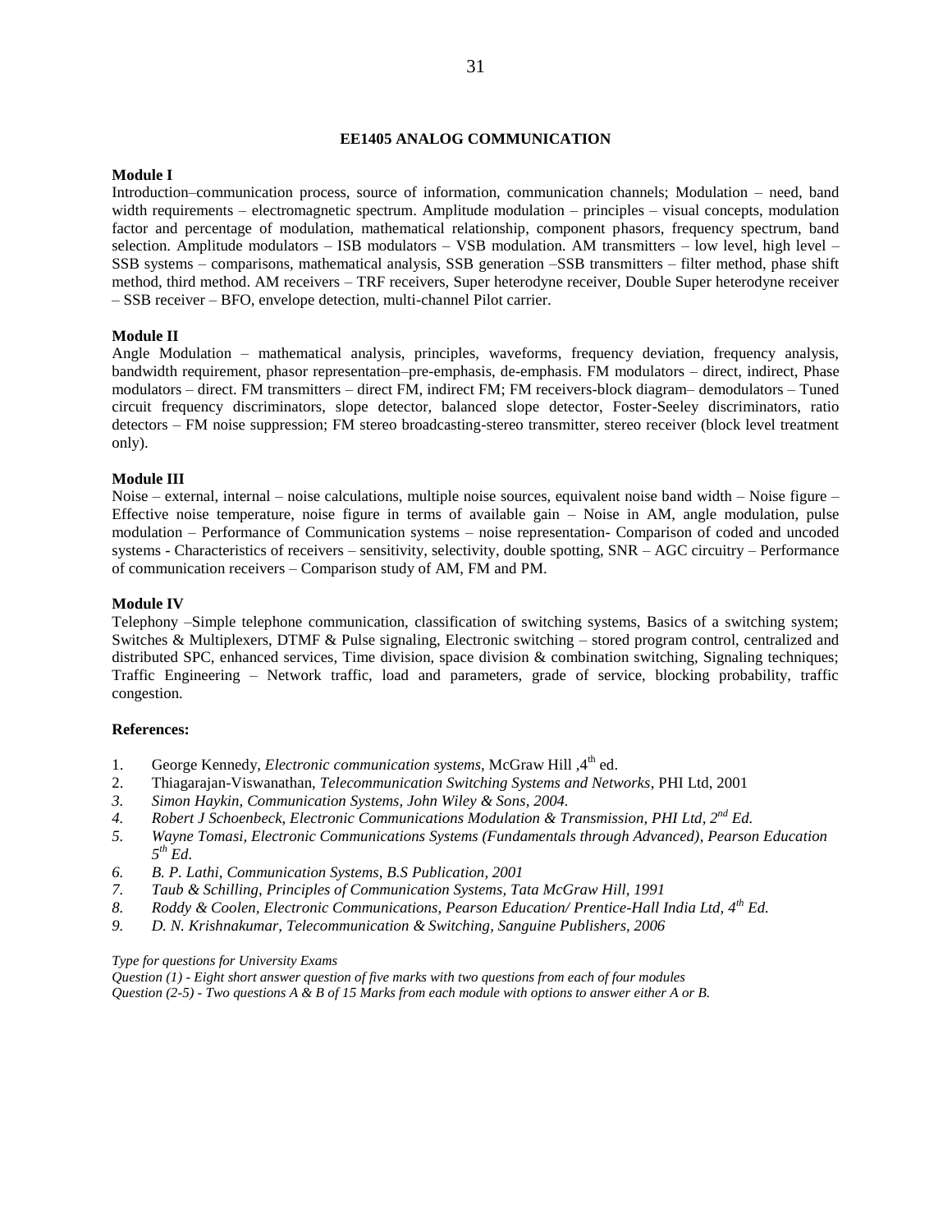## EE1405 ANALOG COMMUNICATION

**Module I**

Introduction–communication process, source of information, communication channels; Modulation – need, band width requirements – electromagnetic spectrum. Amplitude modulation – principles – visual concepts, modulation factor and percentage of modulation, mathematical relationship, component phasors, frequency spectrum, band selection. Amplitude modulators – ISB modulators – VSB modulation. AM transmitters – low level, high level – SSB systems – comparisons, mathematical analysis, SSB generation –SSB transmitters – filter method, phase shift method, third method. AM receivers – TRF receivers, Super heterodyne receiver, Double Super heterodyne receiver – SSB receiver – BFO, envelope detection, multi-channel Pilot carrier.

**Module II**

Angle Modulation – mathematical analysis, principles, waveforms, frequency deviation, frequency analysis, bandwidth requirement, phasor representation–pre-emphasis, de-emphasis. FM modulators – direct, indirect, Phase modulators – direct. FM transmitters – direct FM, indirect FM; FM receivers-block diagram– demodulators – Tuned circuit frequency discriminators, slope detector, balanced slope detector, Foster-Seeley discriminators, ratio detectors – FM noise suppression; FM stereo broadcasting-stereo transmitter, stereo receiver (block level treatment only).

**Module III**

Noise – external, internal – noise calculations, multiple noise sources, equivalent noise band width – Noise figure – Effective noise temperature, noise figure in terms of available gain – Noise in AM, angle modulation, pulse modulation – Performance of Communication systems – noise representation- Comparison of coded and uncoded systems - Characteristics of receivers – sensitivity, selectivity, double spotting, SNR – AGC circuitry – Performance of communication receivers – Comparison study of AM, FM and PM.

**Module IV**

Telephony –Simple telephone communication, classification of switching systems, Basics of a switching system; Switches & Multiplexers, DTMF & Pulse signaling, Electronic switching – stored program control, centralized and distributed SPC, enhanced services, Time division, space division & combination switching, Signaling techniques; Traffic Engineering – Network traffic, load and parameters, grade of service, blocking probability, traffic congestion.

**References:**

1. George Kennedy, *Electronic communication systems*, McGraw Hill ,4th ed.
2. Thiagarajan-Viswanathan, *Telecommunication Switching Systems and Networks*, PHI Ltd, 2001
3. *Simon Haykin, Communication Systems, John Wiley & Sons, 2004.*
4. *Robert J Schoenbeck, Electronic Communications Modulation & Transmission, PHI Ltd, 2nd Ed.*
5. *Wayne Tomasi, Electronic Communications Systems (Fundamentals through Advanced), Pearson Education 5th Ed.*
6. *B. P. Lathi, Communication Systems, B.S Publication, 2001*
7. *Taub & Schilling, Principles of Communication Systems, Tata McGraw Hill, 1991*
8. *Roddy & Coolen, Electronic Communications, Pearson Education/ Prentice-Hall India Ltd, 4th Ed.*
9. *D. N. Krishnakumar, Telecommunication & Switching, Sanguine Publishers, 2006*

*Type for questions for University Exams*

*Question (1) - Eight short answer question of five marks with two questions from each of four modules*

*Question (2-5) - Two questions A & B of 15 Marks from each module with options to answer either A or B.*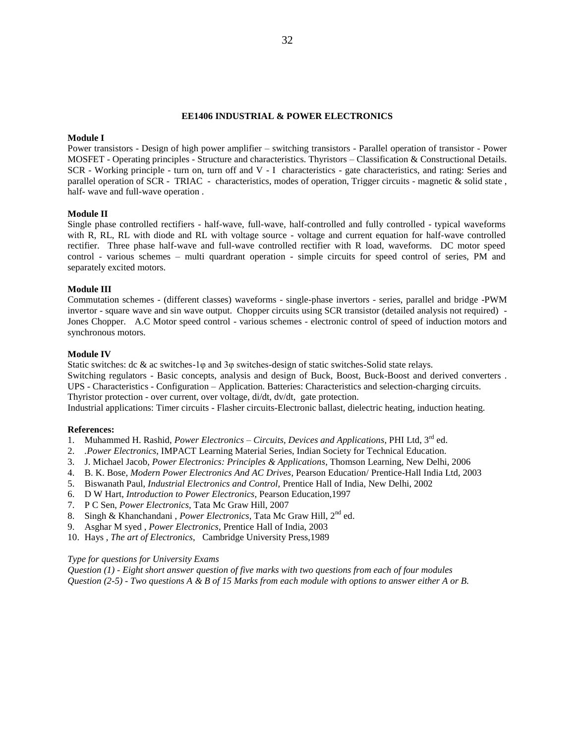## EE1406 INDUSTRIAL & POWER ELECTRONICS

**Module I**

Power transistors - Design of high power amplifier – switching transistors - Parallel operation of transistor - Power MOSFET - Operating principles - Structure and characteristics. Thyristors – Classification & Constructional Details. SCR - Working principle - turn on, turn off and V - I characteristics - gate characteristics, and rating: Series and parallel operation of SCR - TRIAC - characteristics, modes of operation, Trigger circuits - magnetic & solid state , half- wave and full-wave operation .

**Module II**

Single phase controlled rectifiers - half-wave, full-wave, half-controlled and fully controlled - typical waveforms with R, RL, RL with diode and RL with voltage source - voltage and current equation for half-wave controlled rectifier. Three phase half-wave and full-wave controlled rectifier with R load, waveforms. DC motor speed control - various schemes – multi quardrant operation - simple circuits for speed control of series, PM and separately excited motors.

**Module III**

Commutation schemes - (different classes) waveforms - single-phase invertors - series, parallel and bridge -PWM invertor - square wave and sin wave output. Chopper circuits using SCR transistor (detailed analysis not required) - Jones Chopper. A.C Motor speed control - various schemes - electronic control of speed of induction motors and synchronous motors.

**Module IV**

Static switches: dc & ac switches-1φ and 3φ switches-design of static switches-Solid state relays.

Switching regulators - Basic concepts, analysis and design of Buck, Boost, Buck-Boost and derived converters .

UPS - Characteristics - Configuration – Application. Batteries: Characteristics and selection-charging circuits.

Thyristor protection - over current, over voltage, di/dt, dv/dt, gate protection.

Industrial applications: Timer circuits - Flasher circuits-Electronic ballast, dielectric heating, induction heating.

**References:**

1. Muhammed H. Rashid, *Power Electronics – Circuits, Devices and Applications*, PHI Ltd, 3rd ed.
2. .*Power Electronics*, IMPACT Learning Material Series, Indian Society for Technical Education.
3. J. Michael Jacob, *Power Electronics: Principles & Applications*, Thomson Learning, New Delhi, 2006
4. B. K. Bose, *Modern Power Electronics And AC Drives*, Pearson Education/ Prentice-Hall India Ltd, 2003
5. Biswanath Paul, *Industrial Electronics and Control,* Prentice Hall of India, New Delhi, 2002
6. D W Hart, *Introduction to Power Electronics*, Pearson Education,1997
7. P C Sen, *Power Electronics*, Tata Mc Graw Hill, 2007
8. Singh & Khanchandani , *Power Electronics*, Tata Mc Graw Hill, 2nd ed.
9. Asghar M syed , *Power Electronics*, Prentice Hall of India, 2003
10. Hays , *The art of Electronics*, Cambridge University Press,1989

*Type for questions for University Exams*

*Question (1) - Eight short answer question of five marks with two questions from each of four modules*

*Question (2-5) - Two questions A & B of 15 Marks from each module with options to answer either A or B.*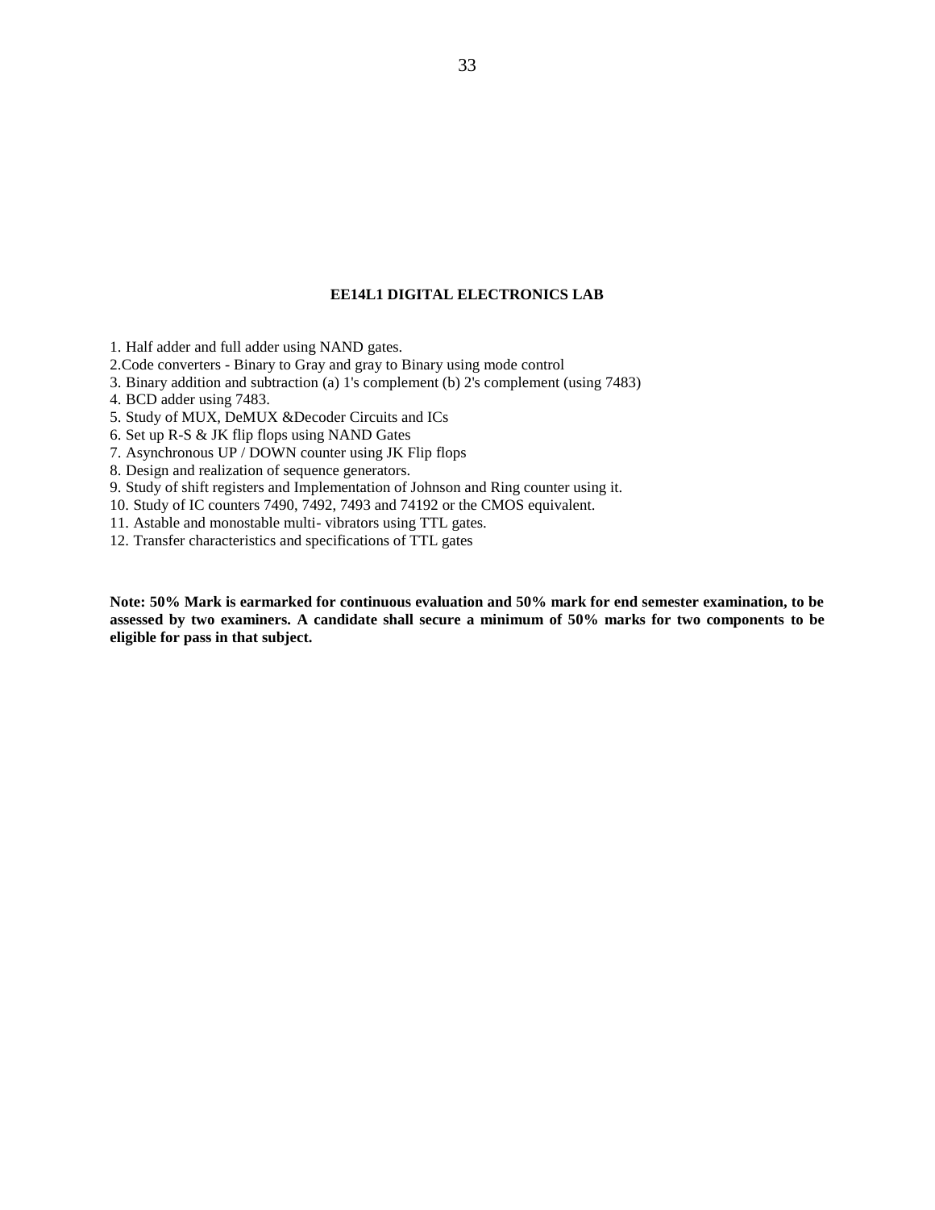## EE14L1 DIGITAL ELECTRONICS LAB

1. Half adder and full adder using NAND gates.
2. Code converters - Binary to Gray and gray to Binary using mode control
3. Binary addition and subtraction (a) 1's complement (b) 2's complement (using 7483)
4. BCD adder using 7483.
5. Study of MUX, DeMUX &Decoder Circuits and ICs
6. Set up R-S & JK flip flops using NAND Gates
7. Asynchronous UP / DOWN counter using JK Flip flops
8. Design and realization of sequence generators.
9. Study of shift registers and Implementation of Johnson and Ring counter using it.
10. Study of IC counters 7490, 7492, 7493 and 74192 or the CMOS equivalent.
11. Astable and monostable multi- vibrators using TTL gates.
12. Transfer characteristics and specifications of TTL gates

**Note: 50% Mark is earmarked for continuous evaluation and 50% mark for end semester examination, to be assessed by two examiners. A candidate shall secure a minimum of 50% marks for two components to be eligible for pass in that subject.**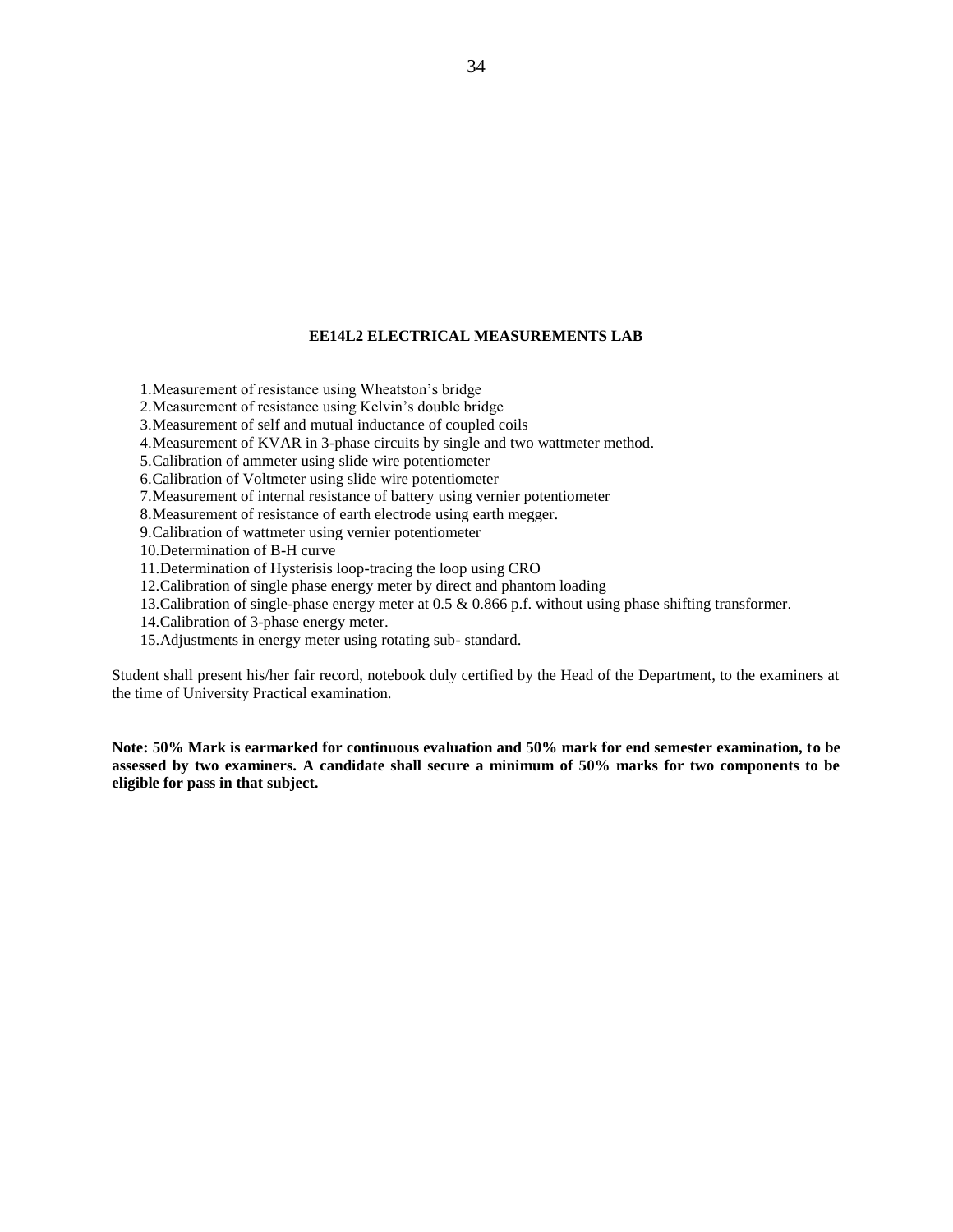## EE14L2 ELECTRICAL MEASUREMENTS LAB

1. Measurement of resistance using Wheatston's bridge
2. Measurement of resistance using Kelvin's double bridge
3. Measurement of self and mutual inductance of coupled coils
4. Measurement of KVAR in 3-phase circuits by single and two wattmeter method.
5. Calibration of ammeter using slide wire potentiometer
6. Calibration of Voltmeter using slide wire potentiometer
7. Measurement of internal resistance of battery using vernier potentiometer
8. Measurement of resistance of earth electrode using earth megger.
9. Calibration of wattmeter using vernier potentiometer
10. Determination of B-H curve
11. Determination of Hysterisis loop-tracing the loop using CRO
12. Calibration of single phase energy meter by direct and phantom loading
13. Calibration of single-phase energy meter at 0.5 & 0.866 p.f. without using phase shifting transformer.
14. Calibration of 3-phase energy meter.
15. Adjustments in energy meter using rotating sub- standard.

Student shall present his/her fair record, notebook duly certified by the Head of the Department, to the examiners at the time of University Practical examination.

**Note: 50% Mark is earmarked for continuous evaluation and 50% mark for end semester examination, to be assessed by two examiners. A candidate shall secure a minimum of 50% marks for two components to be eligible for pass in that subject.**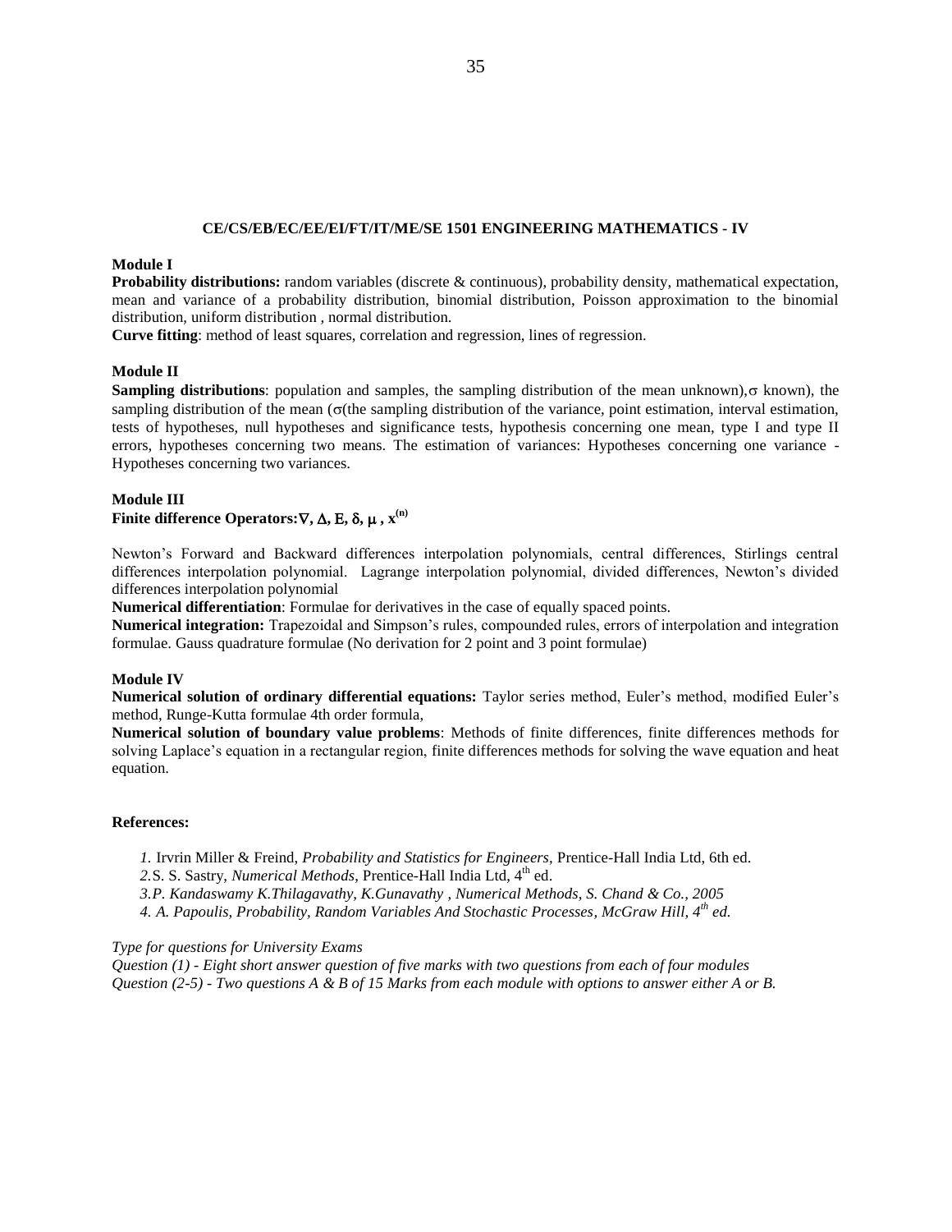## CE/CS/EB/EC/EE/EI/FT/IT/ME/SE 1501 ENGINEERING MATHEMATICS - IV

**Module I**

**Probability distributions:** random variables (discrete & continuous), probability density, mathematical expectation, mean and variance of a probability distribution, binomial distribution, Poisson approximation to the binomial distribution, uniform distribution , normal distribution.

**Curve fitting**: method of least squares, correlation and regression, lines of regression.

**Module II**

**Sampling distributions**: population and samples, the sampling distribution of the mean unknown),$\sigma$ known), the sampling distribution of the mean ($\sigma$(the sampling distribution of the variance, point estimation, interval estimation, tests of hypotheses, null hypotheses and significance tests, hypothesis concerning one mean, type I and type II errors, hypotheses concerning two means. The estimation of variances: Hypotheses concerning one variance - Hypotheses concerning two variances.

**Module III**

**Finite difference Operators:$\nabla$, $\Delta$, E, $\delta$, $\mu$ , $x^{(n)}$**

Newton's Forward and Backward differences interpolation polynomials, central differences, Stirlings central differences interpolation polynomial. Lagrange interpolation polynomial, divided differences, Newton's divided differences interpolation polynomial

**Numerical differentiation**: Formulae for derivatives in the case of equally spaced points.

**Numerical integration:** Trapezoidal and Simpson's rules, compounded rules, errors of interpolation and integration formulae. Gauss quadrature formulae (No derivation for 2 point and 3 point formulae)

**Module IV**

**Numerical solution of ordinary differential equations:** Taylor series method, Euler's method, modified Euler's method, Runge-Kutta formulae 4th order formula,

**Numerical solution of boundary value problems**: Methods of finite differences, finite differences methods for solving Laplace's equation in a rectangular region, finite differences methods for solving the wave equation and heat equation.

**References:**

*1.* Irvrin Miller & Freind, *Probability and Statistics for Engineers*, Prentice-Hall India Ltd, 6th ed.

*2.*S. S. Sastry, *Numerical Methods*, Prentice-Hall India Ltd, 4th ed.

*3.P. Kandaswamy K.Thilagavathy, K.Gunavathy , Numerical Methods, S. Chand & Co., 2005*

*4. A. Papoulis, Probability, Random Variables And Stochastic Processes, McGraw Hill, 4th ed.*

*Type for questions for University Exams*

*Question (1) - Eight short answer question of five marks with two questions from each of four modules*

*Question (2-5) - Two questions A & B of 15 Marks from each module with options to answer either A or B.*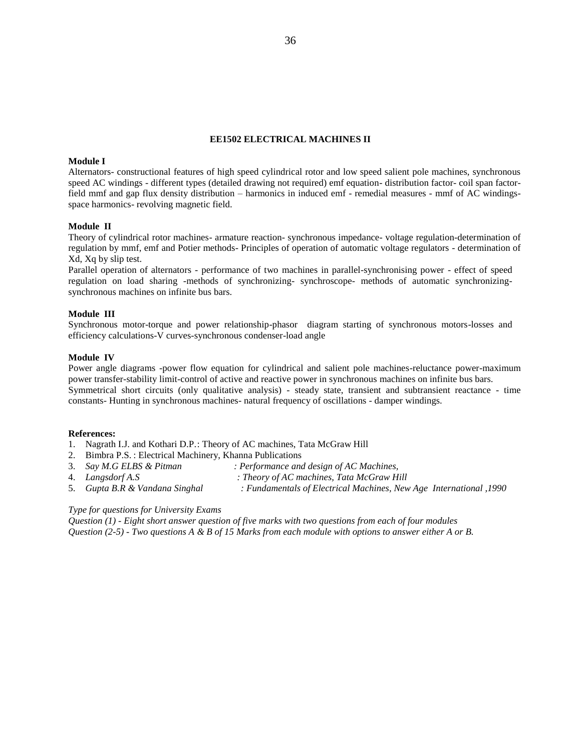## EE1502 ELECTRICAL MACHINES II

**Module I**

Alternators- constructional features of high speed cylindrical rotor and low speed salient pole machines, synchronous speed AC windings - different types (detailed drawing not required) emf equation- distribution factor- coil span factor-field mmf and gap flux density distribution – harmonics in induced emf - remedial measures - mmf of AC windings-space harmonics- revolving magnetic field.

**Module II**

Theory of cylindrical rotor machines- armature reaction- synchronous impedance- voltage regulation-determination of regulation by mmf, emf and Potier methods- Principles of operation of automatic voltage regulators - determination of Xd, Xq by slip test.

Parallel operation of alternators - performance of two machines in parallel-synchronising power - effect of speed regulation on load sharing -methods of synchronizing- synchroscope- methods of automatic synchronizing-synchronous machines on infinite bus bars.

**Module III**

Synchronous motor-torque and power relationship-phasor diagram starting of synchronous motors-losses and efficiency calculations-V curves-synchronous condenser-load angle

**Module IV**

Power angle diagrams -power flow equation for cylindrical and salient pole machines-reluctance power-maximum power transfer-stability limit-control of active and reactive power in synchronous machines on infinite bus bars.

Symmetrical short circuits (only qualitative analysis) - steady state, transient and subtransient reactance - time constants- Hunting in synchronous machines- natural frequency of oscillations - damper windings.

**References:**

1. Nagrath I.J. and Kothari D.P.: Theory of AC machines, Tata McGraw Hill
2. Bimbra P.S. : Electrical Machinery, Khanna Publications
3. *Say M.G ELBS & Pitman : Performance and design of AC Machines,*
4. *Langsdorf A.S : Theory of AC machines, Tata McGraw Hill*
5. *Gupta B.R & Vandana Singhal : Fundamentals of Electrical Machines, New Age International ,1990*

*Type for questions for University Exams*

*Question (1) - Eight short answer question of five marks with two questions from each of four modules*

*Question (2-5) - Two questions A & B of 15 Marks from each module with options to answer either A or B.*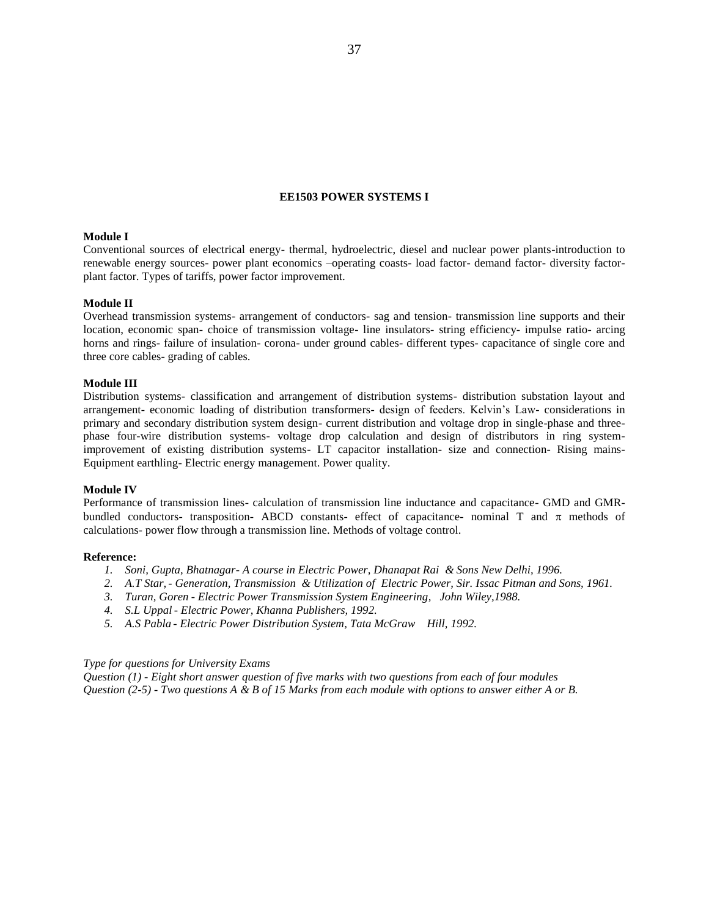## EE1503 POWER SYSTEMS I

**Module I**

Conventional sources of electrical energy- thermal, hydroelectric, diesel and nuclear power plants-introduction to renewable energy sources- power plant economics –operating coasts- load factor- demand factor- diversity factor- plant factor. Types of tariffs, power factor improvement.

**Module II**

Overhead transmission systems- arrangement of conductors- sag and tension- transmission line supports and their location, economic span- choice of transmission voltage- line insulators- string efficiency- impulse ratio- arcing horns and rings- failure of insulation- corona- under ground cables- different types- capacitance of single core and three core cables- grading of cables.

**Module III**

Distribution systems- classification and arrangement of distribution systems- distribution substation layout and arrangement- economic loading of distribution transformers- design of feeders. Kelvin's Law- considerations in primary and secondary distribution system design- current distribution and voltage drop in single-phase and three-phase four-wire distribution systems- voltage drop calculation and design of distributors in ring system- improvement of existing distribution systems- LT capacitor installation- size and connection- Rising mains- Equipment earthling- Electric energy management. Power quality.

**Module IV**

Performance of transmission lines- calculation of transmission line inductance and capacitance- GMD and GMR- bundled conductors- transposition- ABCD constants- effect of capacitance- nominal T and $\pi$ methods of calculations- power flow through a transmission line. Methods of voltage control.

**Reference:**

1. *Soni, Gupta, Bhatnagar- A course in Electric Power, Dhanapat Rai & Sons New Delhi, 1996.*
2. *A.T Star, - Generation, Transmission & Utilization of Electric Power, Sir. Issac Pitman and Sons, 1961.*
3. *Turan, Goren - Electric Power Transmission System Engineering, John Wiley,1988.*
4. *S.L Uppal - Electric Power, Khanna Publishers, 1992.*
5. *A.S Pabla - Electric Power Distribution System, Tata McGraw Hill, 1992.*

*Type for questions for University Exams*

*Question (1) - Eight short answer question of five marks with two questions from each of four modules*

*Question (2-5) - Two questions A & B of 15 Marks from each module with options to answer either A or B.*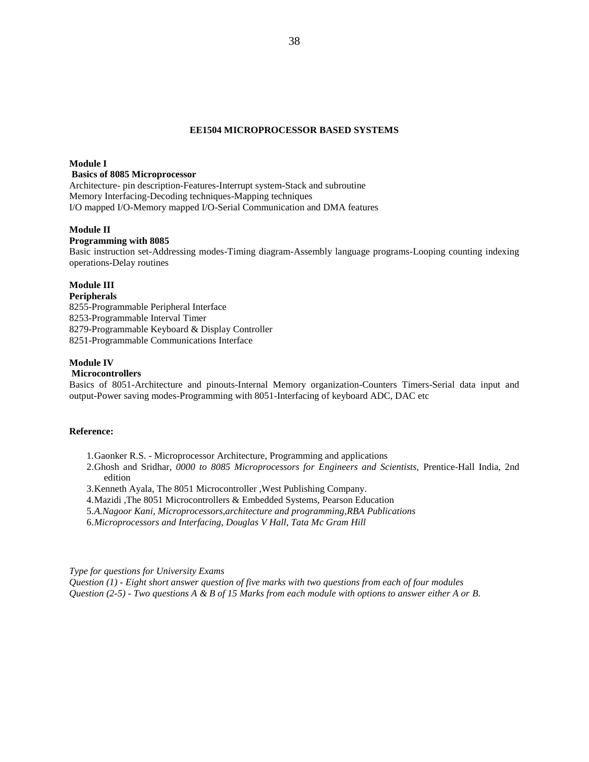## EE1504 MICROPROCESSOR BASED SYSTEMS

**Module I**

**Basics of 8085 Microprocessor**

Architecture- pin description-Features-Interrupt system-Stack and subroutine
Memory Interfacing-Decoding techniques-Mapping techniques
I/O mapped I/O-Memory mapped I/O-Serial Communication and DMA features

**Module II**

**Programming with 8085**

Basic instruction set-Addressing modes-Timing diagram-Assembly language programs-Looping counting indexing operations-Delay routines

**Module III**

**Peripherals**

8255-Programmable Peripheral Interface
8253-Programmable Interval Timer
8279-Programmable Keyboard & Display Controller
8251-Programmable Communications Interface

**Module IV**

**Microcontrollers**

Basics of 8051-Architecture and pinouts-Internal Memory organization-Counters Timers-Serial data input and output-Power saving modes-Programming with 8051-Interfacing of keyboard ADC, DAC etc

**Reference:**

1. Gaonker R.S. - Microprocessor Architecture, Programming and applications
2. Ghosh and Sridhar, *0000 to 8085 Microprocessors for Engineers and Scientists,* Prentice-Hall India, 2nd edition
3. Kenneth Ayala, The 8051 Microcontroller ,West Publishing Company.
4. Mazidi ,The 8051 Microcontrollers & Embedded Systems, Pearson Education
5. *A.Nagoor Kani, Microprocessors,architecture and programming,RBA Publications*
6. *Microprocessors and Interfacing, Douglas V Hall, Tata Mc Gram Hill*

*Type for questions for University Exams*
*Question (1) - Eight short answer question of five marks with two questions from each of four modules*
*Question (2-5) - Two questions A & B of 15 Marks from each module with options to answer either A or B.*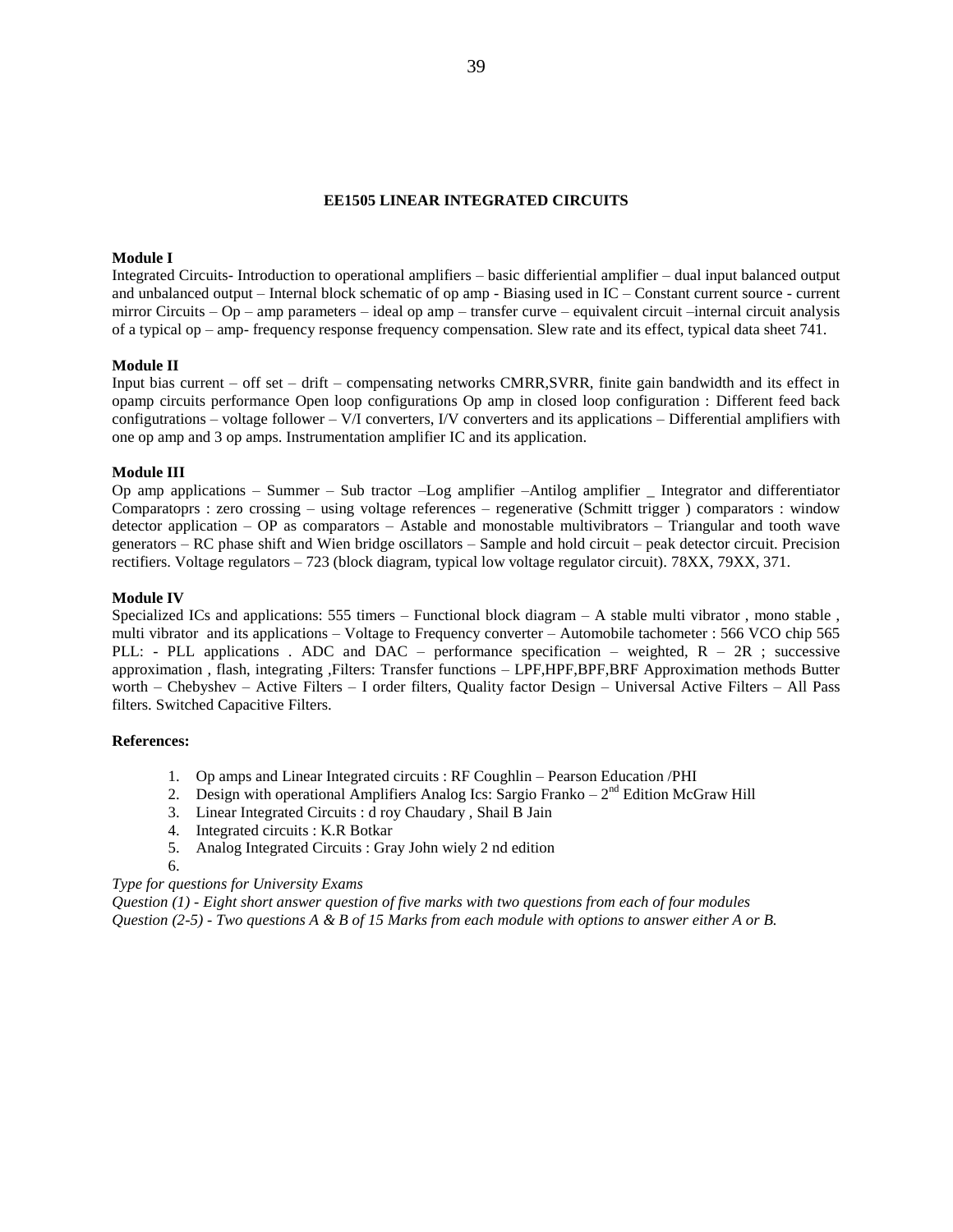## EE1505 LINEAR INTEGRATED CIRCUITS

**Module I**

Integrated Circuits- Introduction to operational amplifiers – basic differiential amplifier – dual input balanced output and unbalanced output – Internal block schematic of op amp - Biasing used in IC – Constant current source - current mirror Circuits – Op – amp parameters – ideal op amp – transfer curve – equivalent circuit –internal circuit analysis of a typical op – amp- frequency response frequency compensation. Slew rate and its effect, typical data sheet 741.

**Module II**

Input bias current – off set – drift – compensating networks CMRR,SVRR, finite gain bandwidth and its effect in opamp circuits performance Open loop configurations Op amp in closed loop configuration : Different feed back configutrations – voltage follower – V/I converters, I/V converters and its applications – Differential amplifiers with one op amp and 3 op amps. Instrumentation amplifier IC and its application.

**Module III**

Op amp applications – Summer – Sub tractor –Log amplifier –Antilog amplifier _ Integrator and differentiator Comparatoprs : zero crossing – using voltage references – regenerative (Schmitt trigger ) comparators : window detector application – OP as comparators – Astable and monostable multivibrators – Triangular and tooth wave generators – RC phase shift and Wien bridge oscillators – Sample and hold circuit – peak detector circuit. Precision rectifiers. Voltage regulators – 723 (block diagram, typical low voltage regulator circuit). 78XX, 79XX, 371.

**Module IV**

Specialized ICs and applications: 555 timers – Functional block diagram – A stable multi vibrator , mono stable , multi vibrator and its applications – Voltage to Frequency converter – Automobile tachometer : 566 VCO chip 565 PLL: - PLL applications . ADC and DAC – performance specification – weighted, R – 2R ; successive approximation , flash, integrating ,Filters: Transfer functions – LPF,HPF,BPF,BRF Approximation methods Butter worth – Chebyshev – Active Filters – I order filters, Quality factor Design – Universal Active Filters – All Pass filters. Switched Capacitive Filters.

**References:**

1. Op amps and Linear Integrated circuits : RF Coughlin – Pearson Education /PHI
2. Design with operational Amplifiers Analog Ics: Sargio Franko – 2nd Edition McGraw Hill
3. Linear Integrated Circuits : d roy Chaudary , Shail B Jain
4. Integrated circuits : K.R Botkar
5. Analog Integrated Circuits : Gray John wiely 2 nd edition
6.

*Type for questions for University Exams*

*Question (1) - Eight short answer question of five marks with two questions from each of four modules*

*Question (2-5) - Two questions A & B of 15 Marks from each module with options to answer either A or B.*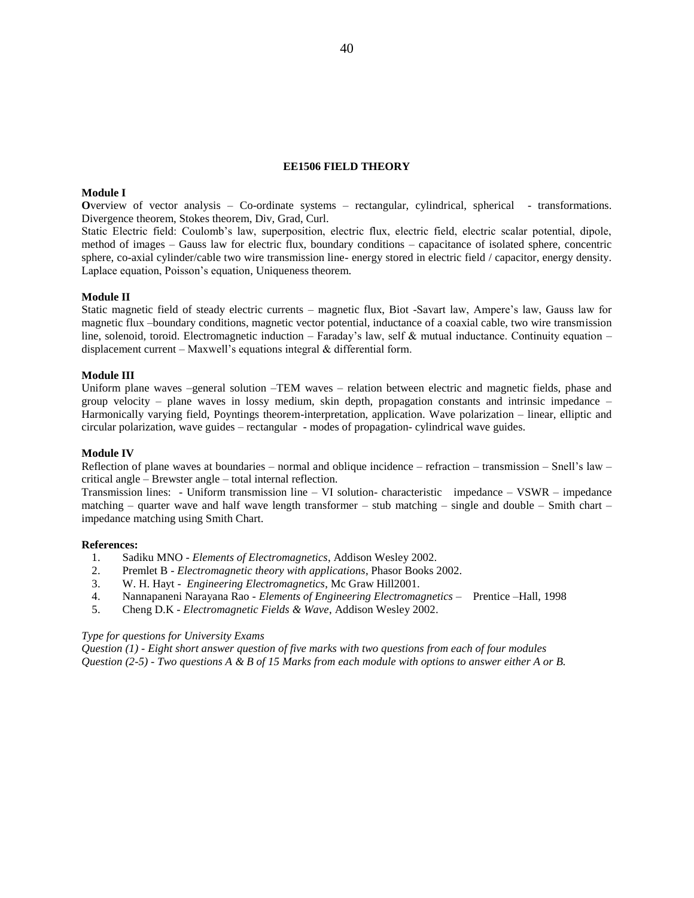## EE1506 FIELD THEORY

**Module I**

**O**verview of vector analysis – Co-ordinate systems – rectangular, cylindrical, spherical - transformations. Divergence theorem, Stokes theorem, Div, Grad, Curl.

Static Electric field: Coulomb's law, superposition, electric flux, electric field, electric scalar potential, dipole, method of images – Gauss law for electric flux, boundary conditions – capacitance of isolated sphere, concentric sphere, co-axial cylinder/cable two wire transmission line- energy stored in electric field / capacitor, energy density. Laplace equation, Poisson's equation, Uniqueness theorem.

**Module II**

Static magnetic field of steady electric currents – magnetic flux, Biot -Savart law, Ampere's law, Gauss law for magnetic flux –boundary conditions, magnetic vector potential, inductance of a coaxial cable, two wire transmission line, solenoid, toroid. Electromagnetic induction – Faraday's law, self & mutual inductance. Continuity equation – displacement current – Maxwell's equations integral & differential form.

**Module III**

Uniform plane waves –general solution –TEM waves – relation between electric and magnetic fields, phase and group velocity – plane waves in lossy medium, skin depth, propagation constants and intrinsic impedance – Harmonically varying field, Poyntings theorem-interpretation, application. Wave polarization – linear, elliptic and circular polarization, wave guides – rectangular - modes of propagation- cylindrical wave guides.

**Module IV**

Reflection of plane waves at boundaries – normal and oblique incidence – refraction – transmission – Snell's law – critical angle – Brewster angle – total internal reflection.

Transmission lines: - Uniform transmission line – VI solution- characteristic impedance – VSWR – impedance matching – quarter wave and half wave length transformer – stub matching – single and double – Smith chart – impedance matching using Smith Chart.

**References:**

1. Sadiku MNO - *Elements of Electromagnetics*, Addison Wesley 2002.
2. Premlet B - *Electromagnetic theory with applications*, Phasor Books 2002.
3. W. H. Hayt - *Engineering Electromagnetics*, Mc Graw Hill2001.
4. Nannapaneni Narayana Rao - *Elements of Engineering Electromagnetics* – Prentice –Hall, 1998
5. Cheng D.K - *Electromagnetic Fields & Wave*, Addison Wesley 2002.

*Type for questions for University Exams*

*Question (1) - Eight short answer question of five marks with two questions from each of four modules*

*Question (2-5) - Two questions A & B of 15 Marks from each module with options to answer either A or B.*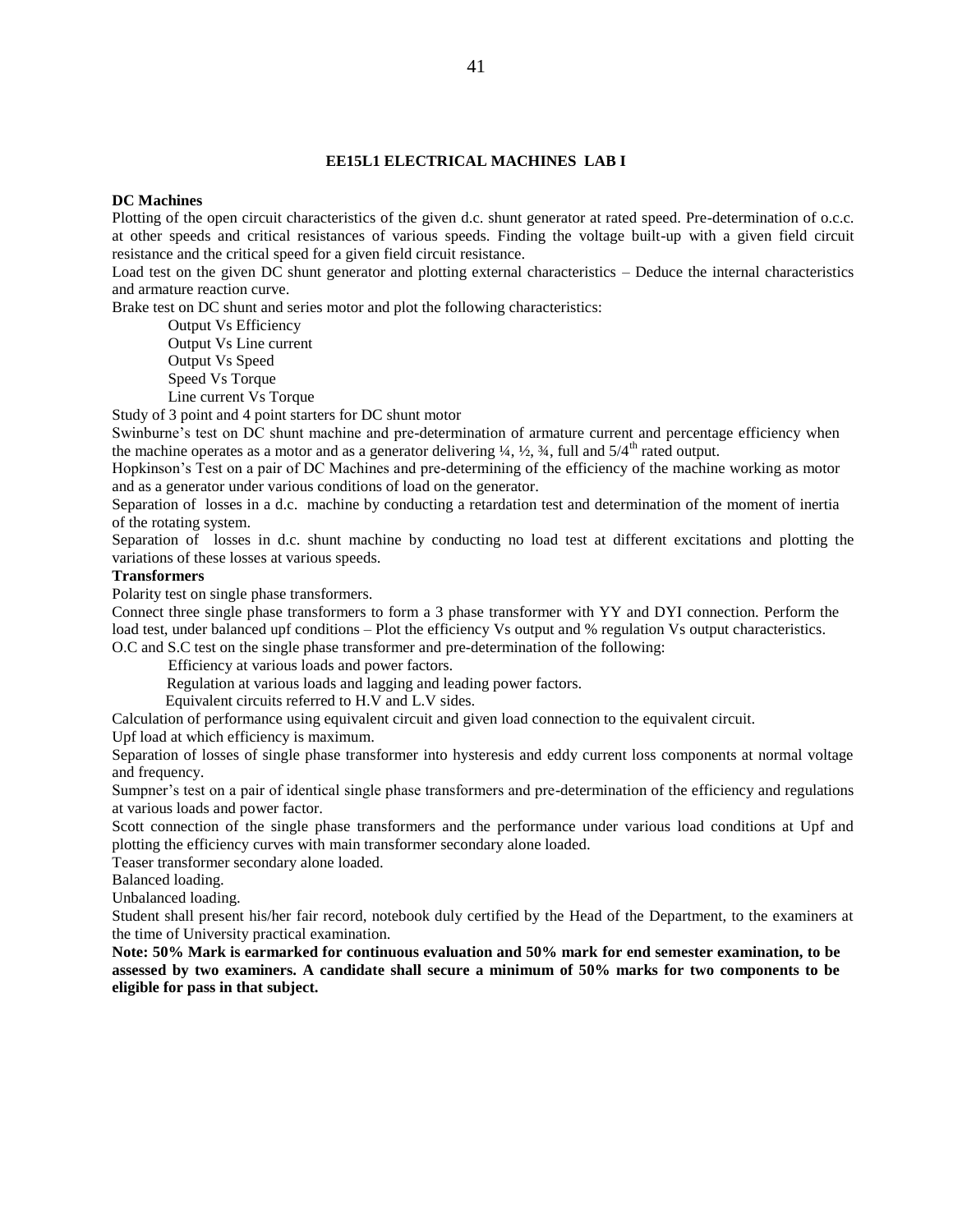# EE15L1 ELECTRICAL MACHINES LAB I

**DC Machines**

Plotting of the open circuit characteristics of the given d.c. shunt generator at rated speed. Pre-determination of o.c.c. at other speeds and critical resistances of various speeds. Finding the voltage built-up with a given field circuit resistance and the critical speed for a given field circuit resistance.

Load test on the given DC shunt generator and plotting external characteristics – Deduce the internal characteristics and armature reaction curve.

Brake test on DC shunt and series motor and plot the following characteristics:

- Output Vs Efficiency
- Output Vs Line current
- Output Vs Speed
- Speed Vs Torque
- Line current Vs Torque

Study of 3 point and 4 point starters for DC shunt motor

Swinburne's test on DC shunt machine and pre-determination of armature current and percentage efficiency when the machine operates as a motor and as a generator delivering ¼, ½, ¾, full and 5/4th rated output.

Hopkinson's Test on a pair of DC Machines and pre-determining of the efficiency of the machine working as motor and as a generator under various conditions of load on the generator.

Separation of losses in a d.c. machine by conducting a retardation test and determination of the moment of inertia of the rotating system.

Separation of losses in d.c. shunt machine by conducting no load test at different excitations and plotting the variations of these losses at various speeds.

**Transformers**

Polarity test on single phase transformers.

Connect three single phase transformers to form a 3 phase transformer with YY and DYI connection. Perform the load test, under balanced upf conditions – Plot the efficiency Vs output and % regulation Vs output characteristics.

O.C and S.C test on the single phase transformer and pre-determination of the following:

- Efficiency at various loads and power factors.
- Regulation at various loads and lagging and leading power factors.
- Equivalent circuits referred to H.V and L.V sides.

Calculation of performance using equivalent circuit and given load connection to the equivalent circuit.

Upf load at which efficiency is maximum.

Separation of losses of single phase transformer into hysteresis and eddy current loss components at normal voltage and frequency.

Sumpner's test on a pair of identical single phase transformers and pre-determination of the efficiency and regulations at various loads and power factor.

Scott connection of the single phase transformers and the performance under various load conditions at Upf and plotting the efficiency curves with main transformer secondary alone loaded.

Teaser transformer secondary alone loaded.

Balanced loading.

Unbalanced loading.

Student shall present his/her fair record, notebook duly certified by the Head of the Department, to the examiners at the time of University practical examination.

**Note: 50% Mark is earmarked for continuous evaluation and 50% mark for end semester examination, to be assessed by two examiners. A candidate shall secure a minimum of 50% marks for two components to be eligible for pass in that subject.**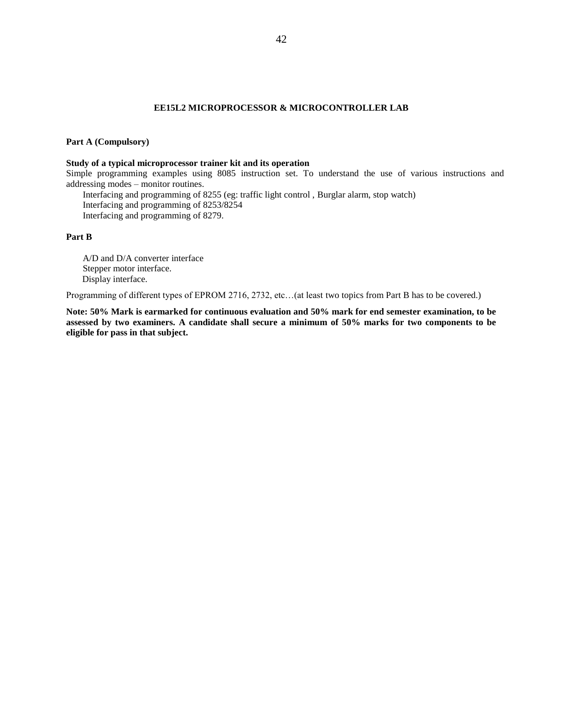## EE15L2 MICROPROCESSOR & MICROCONTROLLER LAB

**Part A (Compulsory)**

**Study of a typical microprocessor trainer kit and its operation**

Simple programming examples using 8085 instruction set. To understand the use of various instructions and addressing modes – monitor routines.

Interfacing and programming of 8255 (eg: traffic light control , Burglar alarm, stop watch)

Interfacing and programming of 8253/8254

Interfacing and programming of 8279.

**Part B**

A/D and D/A converter interface

Stepper motor interface.

Display interface.

Programming of different types of EPROM 2716, 2732, etc…(at least two topics from Part B has to be covered.)

**Note: 50% Mark is earmarked for continuous evaluation and 50% mark for end semester examination, to be assessed by two examiners. A candidate shall secure a minimum of 50% marks for two components to be eligible for pass in that subject.**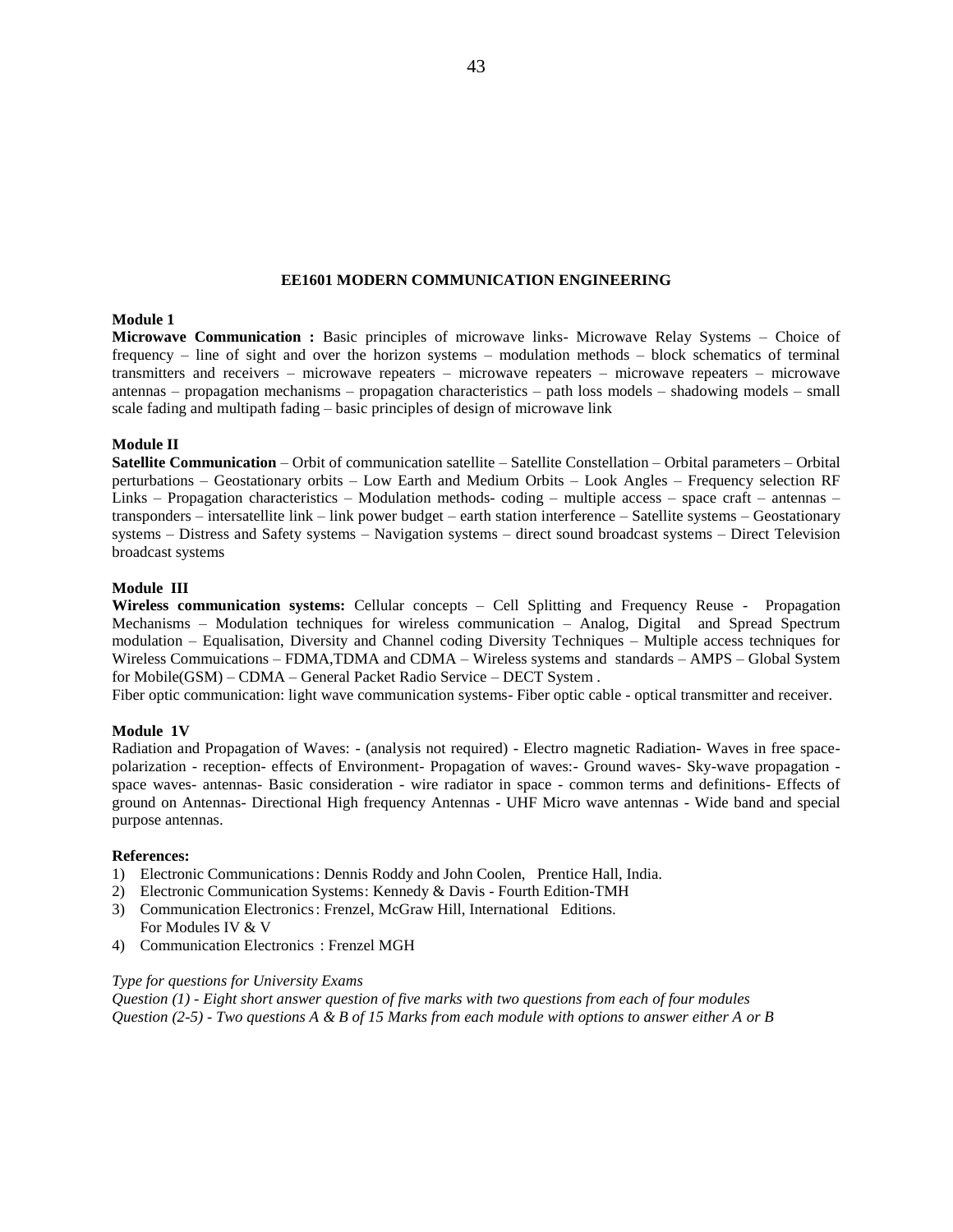## EE1601 MODERN COMMUNICATION ENGINEERING

**Module 1**

**Microwave Communication :** Basic principles of microwave links- Microwave Relay Systems – Choice of frequency – line of sight and over the horizon systems – modulation methods – block schematics of terminal transmitters and receivers – microwave repeaters – microwave repeaters – microwave repeaters – microwave antennas – propagation mechanisms – propagation characteristics – path loss models – shadowing models – small scale fading and multipath fading – basic principles of design of microwave link

**Module II**

**Satellite Communication** – Orbit of communication satellite – Satellite Constellation – Orbital parameters – Orbital perturbations – Geostationary orbits – Low Earth and Medium Orbits – Look Angles – Frequency selection RF Links – Propagation characteristics – Modulation methods- coding – multiple access – space craft – antennas – transponders – intersatellite link – link power budget – earth station interference – Satellite systems – Geostationary systems – Distress and Safety systems – Navigation systems – direct sound broadcast systems – Direct Television broadcast systems

**Module III**

**Wireless communication systems:** Cellular concepts – Cell Splitting and Frequency Reuse - Propagation Mechanisms – Modulation techniques for wireless communication – Analog, Digital and Spread Spectrum modulation – Equalisation, Diversity and Channel coding Diversity Techniques – Multiple access techniques for Wireless Commuications – FDMA,TDMA and CDMA – Wireless systems and standards – AMPS – Global System for Mobile(GSM) – CDMA – General Packet Radio Service – DECT System .

Fiber optic communication: light wave communication systems- Fiber optic cable - optical transmitter and receiver.

**Module 1V**

Radiation and Propagation of Waves: - (analysis not required) - Electro magnetic Radiation- Waves in free space-polarization - reception- effects of Environment- Propagation of waves:- Ground waves- Sky-wave propagation - space waves- antennas- Basic consideration - wire radiator in space - common terms and definitions- Effects of ground on Antennas- Directional High frequency Antennas - UHF Micro wave antennas - Wide band and special purpose antennas.

**References:**

1) Electronic Communications: Dennis Roddy and John Coolen, Prentice Hall, India.
2) Electronic Communication Systems: Kennedy & Davis - Fourth Edition-TMH
3) Communication Electronics: Frenzel, McGraw Hill, International Editions.
   For Modules IV & V
4) Communication Electronics : Frenzel MGH

*Type for questions for University Exams*

*Question (1) - Eight short answer question of five marks with two questions from each of four modules*

*Question (2-5) - Two questions A & B of 15 Marks from each module with options to answer either A or B*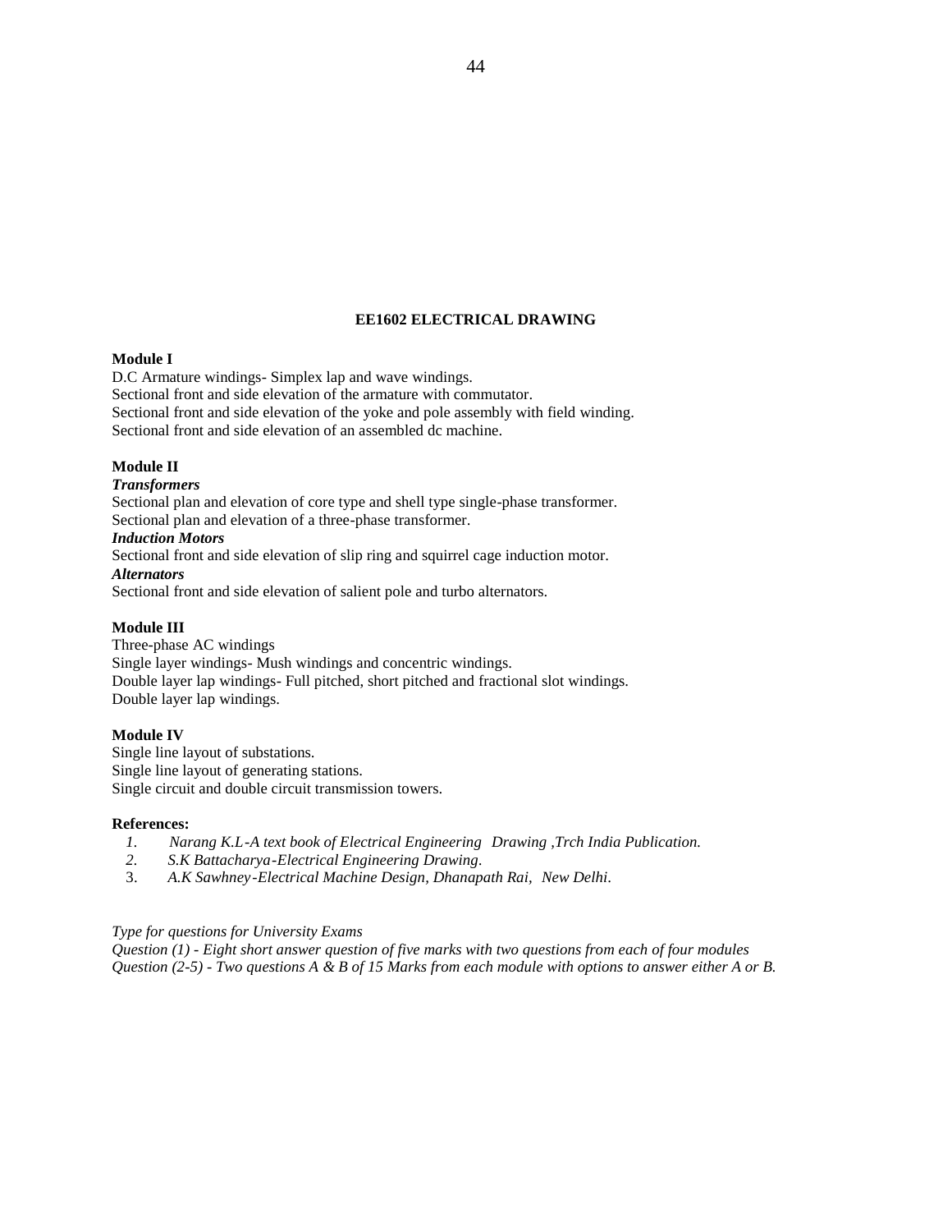## EE1602 ELECTRICAL DRAWING

**Module I**

D.C Armature windings- Simplex lap and wave windings.
Sectional front and side elevation of the armature with commutator.
Sectional front and side elevation of the yoke and pole assembly with field winding.
Sectional front and side elevation of an assembled dc machine.

**Module II**

***Transformers***

Sectional plan and elevation of core type and shell type single-phase transformer.
Sectional plan and elevation of a three-phase transformer.

***Induction Motors***

Sectional front and side elevation of slip ring and squirrel cage induction motor.

***Alternators***

Sectional front and side elevation of salient pole and turbo alternators.

**Module III**

Three-phase AC windings
Single layer windings- Mush windings and concentric windings.
Double layer lap windings- Full pitched, short pitched and fractional slot windings.
Double layer lap windings.

**Module IV**

Single line layout of substations.
Single line layout of generating stations.
Single circuit and double circuit transmission towers.

**References:**

1. *Narang K.L-A text book of Electrical Engineering Drawing ,Trch India Publication.*
2. *S.K Battacharya-Electrical Engineering Drawing.*
3. *A.K Sawhney-Electrical Machine Design, Dhanapath Rai, New Delhi.*

*Type for questions for University Exams*
*Question (1) - Eight short answer question of five marks with two questions from each of four modules*
*Question (2-5) - Two questions A & B of 15 Marks from each module with options to answer either A or B.*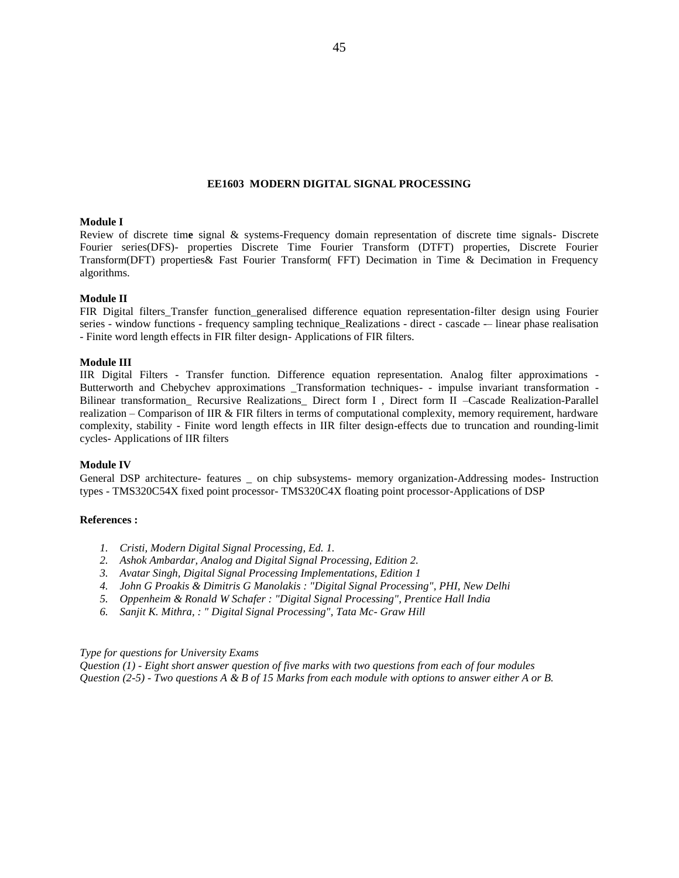## EE1603 MODERN DIGITAL SIGNAL PROCESSING

**Module I**

Review of discrete tim**e** signal & systems-Frequency domain representation of discrete time signals- Discrete Fourier series(DFS)- properties Discrete Time Fourier Transform (DTFT) properties, Discrete Fourier Transform(DFT) properties& Fast Fourier Transform( FFT) Decimation in Time & Decimation in Frequency algorithms.

**Module II**

FIR Digital filters_Transfer function_generalised difference equation representation-filter design using Fourier series - window functions - frequency sampling technique_Realizations - direct - cascade -– linear phase realisation - Finite word length effects in FIR filter design- Applications of FIR filters.

**Module III**

IIR Digital Filters - Transfer function. Difference equation representation. Analog filter approximations - Butterworth and Chebychev approximations _Transformation techniques- - impulse invariant transformation - Bilinear transformation_ Recursive Realizations_ Direct form I , Direct form II –Cascade Realization-Parallel realization – Comparison of IIR & FIR filters in terms of computational complexity, memory requirement, hardware complexity, stability - Finite word length effects in IIR filter design-effects due to truncation and rounding-limit cycles- Applications of IIR filters

**Module IV**

General DSP architecture- features _ on chip subsystems- memory organization-Addressing modes- Instruction types - TMS320C54X fixed point processor- TMS320C4X floating point processor-Applications of DSP

**References :**

1. *Cristi, Modern Digital Signal Processing, Ed. 1.*
2. *Ashok Ambardar, Analog and Digital Signal Processing, Edition 2.*
3. *Avatar Singh, Digital Signal Processing Implementations, Edition 1*
4. *John G Proakis & Dimitris G Manolakis : "Digital Signal Processing", PHI, New Delhi*
5. *Oppenheim & Ronald W Schafer : "Digital Signal Processing", Prentice Hall India*
6. *Sanjit K. Mithra, : " Digital Signal Processing", Tata Mc- Graw Hill*

*Type for questions for University Exams*
*Question (1) - Eight short answer question of five marks with two questions from each of four modules*
*Question (2-5) - Two questions A & B of 15 Marks from each module with options to answer either A or B.*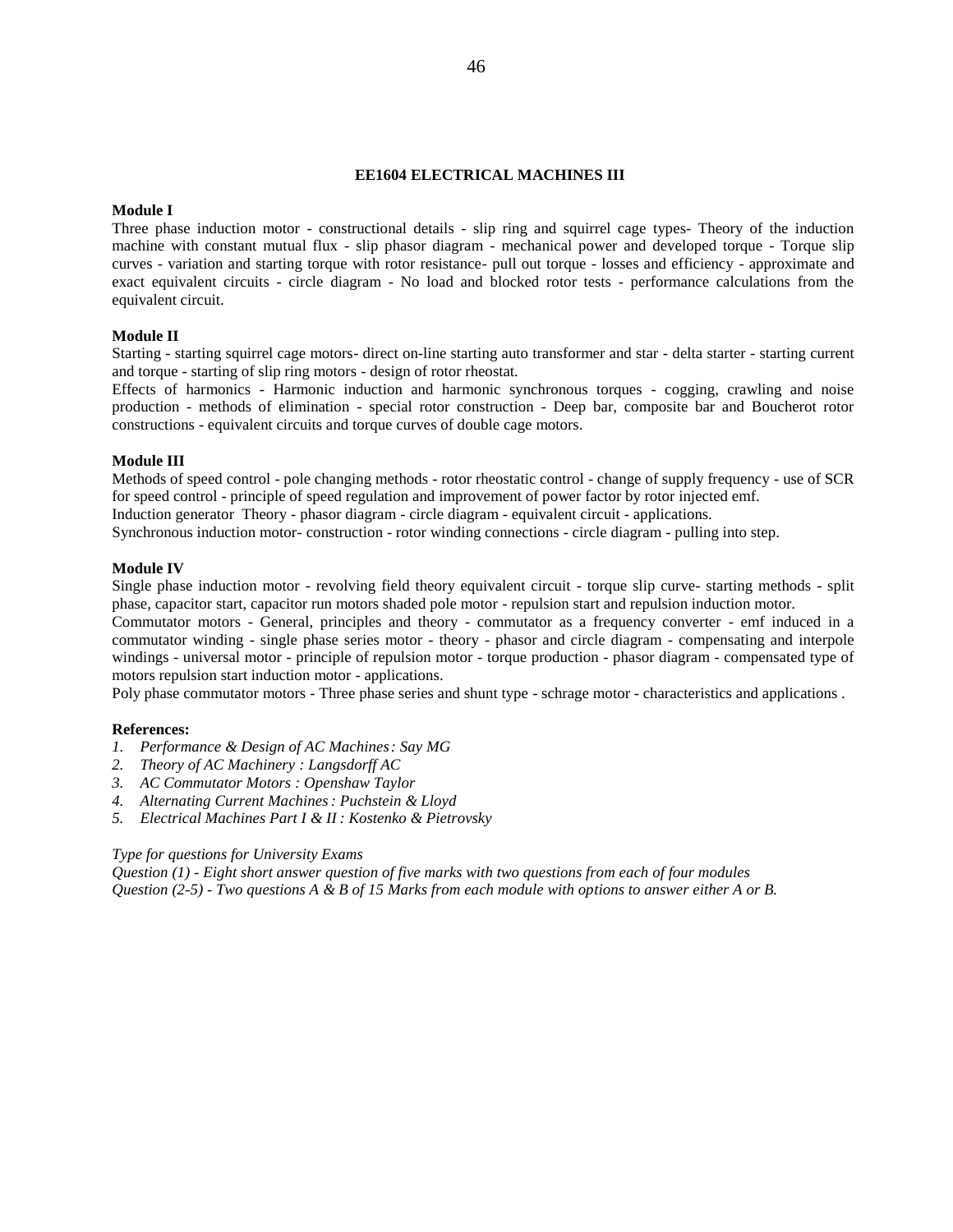## EE1604 ELECTRICAL MACHINES III

**Module I**

Three phase induction motor - constructional details - slip ring and squirrel cage types- Theory of the induction machine with constant mutual flux - slip phasor diagram - mechanical power and developed torque - Torque slip curves - variation and starting torque with rotor resistance- pull out torque - losses and efficiency - approximate and exact equivalent circuits - circle diagram - No load and blocked rotor tests - performance calculations from the equivalent circuit.

**Module II**

Starting - starting squirrel cage motors- direct on-line starting auto transformer and star - delta starter - starting current and torque - starting of slip ring motors - design of rotor rheostat.

Effects of harmonics - Harmonic induction and harmonic synchronous torques - cogging, crawling and noise production - methods of elimination - special rotor construction - Deep bar, composite bar and Boucherot rotor constructions - equivalent circuits and torque curves of double cage motors.

**Module III**

Methods of speed control - pole changing methods - rotor rheostatic control - change of supply frequency - use of SCR for speed control - principle of speed regulation and improvement of power factor by rotor injected emf.

Induction generator Theory - phasor diagram - circle diagram - equivalent circuit - applications.

Synchronous induction motor- construction - rotor winding connections - circle diagram - pulling into step.

**Module IV**

Single phase induction motor - revolving field theory equivalent circuit - torque slip curve- starting methods - split phase, capacitor start, capacitor run motors shaded pole motor - repulsion start and repulsion induction motor.

Commutator motors - General, principles and theory - commutator as a frequency converter - emf induced in a commutator winding - single phase series motor - theory - phasor and circle diagram - compensating and interpole windings - universal motor - principle of repulsion motor - torque production - phasor diagram - compensated type of motors repulsion start induction motor - applications.

Poly phase commutator motors - Three phase series and shunt type - schrage motor - characteristics and applications .

**References:**

1. *Performance & Design of AC Machines : Say MG*
2. *Theory of AC Machinery : Langsdorff AC*
3. *AC Commutator Motors : Openshaw Taylor*
4. *Alternating Current Machines : Puchstein & Lloyd*
5. *Electrical Machines Part I & II : Kostenko & Pietrovsky*

*Type for questions for University Exams*

*Question (1) - Eight short answer question of five marks with two questions from each of four modules*

*Question (2-5) - Two questions A & B of 15 Marks from each module with options to answer either A or B.*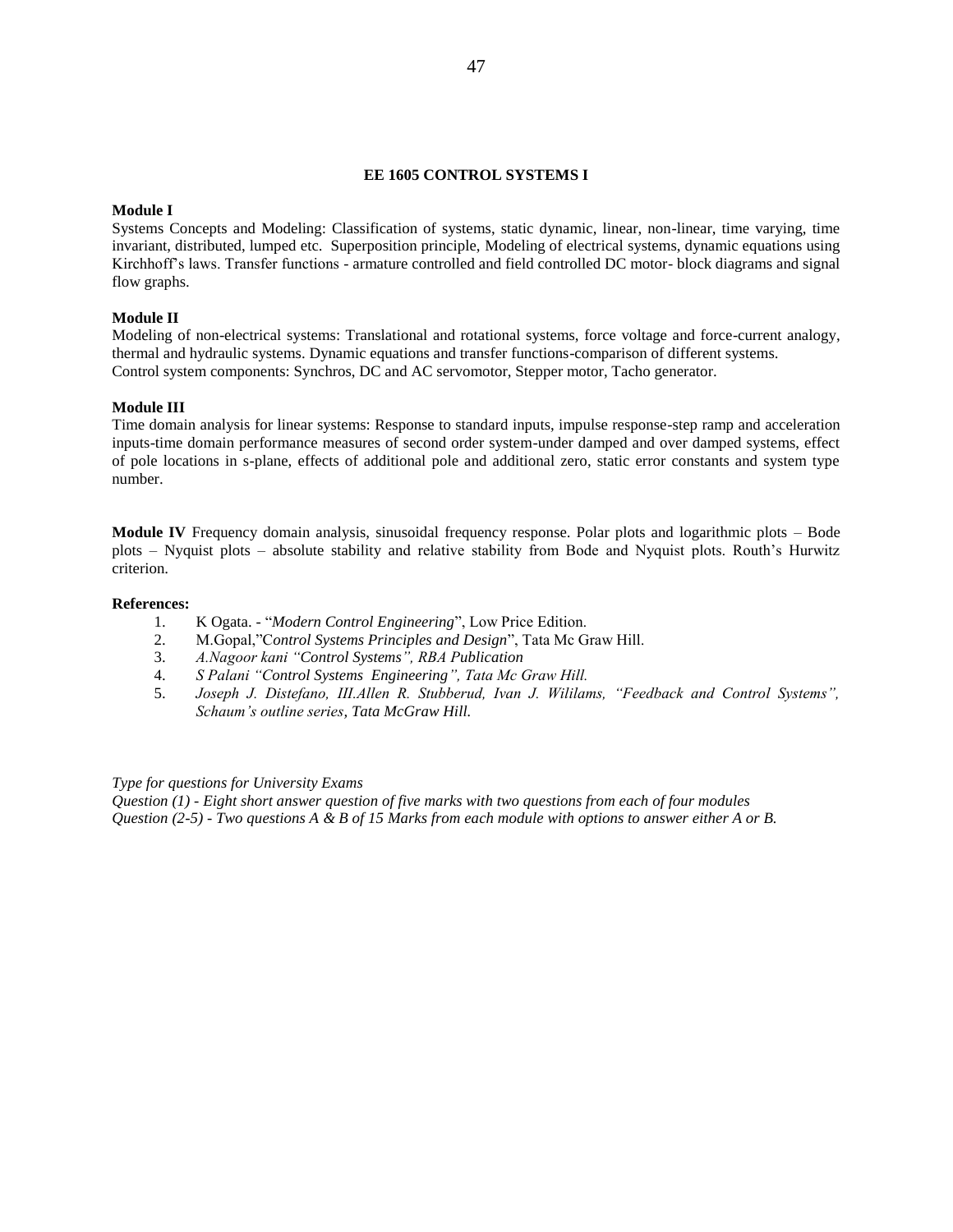## EE 1605 CONTROL SYSTEMS I

**Module I**

Systems Concepts and Modeling: Classification of systems, static dynamic, linear, non-linear, time varying, time invariant, distributed, lumped etc. Superposition principle, Modeling of electrical systems, dynamic equations using Kirchhoff's laws. Transfer functions - armature controlled and field controlled DC motor- block diagrams and signal flow graphs.

**Module II**

Modeling of non-electrical systems: Translational and rotational systems, force voltage and force-current analogy, thermal and hydraulic systems. Dynamic equations and transfer functions-comparison of different systems. Control system components: Synchros, DC and AC servomotor, Stepper motor, Tacho generator.

**Module III**

Time domain analysis for linear systems: Response to standard inputs, impulse response-step ramp and acceleration inputs-time domain performance measures of second order system-under damped and over damped systems, effect of pole locations in s-plane, effects of additional pole and additional zero, static error constants and system type number.

**Module IV** Frequency domain analysis, sinusoidal frequency response. Polar plots and logarithmic plots – Bode plots – Nyquist plots – absolute stability and relative stability from Bode and Nyquist plots. Routh's Hurwitz criterion.

**References:**

1. K Ogata. - "*Modern Control Engineering*", Low Price Edition.
2. M.Gopal,"C*ontrol Systems Principles and Design*", Tata Mc Graw Hill.
3. *A.Nagoor kani "Control Systems", RBA Publication*
4. *S Palani "Control Systems Engineering", Tata Mc Graw Hill.*
5. *Joseph J. Distefano, III.Allen R. Stubberud, Ivan J. Wililams, "Feedback and Control Systems", Schaum's outline series, Tata McGraw Hill.*

*Type for questions for University Exams*
*Question (1) - Eight short answer question of five marks with two questions from each of four modules*
*Question (2-5) - Two questions A & B of 15 Marks from each module with options to answer either A or B.*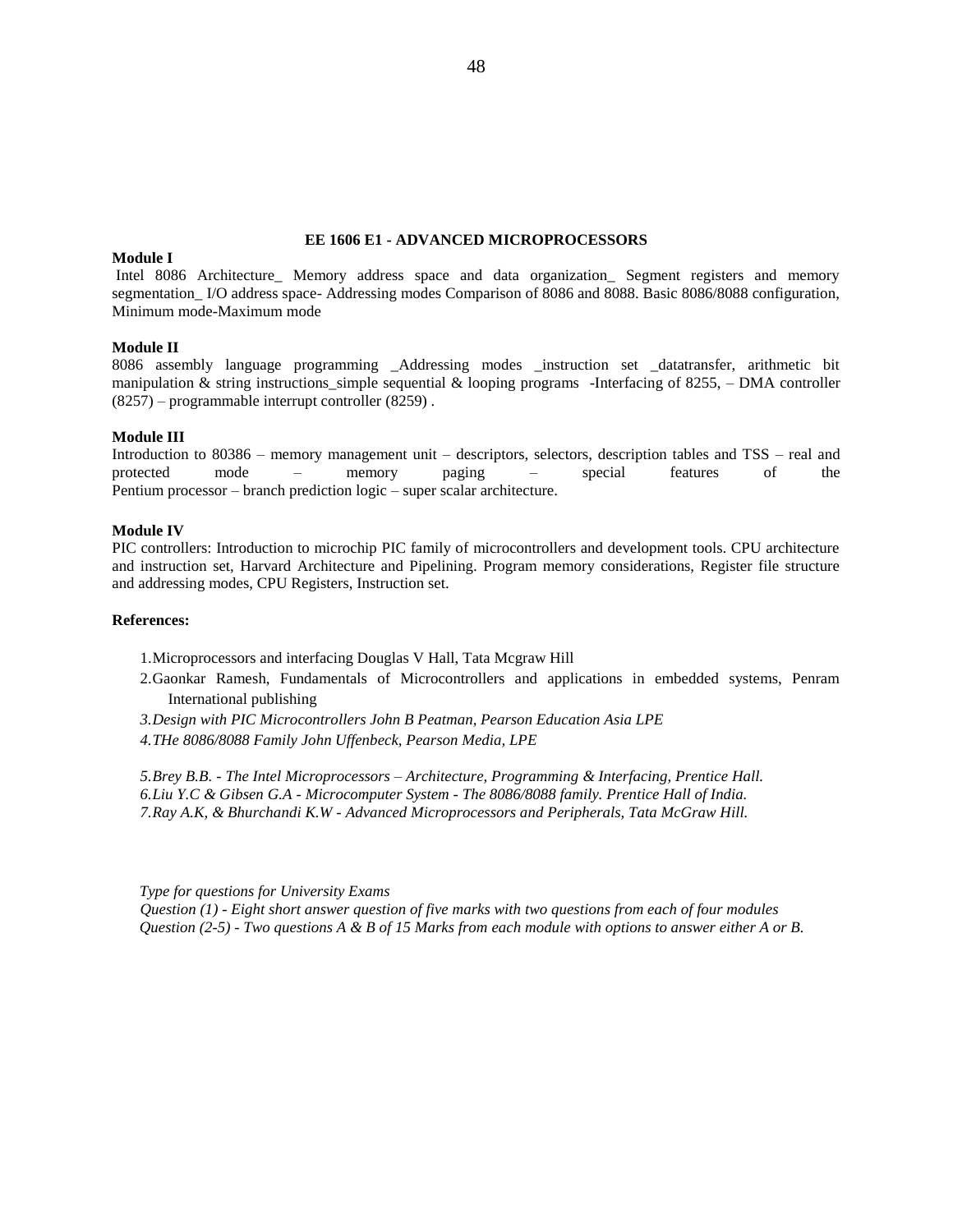## EE 1606 E1 - ADVANCED MICROPROCESSORS

**Module I**

Intel 8086 Architecture_ Memory address space and data organization_ Segment registers and memory segmentation_ I/O address space- Addressing modes Comparison of 8086 and 8088. Basic 8086/8088 configuration, Minimum mode-Maximum mode

**Module II**

8086 assembly language programming _Addressing modes _instruction set _datatransfer, arithmetic bit manipulation & string instructions_simple sequential & looping programs -Interfacing of 8255, – DMA controller (8257) – programmable interrupt controller (8259) .

**Module III**

Introduction to 80386 – memory management unit – descriptors, selectors, description tables and TSS – real and protected mode – memory paging – special features of the Pentium processor – branch prediction logic – super scalar architecture.

**Module IV**

PIC controllers: Introduction to microchip PIC family of microcontrollers and development tools. CPU architecture and instruction set, Harvard Architecture and Pipelining. Program memory considerations, Register file structure and addressing modes, CPU Registers, Instruction set.

**References:**

1. Microprocessors and interfacing Douglas V Hall, Tata Mcgraw Hill
2. Gaonkar Ramesh, Fundamentals of Microcontrollers and applications in embedded systems, Penram International publishing
3. *Design with PIC Microcontrollers John B Peatman, Pearson Education Asia LPE*
4. *THe 8086/8088 Family John Uffenbeck, Pearson Media, LPE*
5. *Brey B.B. - The Intel Microprocessors – Architecture, Programming & Interfacing, Prentice Hall.*
6. *Liu Y.C & Gibsen G.A - Microcomputer System - The 8086/8088 family. Prentice Hall of India.*
7. *Ray A.K, & Bhurchandi K.W - Advanced Microprocessors and Peripherals, Tata McGraw Hill.*

*Type for questions for University Exams*
*Question (1) - Eight short answer question of five marks with two questions from each of four modules*
*Question (2-5) - Two questions A & B of 15 Marks from each module with options to answer either A or B.*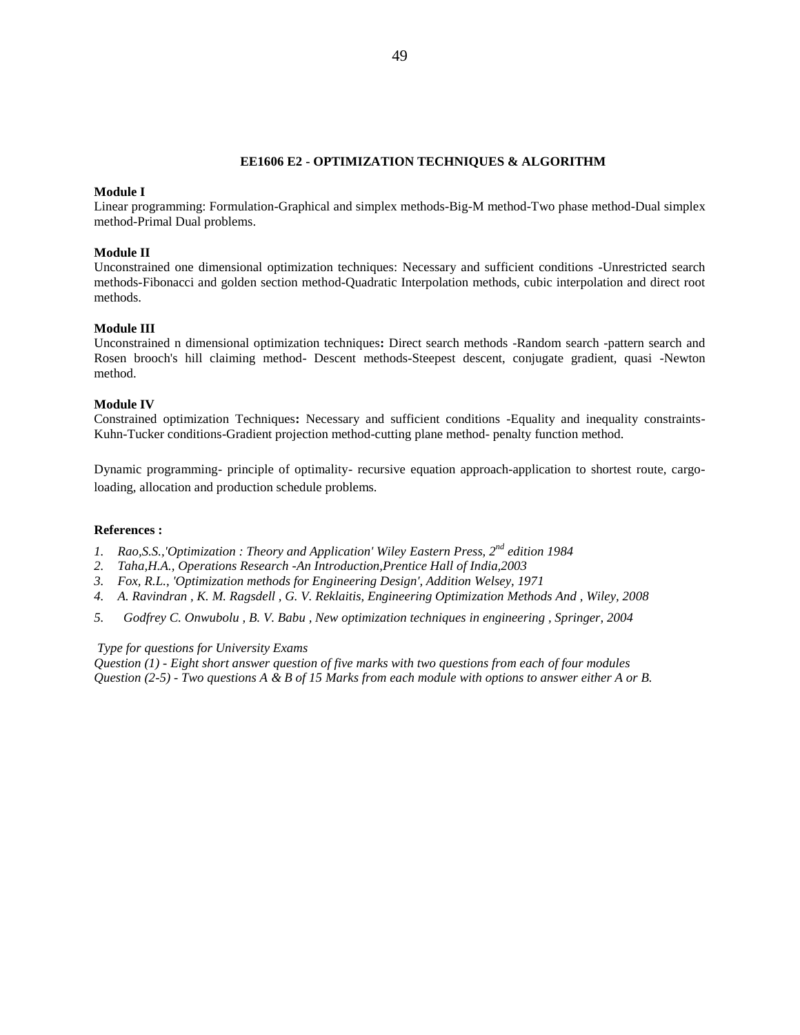## EE1606 E2 - OPTIMIZATION TECHNIQUES & ALGORITHM

**Module I**

Linear programming: Formulation-Graphical and simplex methods-Big-M method-Two phase method-Dual simplex method-Primal Dual problems.

**Module II**

Unconstrained one dimensional optimization techniques: Necessary and sufficient conditions -Unrestricted search methods-Fibonacci and golden section method-Quadratic Interpolation methods, cubic interpolation and direct root methods.

**Module III**

Unconstrained n dimensional optimization techniques**:** Direct search methods -Random search -pattern search and Rosen brooch's hill claiming method- Descent methods-Steepest descent, conjugate gradient, quasi -Newton method.

**Module IV**

Constrained optimization Techniques**:** Necessary and sufficient conditions -Equality and inequality constraints-Kuhn-Tucker conditions-Gradient projection method-cutting plane method- penalty function method.

Dynamic programming- principle of optimality- recursive equation approach-application to shortest route, cargo-loading, allocation and production schedule problems.

**References :**

1. *Rao,S.S.,'Optimization : Theory and Application' Wiley Eastern Press, 2nd edition 1984*
2. *Taha,H.A., Operations Research -An Introduction,Prentice Hall of India,2003*
3. *Fox, R.L., 'Optimization methods for Engineering Design', Addition Welsey, 1971*
4. *A. Ravindran , K. M. Ragsdell , G. V. Reklaitis, Engineering Optimization Methods And , Wiley, 2008*
5. *Godfrey C. Onwubolu , B. V. Babu , New optimization techniques in engineering , Springer, 2004*

*Type for questions for University Exams*

*Question (1) - Eight short answer question of five marks with two questions from each of four modules*

*Question (2-5) - Two questions A & B of 15 Marks from each module with options to answer either A or B.*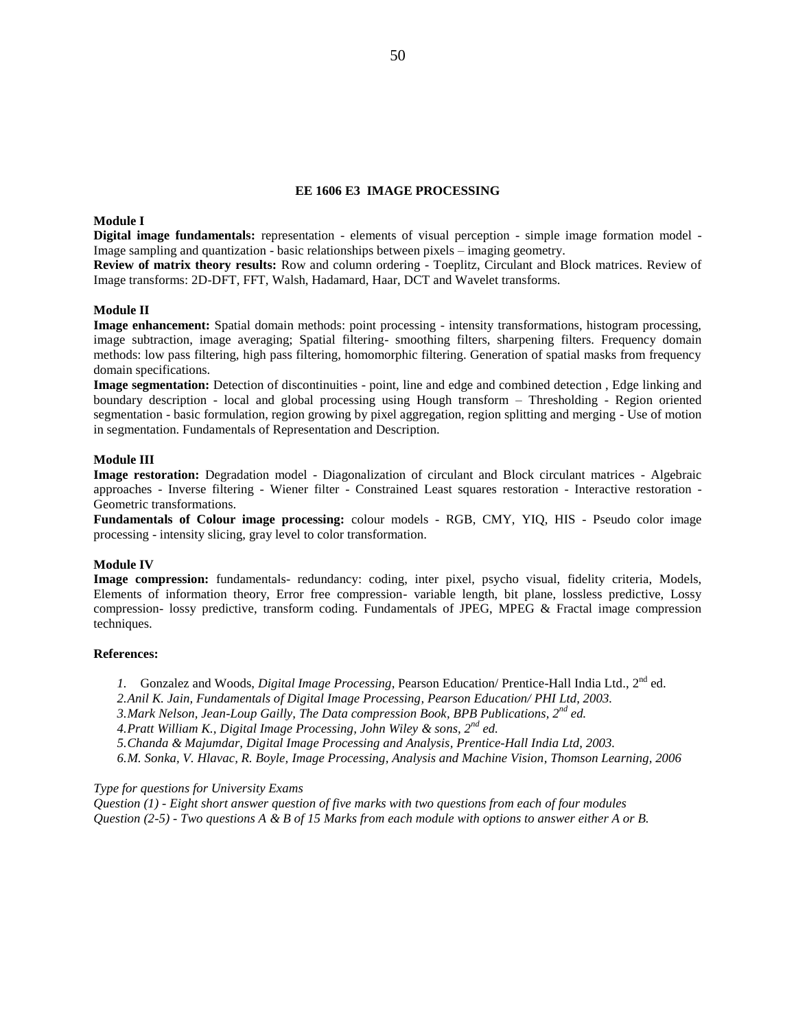## EE 1606 E3 IMAGE PROCESSING

**Module I**

**Digital image fundamentals:** representation - elements of visual perception - simple image formation model - Image sampling and quantization - basic relationships between pixels – imaging geometry.

**Review of matrix theory results:** Row and column ordering - Toeplitz, Circulant and Block matrices. Review of Image transforms: 2D-DFT, FFT, Walsh, Hadamard, Haar, DCT and Wavelet transforms.

**Module II**

**Image enhancement:** Spatial domain methods: point processing - intensity transformations, histogram processing, image subtraction, image averaging; Spatial filtering- smoothing filters, sharpening filters. Frequency domain methods: low pass filtering, high pass filtering, homomorphic filtering. Generation of spatial masks from frequency domain specifications.

**Image segmentation:** Detection of discontinuities - point, line and edge and combined detection , Edge linking and boundary description - local and global processing using Hough transform – Thresholding - Region oriented segmentation - basic formulation, region growing by pixel aggregation, region splitting and merging - Use of motion in segmentation. Fundamentals of Representation and Description.

**Module III**

**Image restoration:** Degradation model - Diagonalization of circulant and Block circulant matrices - Algebraic approaches - Inverse filtering - Wiener filter - Constrained Least squares restoration - Interactive restoration - Geometric transformations.

**Fundamentals of Colour image processing:** colour models - RGB, CMY, YIQ, HIS - Pseudo color image processing - intensity slicing, gray level to color transformation.

**Module IV**

**Image compression:** fundamentals- redundancy: coding, inter pixel, psycho visual, fidelity criteria, Models, Elements of information theory, Error free compression- variable length, bit plane, lossless predictive, Lossy compression- lossy predictive, transform coding. Fundamentals of JPEG, MPEG & Fractal image compression techniques.

**References:**

1. Gonzalez and Woods, *Digital Image Processing*, Pearson Education/ Prentice-Hall India Ltd., 2nd ed.
2. *Anil K. Jain, Fundamentals of Digital Image Processing, Pearson Education/ PHI Ltd, 2003.*
3. *Mark Nelson, Jean-Loup Gailly, The Data compression Book, BPB Publications, 2nd ed.*
4. *Pratt William K., Digital Image Processing, John Wiley & sons, 2nd ed.*
5. *Chanda & Majumdar, Digital Image Processing and Analysis, Prentice-Hall India Ltd, 2003.*
6. *M. Sonka, V. Hlavac, R. Boyle, Image Processing, Analysis and Machine Vision, Thomson Learning, 2006*

*Type for questions for University Exams*

*Question (1) - Eight short answer question of five marks with two questions from each of four modules*

*Question (2-5) - Two questions A & B of 15 Marks from each module with options to answer either A or B.*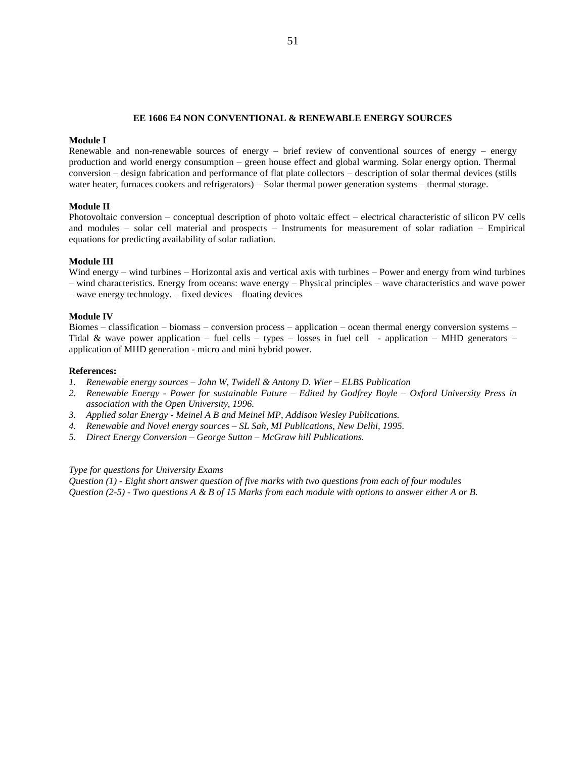## EE 1606 E4 NON CONVENTIONAL & RENEWABLE ENERGY SOURCES

**Module I**

Renewable and non-renewable sources of energy – brief review of conventional sources of energy – energy production and world energy consumption – green house effect and global warming. Solar energy option. Thermal conversion – design fabrication and performance of flat plate collectors – description of solar thermal devices (stills water heater, furnaces cookers and refrigerators) – Solar thermal power generation systems – thermal storage.

**Module II**

Photovoltaic conversion – conceptual description of photo voltaic effect – electrical characteristic of silicon PV cells and modules – solar cell material and prospects – Instruments for measurement of solar radiation – Empirical equations for predicting availability of solar radiation.

**Module III**

Wind energy – wind turbines – Horizontal axis and vertical axis with turbines – Power and energy from wind turbines – wind characteristics. Energy from oceans: wave energy – Physical principles – wave characteristics and wave power – wave energy technology. – fixed devices – floating devices

**Module IV**

Biomes – classification – biomass – conversion process – application – ocean thermal energy conversion systems – Tidal & wave power application – fuel cells – types – losses in fuel cell - application – MHD generators – application of MHD generation - micro and mini hybrid power.

**References:**

1. *Renewable energy sources – John W, Twidell & Antony D. Wier – ELBS Publication*
2. *Renewable Energy - Power for sustainable Future – Edited by Godfrey Boyle – Oxford University Press in association with the Open University, 1996.*
3. *Applied solar Energy - Meinel A B and Meinel MP, Addison Wesley Publications.*
4. *Renewable and Novel energy sources – SL Sah, MI Publications, New Delhi, 1995.*
5. *Direct Energy Conversion – George Sutton – McGraw hill Publications.*

*Type for questions for University Exams*

*Question (1) - Eight short answer question of five marks with two questions from each of four modules*

*Question (2-5) - Two questions A & B of 15 Marks from each module with options to answer either A or B.*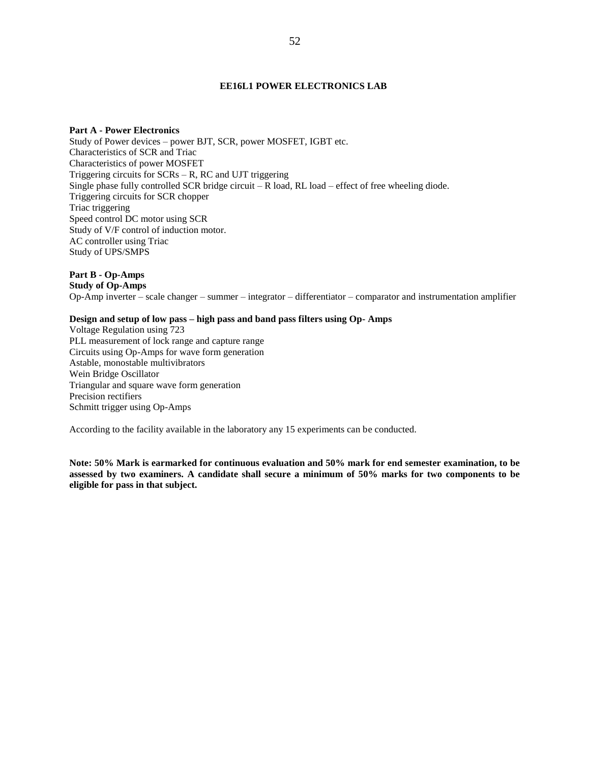## EE16L1 POWER ELECTRONICS LAB

**Part A - Power Electronics**

Study of Power devices – power BJT, SCR, power MOSFET, IGBT etc.
Characteristics of SCR and Triac
Characteristics of power MOSFET
Triggering circuits for SCRs – R, RC and UJT triggering
Single phase fully controlled SCR bridge circuit – R load, RL load – effect of free wheeling diode.
Triggering circuits for SCR chopper
Triac triggering
Speed control DC motor using SCR
Study of V/F control of induction motor.
AC controller using Triac
Study of UPS/SMPS

**Part B - Op-Amps**

**Study of Op-Amps**

Op-Amp inverter – scale changer – summer – integrator – differentiator – comparator and instrumentation amplifier

**Design and setup of low pass – high pass and band pass filters using Op- Amps**

Voltage Regulation using 723
PLL measurement of lock range and capture range
Circuits using Op-Amps for wave form generation
Astable, monostable multivibrators
Wein Bridge Oscillator
Triangular and square wave form generation
Precision rectifiers
Schmitt trigger using Op-Amps

According to the facility available in the laboratory any 15 experiments can be conducted.

**Note: 50% Mark is earmarked for continuous evaluation and 50% mark for end semester examination, to be assessed by two examiners. A candidate shall secure a minimum of 50% marks for two components to be eligible for pass in that subject.**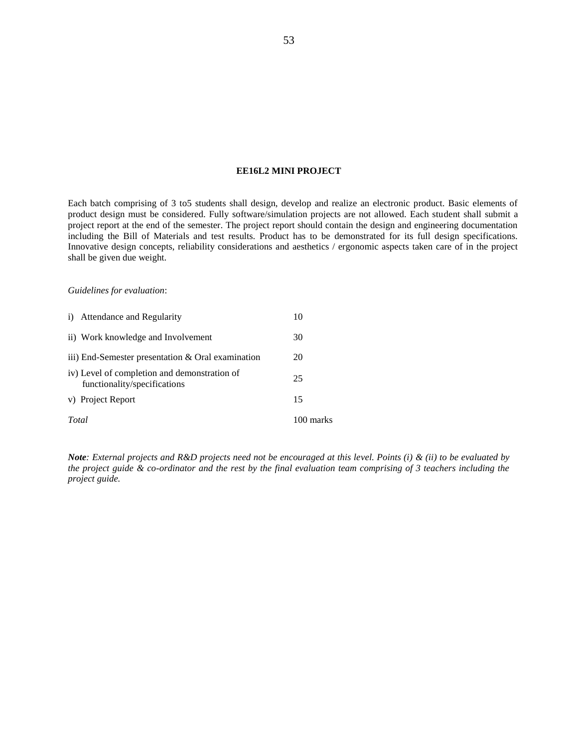## EE16L2 MINI PROJECT

Each batch comprising of 3 to5 students shall design, develop and realize an electronic product. Basic elements of product design must be considered. Fully software/simulation projects are not allowed. Each student shall submit a project report at the end of the semester. The project report should contain the design and engineering documentation including the Bill of Materials and test results. Product has to be demonstrated for its full design specifications. Innovative design concepts, reliability considerations and aesthetics / ergonomic aspects taken care of in the project shall be given due weight.

*Guidelines for evaluation*:

| | |
|---|---|
| i) Attendance and Regularity | 10 |
| ii) Work knowledge and Involvement | 30 |
| iii) End-Semester presentation & Oral examination | 20 |
| iv) Level of completion and demonstration of functionality/specifications | 25 |
| v) Project Report | 15 |
| *Total* | 100 marks |

***Note****: External projects and R&D projects need not be encouraged at this level. Points (i) & (ii) to be evaluated by the project guide & co-ordinator and the rest by the final evaluation team comprising of 3 teachers including the project guide.*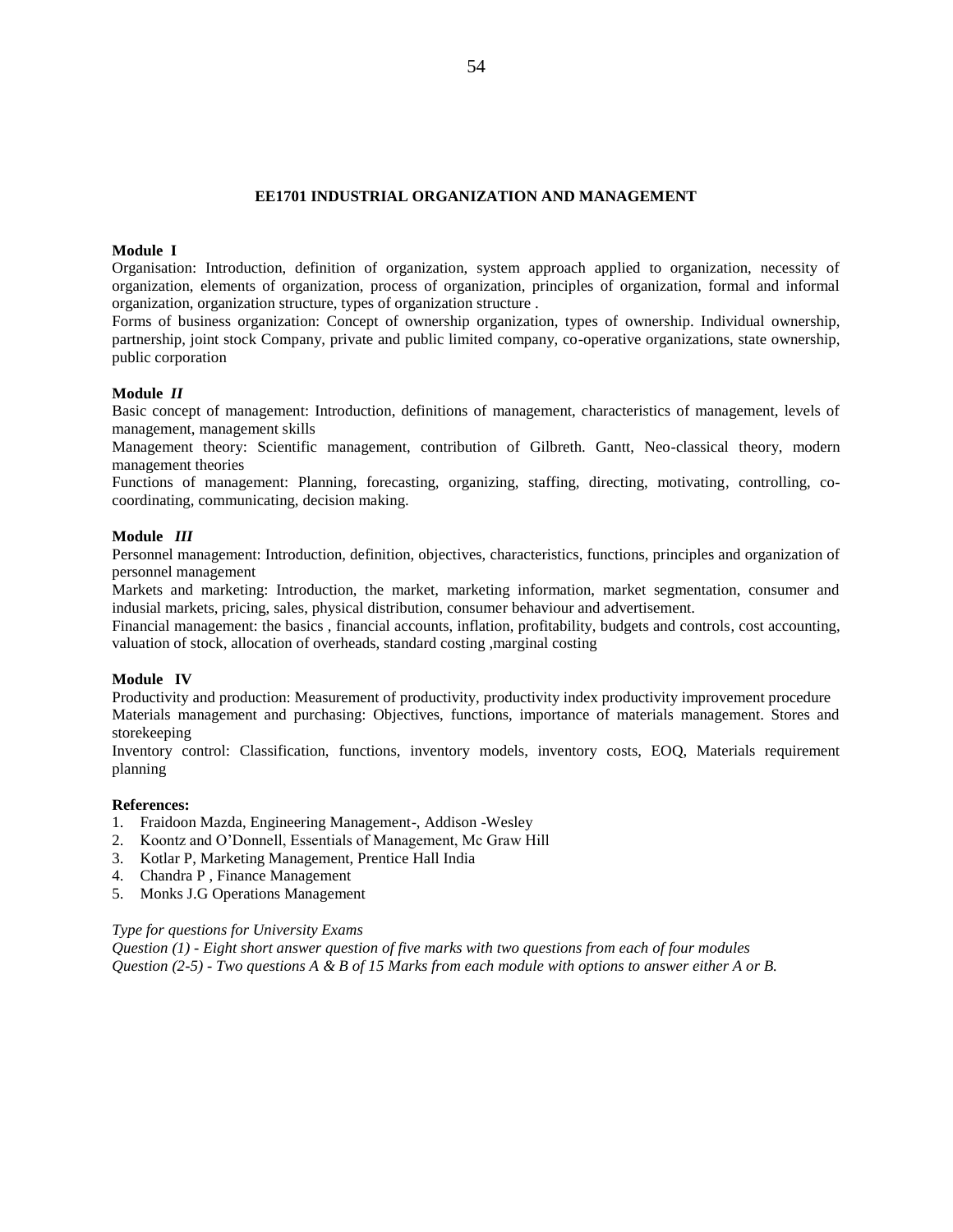## EE1701 INDUSTRIAL ORGANIZATION AND MANAGEMENT

**Module I**

Organisation: Introduction, definition of organization, system approach applied to organization, necessity of organization, elements of organization, process of organization, principles of organization, formal and informal organization, organization structure, types of organization structure .

Forms of business organization: Concept of ownership organization, types of ownership. Individual ownership, partnership, joint stock Company, private and public limited company, co-operative organizations, state ownership, public corporation

**Module *II***

Basic concept of management: Introduction, definitions of management, characteristics of management, levels of management, management skills

Management theory: Scientific management, contribution of Gilbreth. Gantt, Neo-classical theory, modern management theories

Functions of management: Planning, forecasting, organizing, staffing, directing, motivating, controlling, co-coordinating, communicating, decision making.

**Module *III***

Personnel management: Introduction, definition, objectives, characteristics, functions, principles and organization of personnel management

Markets and marketing: Introduction, the market, marketing information, market segmentation, consumer and indusial markets, pricing, sales, physical distribution, consumer behaviour and advertisement.

Financial management: the basics , financial accounts, inflation, profitability, budgets and controls, cost accounting, valuation of stock, allocation of overheads, standard costing ,marginal costing

**Module IV**

Productivity and production: Measurement of productivity, productivity index productivity improvement procedure

Materials management and purchasing: Objectives, functions, importance of materials management. Stores and storekeeping

Inventory control: Classification, functions, inventory models, inventory costs, EOQ, Materials requirement planning

**References:**

1. Fraidoon Mazda, Engineering Management-, Addison -Wesley
2. Koontz and O'Donnell, Essentials of Management, Mc Graw Hill
3. Kotlar P, Marketing Management, Prentice Hall India
4. Chandra P , Finance Management
5. Monks J.G Operations Management

*Type for questions for University Exams*

*Question (1) - Eight short answer question of five marks with two questions from each of four modules*

*Question (2-5) - Two questions A & B of 15 Marks from each module with options to answer either A or B.*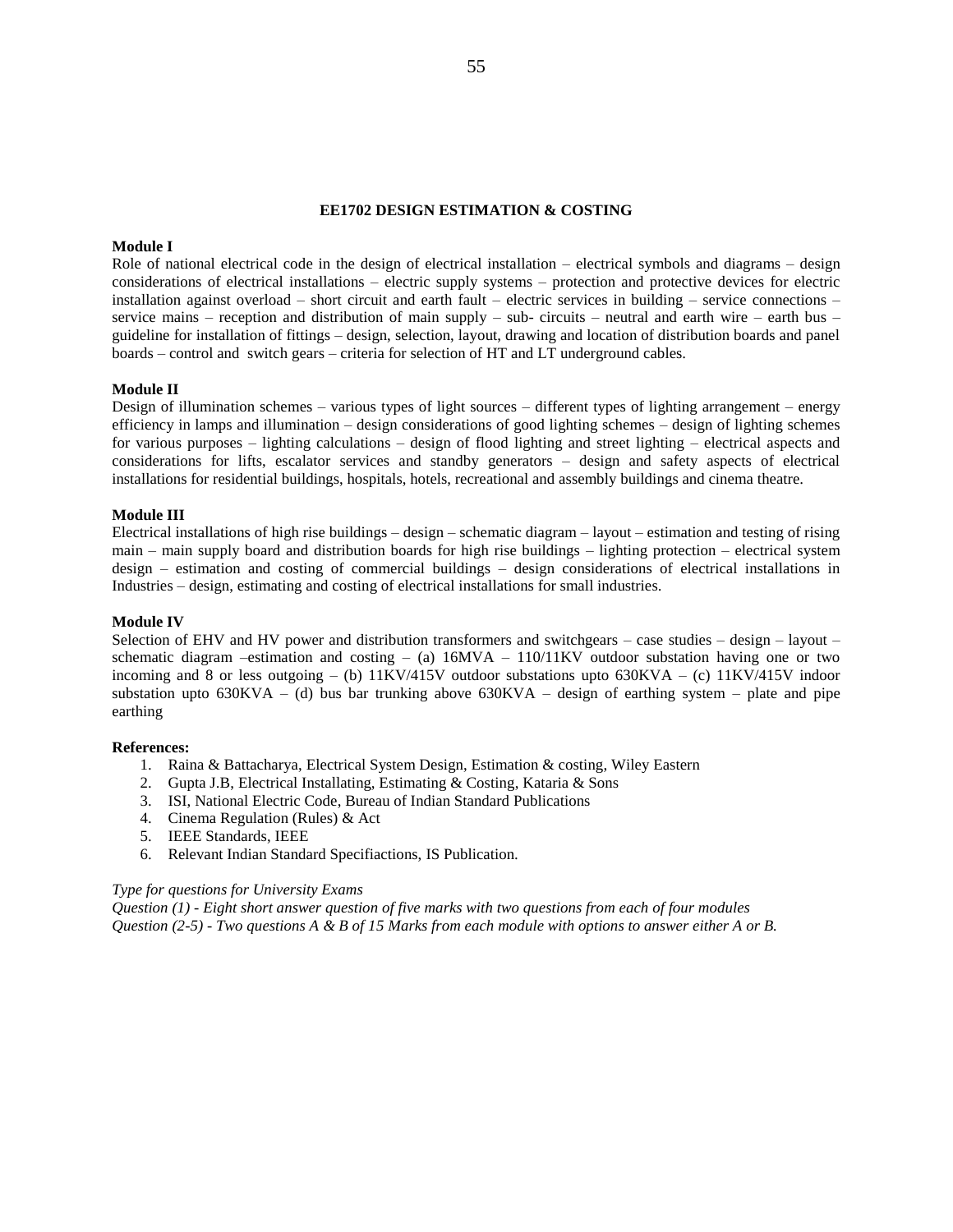## EE1702 DESIGN ESTIMATION & COSTING

**Module I**

Role of national electrical code in the design of electrical installation – electrical symbols and diagrams – design considerations of electrical installations – electric supply systems – protection and protective devices for electric installation against overload – short circuit and earth fault – electric services in building – service connections – service mains – reception and distribution of main supply – sub- circuits – neutral and earth wire – earth bus – guideline for installation of fittings – design, selection, layout, drawing and location of distribution boards and panel boards – control and switch gears – criteria for selection of HT and LT underground cables.

**Module II**

Design of illumination schemes – various types of light sources – different types of lighting arrangement – energy efficiency in lamps and illumination – design considerations of good lighting schemes – design of lighting schemes for various purposes – lighting calculations – design of flood lighting and street lighting – electrical aspects and considerations for lifts, escalator services and standby generators – design and safety aspects of electrical installations for residential buildings, hospitals, hotels, recreational and assembly buildings and cinema theatre.

**Module III**

Electrical installations of high rise buildings – design – schematic diagram – layout – estimation and testing of rising main – main supply board and distribution boards for high rise buildings – lighting protection – electrical system design – estimation and costing of commercial buildings – design considerations of electrical installations in Industries – design, estimating and costing of electrical installations for small industries.

**Module IV**

Selection of EHV and HV power and distribution transformers and switchgears – case studies – design – layout – schematic diagram –estimation and costing – (a) 16MVA – 110/11KV outdoor substation having one or two incoming and 8 or less outgoing – (b) 11KV/415V outdoor substations upto 630KVA – (c) 11KV/415V indoor substation upto 630KVA – (d) bus bar trunking above 630KVA – design of earthing system – plate and pipe earthing

**References:**

1. Raina & Battacharya, Electrical System Design, Estimation & costing, Wiley Eastern
2. Gupta J.B, Electrical Installating, Estimating & Costing, Kataria & Sons
3. ISI, National Electric Code, Bureau of Indian Standard Publications
4. Cinema Regulation (Rules) & Act
5. IEEE Standards, IEEE
6. Relevant Indian Standard Specifiactions, IS Publication.

*Type for questions for University Exams*
*Question (1) - Eight short answer question of five marks with two questions from each of four modules*
*Question (2-5) - Two questions A & B of 15 Marks from each module with options to answer either A or B.*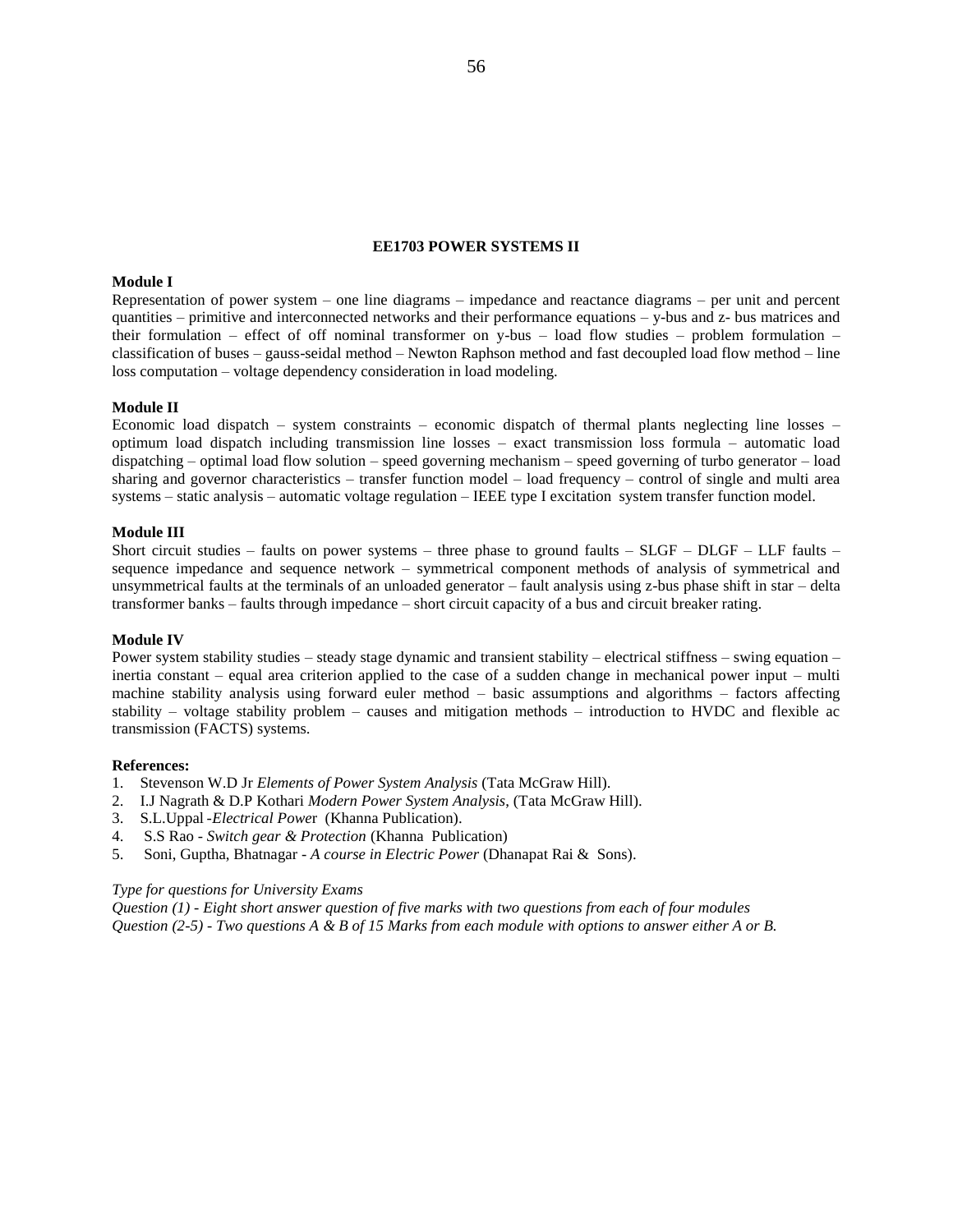## EE1703 POWER SYSTEMS II

**Module I**

Representation of power system – one line diagrams – impedance and reactance diagrams – per unit and percent quantities – primitive and interconnected networks and their performance equations – y-bus and z- bus matrices and their formulation – effect of off nominal transformer on y-bus – load flow studies – problem formulation – classification of buses – gauss-seidal method – Newton Raphson method and fast decoupled load flow method – line loss computation – voltage dependency consideration in load modeling.

**Module II**

Economic load dispatch – system constraints – economic dispatch of thermal plants neglecting line losses – optimum load dispatch including transmission line losses – exact transmission loss formula – automatic load dispatching – optimal load flow solution – speed governing mechanism – speed governing of turbo generator – load sharing and governor characteristics – transfer function model – load frequency – control of single and multi area systems – static analysis – automatic voltage regulation – IEEE type I excitation system transfer function model.

**Module III**

Short circuit studies – faults on power systems – three phase to ground faults – SLGF – DLGF – LLF faults – sequence impedance and sequence network – symmetrical component methods of analysis of symmetrical and unsymmetrical faults at the terminals of an unloaded generator – fault analysis using z-bus phase shift in star – delta transformer banks – faults through impedance – short circuit capacity of a bus and circuit breaker rating.

**Module IV**

Power system stability studies – steady stage dynamic and transient stability – electrical stiffness – swing equation – inertia constant – equal area criterion applied to the case of a sudden change in mechanical power input – multi machine stability analysis using forward euler method – basic assumptions and algorithms – factors affecting stability – voltage stability problem – causes and mitigation methods – introduction to HVDC and flexible ac transmission (FACTS) systems.

**References:**

1. Stevenson W.D Jr *Elements of Power System Analysis* (Tata McGraw Hill).
2. I.J Nagrath & D.P Kothari *Modern Power System Analysis*, (Tata McGraw Hill).
3. S.L.Uppal -*Electrical Powe*r (Khanna Publication).
4. S.S Rao - *Switch gear & Protection* (Khanna Publication)
5. Soni, Guptha, Bhatnagar - *A course in Electric Power* (Dhanapat Rai & Sons).

*Type for questions for University Exams*

*Question (1) - Eight short answer question of five marks with two questions from each of four modules*

*Question (2-5) - Two questions A & B of 15 Marks from each module with options to answer either A or B.*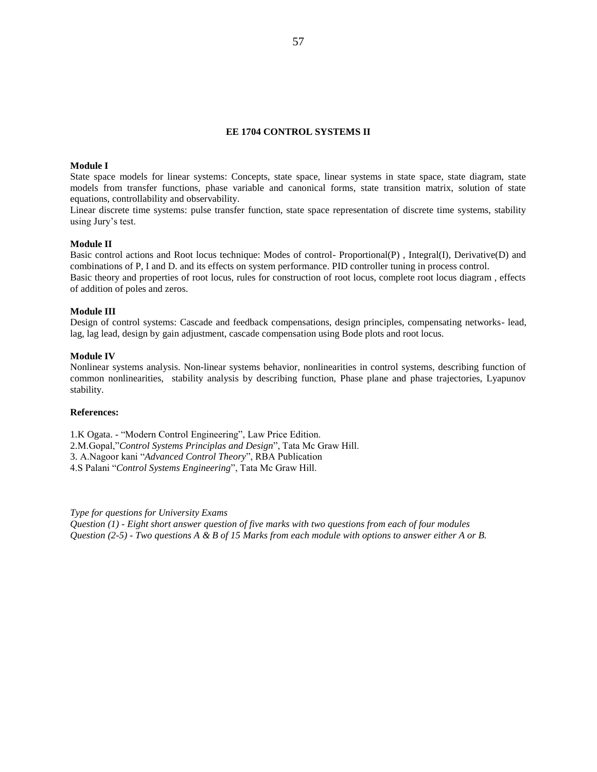## EE 1704 CONTROL SYSTEMS II

**Module I**

State space models for linear systems: Concepts, state space, linear systems in state space, state diagram, state models from transfer functions, phase variable and canonical forms, state transition matrix, solution of state equations, controllability and observability.

Linear discrete time systems: pulse transfer function, state space representation of discrete time systems, stability using Jury's test.

**Module II**

Basic control actions and Root locus technique: Modes of control- Proportional(P) , Integral(I), Derivative(D) and combinations of P, I and D. and its effects on system performance. PID controller tuning in process control.

Basic theory and properties of root locus, rules for construction of root locus, complete root locus diagram , effects of addition of poles and zeros.

**Module III**

Design of control systems: Cascade and feedback compensations, design principles, compensating networks- lead, lag, lag lead, design by gain adjustment, cascade compensation using Bode plots and root locus.

**Module IV**

Nonlinear systems analysis. Non-linear systems behavior, nonlinearities in control systems, describing function of common nonlinearities, stability analysis by describing function, Phase plane and phase trajectories, Lyapunov stability.

**References:**

1.K Ogata. - "Modern Control Engineering", Law Price Edition.
2.M.Gopal,"*Control Systems Principlas and Design*", Tata Mc Graw Hill.
3. A.Nagoor kani "*Advanced Control Theory*", RBA Publication
4.S Palani "*Control Systems Engineering*", Tata Mc Graw Hill.

*Type for questions for University Exams*
*Question (1) - Eight short answer question of five marks with two questions from each of four modules*
*Question (2-5) - Two questions A & B of 15 Marks from each module with options to answer either A or B.*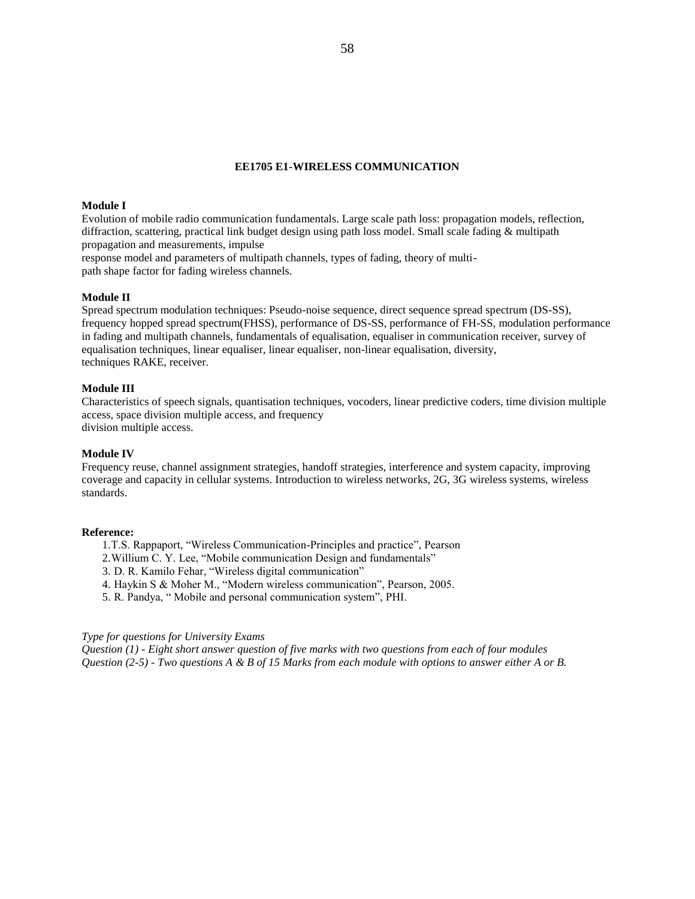## EE1705 E1-WIRELESS COMMUNICATION

**Module I**

Evolution of mobile radio communication fundamentals. Large scale path loss: propagation models, reflection, diffraction, scattering, practical link budget design using path loss model. Small scale fading & multipath propagation and measurements, impulse response model and parameters of multipath channels, types of fading, theory of multi-path shape factor for fading wireless channels.

**Module II**

Spread spectrum modulation techniques: Pseudo-noise sequence, direct sequence spread spectrum (DS-SS), frequency hopped spread spectrum(FHSS), performance of DS-SS, performance of FH-SS, modulation performance in fading and multipath channels, fundamentals of equalisation, equaliser in communication receiver, survey of equalisation techniques, linear equaliser, linear equaliser, non-linear equalisation, diversity, techniques RAKE, receiver.

**Module III**

Characteristics of speech signals, quantisation techniques, vocoders, linear predictive coders, time division multiple access, space division multiple access, and frequency division multiple access.

**Module IV**

Frequency reuse, channel assignment strategies, handoff strategies, interference and system capacity, improving coverage and capacity in cellular systems. Introduction to wireless networks, 2G, 3G wireless systems, wireless standards.

**Reference:**

1. T.S. Rappaport, "Wireless Communication-Principles and practice", Pearson
2. Willium C. Y. Lee, "Mobile communication Design and fundamentals"
3. D. R. Kamilo Fehar, "Wireless digital communication"
4. Haykin S & Moher M., "Modern wireless communication", Pearson, 2005.
5. R. Pandya, " Mobile and personal communication system", PHI.

*Type for questions for University Exams*

*Question (1) - Eight short answer question of five marks with two questions from each of four modules*

*Question (2-5) - Two questions A & B of 15 Marks from each module with options to answer either A or B.*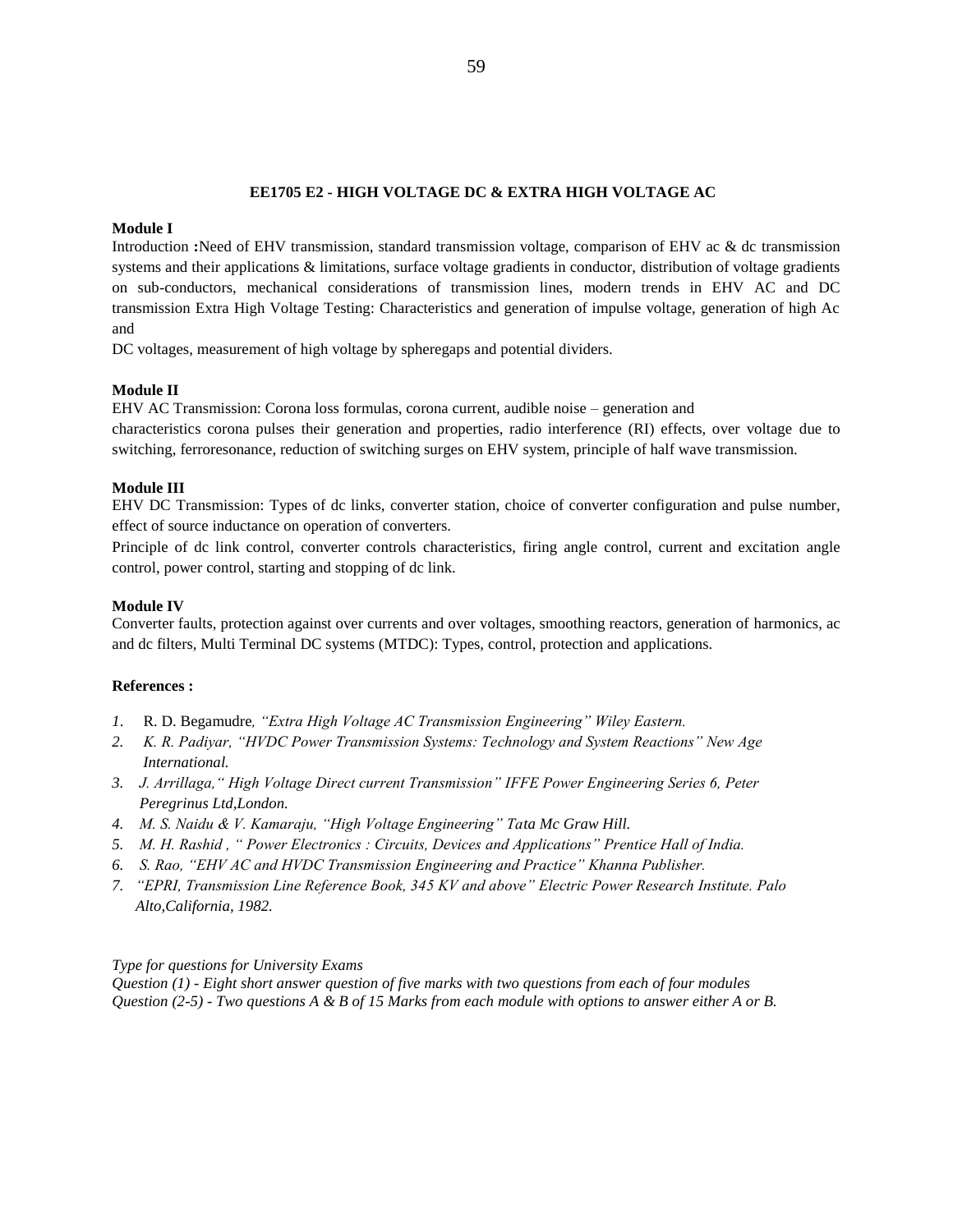## EE1705 E2 - HIGH VOLTAGE DC & EXTRA HIGH VOLTAGE AC

**Module I**

Introduction **:**Need of EHV transmission, standard transmission voltage, comparison of EHV ac & dc transmission systems and their applications & limitations, surface voltage gradients in conductor, distribution of voltage gradients on sub-conductors, mechanical considerations of transmission lines, modern trends in EHV AC and DC transmission Extra High Voltage Testing: Characteristics and generation of impulse voltage, generation of high Ac and

DC voltages, measurement of high voltage by spheregaps and potential dividers.

**Module II**

EHV AC Transmission: Corona loss formulas, corona current, audible noise – generation and characteristics corona pulses their generation and properties, radio interference (RI) effects, over voltage due to switching, ferroresonance, reduction of switching surges on EHV system, principle of half wave transmission.

**Module III**

EHV DC Transmission: Types of dc links, converter station, choice of converter configuration and pulse number, effect of source inductance on operation of converters.

Principle of dc link control, converter controls characteristics, firing angle control, current and excitation angle control, power control, starting and stopping of dc link.

**Module IV**

Converter faults, protection against over currents and over voltages, smoothing reactors, generation of harmonics, ac and dc filters, Multi Terminal DC systems (MTDC): Types, control, protection and applications.

**References :**

1. R. D. Begamudre*, "Extra High Voltage AC Transmission Engineering" Wiley Eastern.*
2. *K. R. Padiyar, "HVDC Power Transmission Systems: Technology and System Reactions" New Age International.*
3. *J. Arrillaga," High Voltage Direct current Transmission" IFFE Power Engineering Series 6, Peter Peregrinus Ltd,London.*
4. *M. S. Naidu & V. Kamaraju, "High Voltage Engineering" Tata Mc Graw Hill.*
5. *M. H. Rashid , " Power Electronics : Circuits, Devices and Applications" Prentice Hall of India.*
6. *S. Rao, "EHV AC and HVDC Transmission Engineering and Practice" Khanna Publisher.*
7. *"EPRI, Transmission Line Reference Book, 345 KV and above" Electric Power Research Institute. Palo Alto,California, 1982.*

*Type for questions for University Exams*

*Question (1) - Eight short answer question of five marks with two questions from each of four modules*

*Question (2-5) - Two questions A & B of 15 Marks from each module with options to answer either A or B.*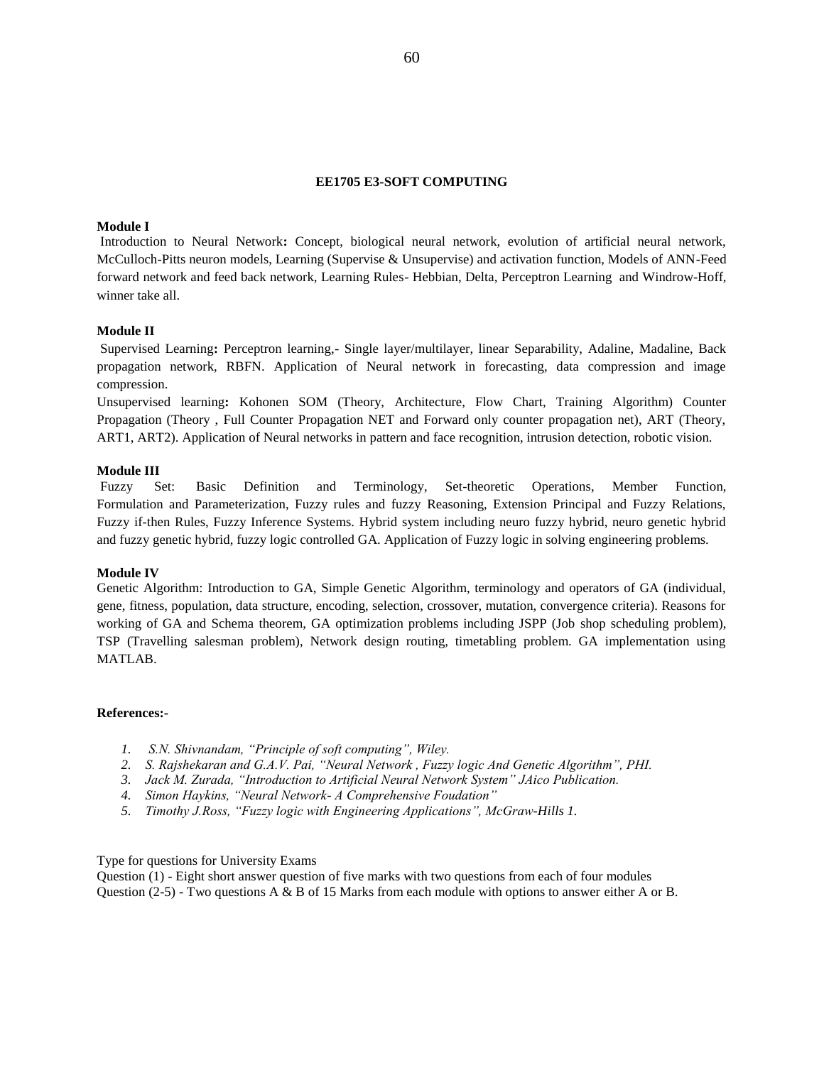## EE1705 E3-SOFT COMPUTING

**Module I**

Introduction to Neural Network**:** Concept, biological neural network, evolution of artificial neural network, McCulloch-Pitts neuron models, Learning (Supervise & Unsupervise) and activation function, Models of ANN-Feed forward network and feed back network, Learning Rules- Hebbian, Delta, Perceptron Learning and Windrow-Hoff, winner take all.

**Module II**

Supervised Learning**:** Perceptron learning,- Single layer/multilayer, linear Separability, Adaline, Madaline, Back propagation network, RBFN. Application of Neural network in forecasting, data compression and image compression.

Unsupervised learning**:** Kohonen SOM (Theory, Architecture, Flow Chart, Training Algorithm) Counter Propagation (Theory , Full Counter Propagation NET and Forward only counter propagation net), ART (Theory, ART1, ART2). Application of Neural networks in pattern and face recognition, intrusion detection, robotic vision.

**Module III**

Fuzzy Set: Basic Definition and Terminology, Set-theoretic Operations, Member Function, Formulation and Parameterization, Fuzzy rules and fuzzy Reasoning, Extension Principal and Fuzzy Relations, Fuzzy if-then Rules, Fuzzy Inference Systems. Hybrid system including neuro fuzzy hybrid, neuro genetic hybrid and fuzzy genetic hybrid, fuzzy logic controlled GA. Application of Fuzzy logic in solving engineering problems.

**Module IV**

Genetic Algorithm: Introduction to GA, Simple Genetic Algorithm, terminology and operators of GA (individual, gene, fitness, population, data structure, encoding, selection, crossover, mutation, convergence criteria). Reasons for working of GA and Schema theorem, GA optimization problems including JSPP (Job shop scheduling problem), TSP (Travelling salesman problem), Network design routing, timetabling problem. GA implementation using MATLAB.

**References:-**

1. *S.N. Shivnandam, "Principle of soft computing", Wiley.*
2. *S. Rajshekaran and G.A.V. Pai, "Neural Network , Fuzzy logic And Genetic Algorithm", PHI.*
3. *Jack M. Zurada, "Introduction to Artificial Neural Network System" JAico Publication.*
4. *Simon Haykins, "Neural Network- A Comprehensive Foudation"*
5. *Timothy J.Ross, "Fuzzy logic with Engineering Applications", McGraw-Hills 1.*

Type for questions for University Exams

Question (1) - Eight short answer question of five marks with two questions from each of four modules

Question (2-5) - Two questions A & B of 15 Marks from each module with options to answer either A or B.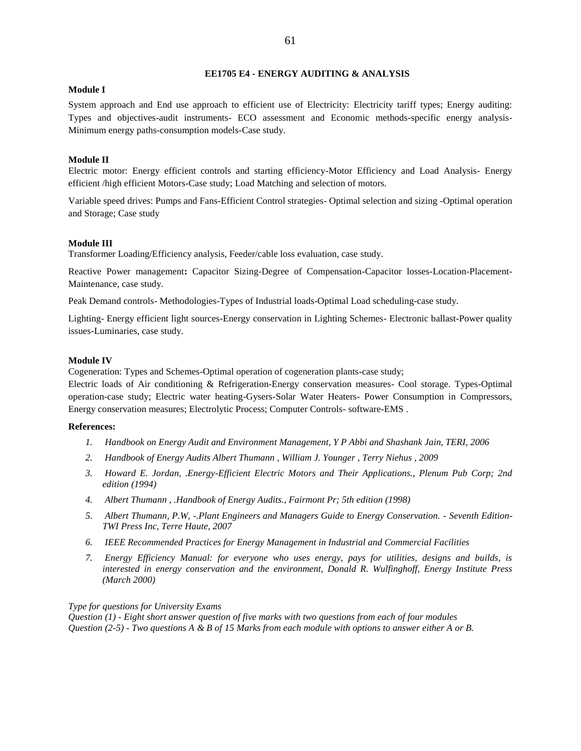## EE1705 E4 - ENERGY AUDITING & ANALYSIS

**Module I**

System approach and End use approach to efficient use of Electricity: Electricity tariff types; Energy auditing: Types and objectives-audit instruments- ECO assessment and Economic methods-specific energy analysis-Minimum energy paths-consumption models-Case study.

**Module II**

Electric motor: Energy efficient controls and starting efficiency-Motor Efficiency and Load Analysis- Energy efficient /high efficient Motors-Case study; Load Matching and selection of motors.

Variable speed drives: Pumps and Fans-Efficient Control strategies- Optimal selection and sizing -Optimal operation and Storage; Case study

**Module III**

Transformer Loading/Efficiency analysis, Feeder/cable loss evaluation, case study.

Reactive Power management**:** Capacitor Sizing-Degree of Compensation-Capacitor losses-Location-Placement-Maintenance, case study.

Peak Demand controls- Methodologies-Types of Industrial loads-Optimal Load scheduling-case study.

Lighting- Energy efficient light sources-Energy conservation in Lighting Schemes- Electronic ballast-Power quality issues-Luminaries, case study.

**Module IV**

Cogeneration: Types and Schemes-Optimal operation of cogeneration plants-case study;
Electric loads of Air conditioning & Refrigeration-Energy conservation measures- Cool storage. Types-Optimal operation-case study; Electric water heating-Gysers-Solar Water Heaters- Power Consumption in Compressors, Energy conservation measures; Electrolytic Process; Computer Controls- software-EMS .

**References:**

1. *Handbook on Energy Audit and Environment Management, Y P Abbi and Shashank Jain, TERI, 2006*
2. *Handbook of Energy Audits Albert Thumann , William J. Younger , Terry Niehus , 2009*
3. *Howard E. Jordan, .Energy-Efficient Electric Motors and Their Applications., Plenum Pub Corp; 2nd edition (1994)*
4. *Albert Thumann , .Handbook of Energy Audits., Fairmont Pr; 5th edition (1998)*
5. *Albert Thumann, P.W, -.Plant Engineers and Managers Guide to Energy Conservation. - Seventh Edition-TWI Press Inc, Terre Haute, 2007*
6. *IEEE Recommended Practices for Energy Management in Industrial and Commercial Facilities*
7. *Energy Efficiency Manual: for everyone who uses energy, pays for utilities, designs and builds, is interested in energy conservation and the environment, Donald R. Wulfinghoff, Energy Institute Press (March 2000)*

*Type for questions for University Exams*
*Question (1) - Eight short answer question of five marks with two questions from each of four modules*
*Question (2-5) - Two questions A & B of 15 Marks from each module with options to answer either A or B.*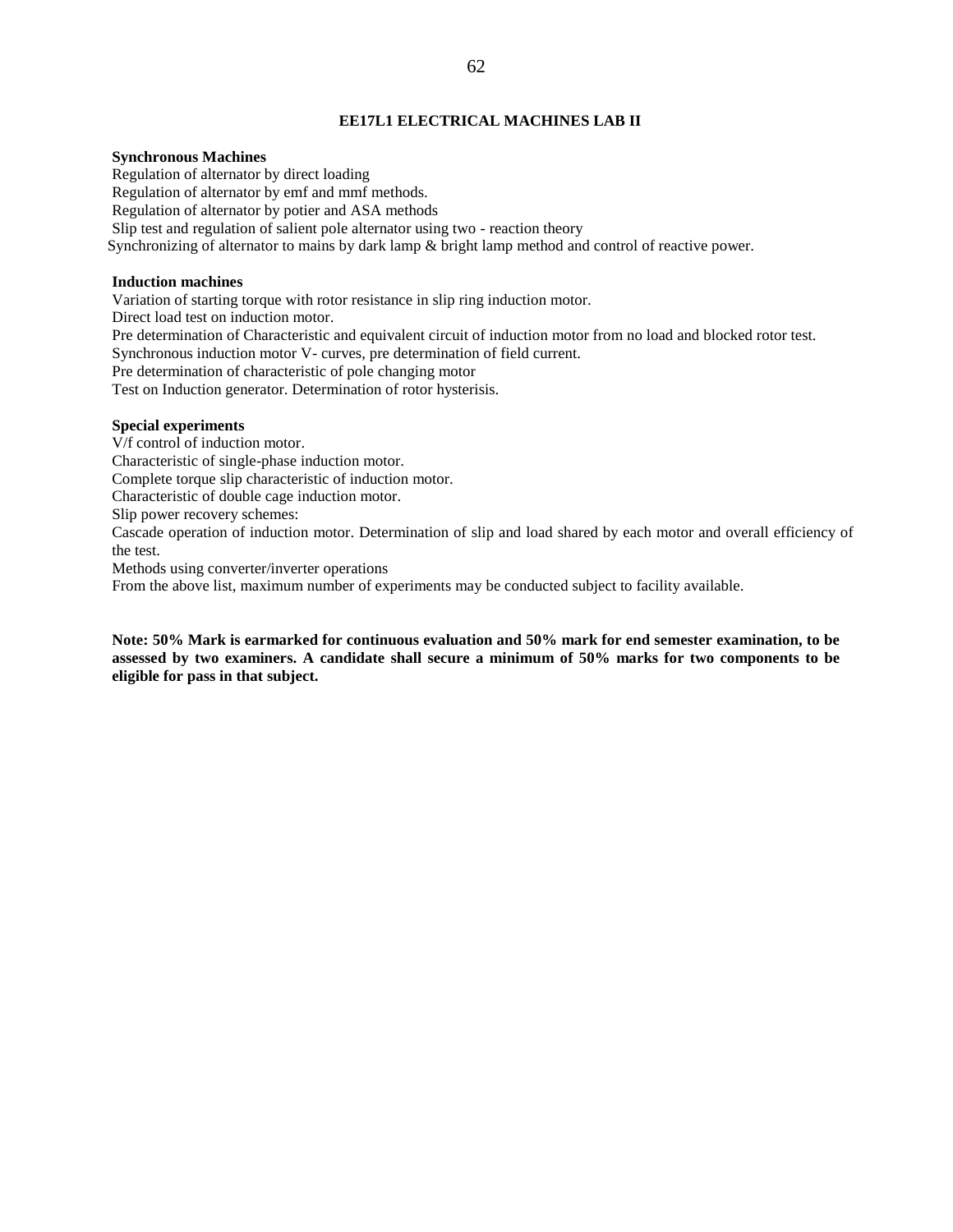## EE17L1 ELECTRICAL MACHINES LAB II

**Synchronous Machines**

Regulation of alternator by direct loading

Regulation of alternator by emf and mmf methods.

Regulation of alternator by potier and ASA methods

Slip test and regulation of salient pole alternator using two - reaction theory

Synchronizing of alternator to mains by dark lamp & bright lamp method and control of reactive power.

**Induction machines**

Variation of starting torque with rotor resistance in slip ring induction motor.

Direct load test on induction motor.

Pre determination of Characteristic and equivalent circuit of induction motor from no load and blocked rotor test.

Synchronous induction motor V- curves, pre determination of field current.

Pre determination of characteristic of pole changing motor

Test on Induction generator. Determination of rotor hysterisis.

**Special experiments**

V/f control of induction motor.

Characteristic of single-phase induction motor.

Complete torque slip characteristic of induction motor.

Characteristic of double cage induction motor.

Slip power recovery schemes:

Cascade operation of induction motor. Determination of slip and load shared by each motor and overall efficiency of the test.

Methods using converter/inverter operations

From the above list, maximum number of experiments may be conducted subject to facility available.

**Note: 50% Mark is earmarked for continuous evaluation and 50% mark for end semester examination, to be assessed by two examiners. A candidate shall secure a minimum of 50% marks for two components to be eligible for pass in that subject.**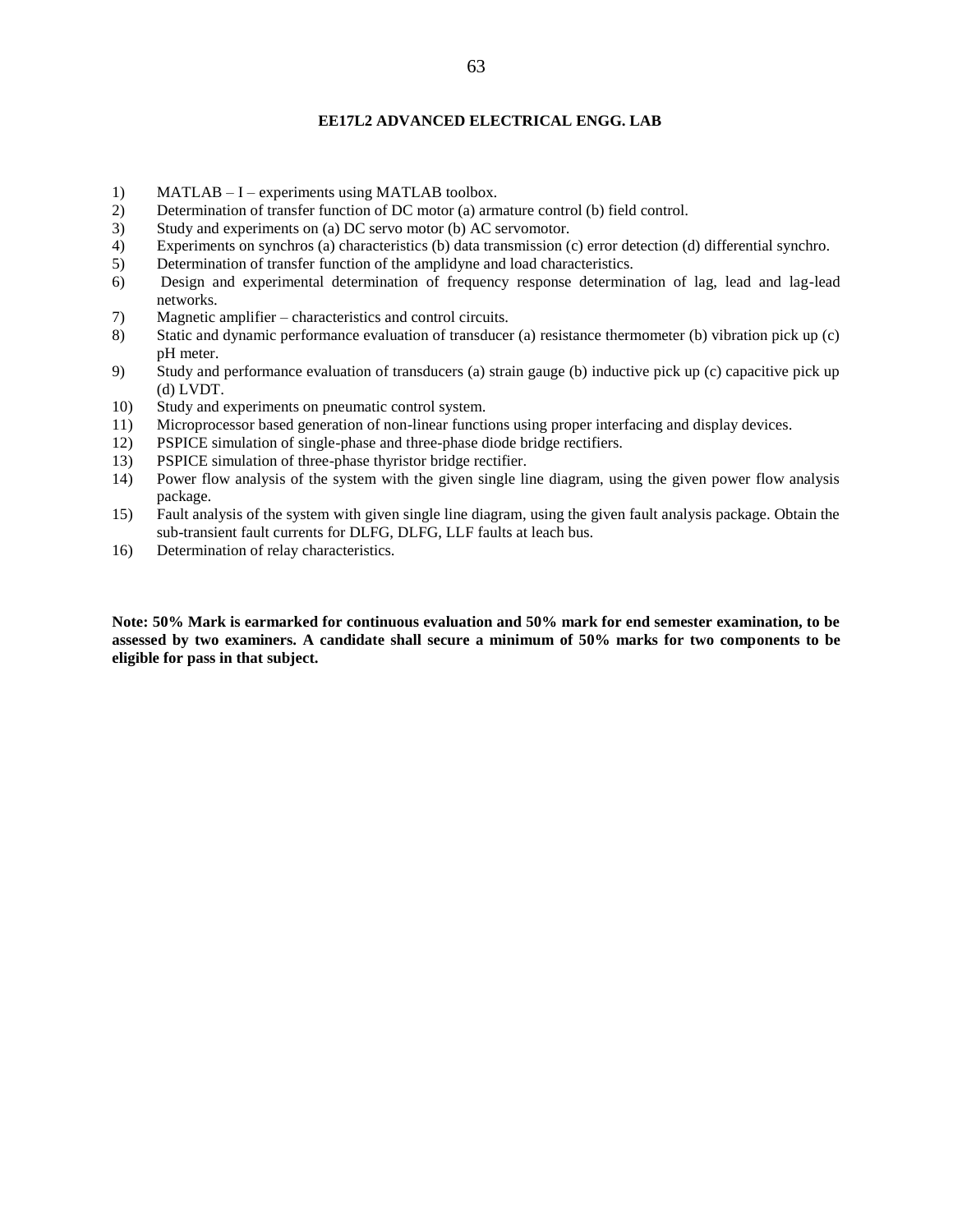## EE17L2 ADVANCED ELECTRICAL ENGG. LAB

1) MATLAB – I – experiments using MATLAB toolbox.
2) Determination of transfer function of DC motor (a) armature control (b) field control.
3) Study and experiments on (a) DC servo motor (b) AC servomotor.
4) Experiments on synchros (a) characteristics (b) data transmission (c) error detection (d) differential synchro.
5) Determination of transfer function of the amplidyne and load characteristics.
6) Design and experimental determination of frequency response determination of lag, lead and lag-lead networks.
7) Magnetic amplifier – characteristics and control circuits.
8) Static and dynamic performance evaluation of transducer (a) resistance thermometer (b) vibration pick up (c) pH meter.
9) Study and performance evaluation of transducers (a) strain gauge (b) inductive pick up (c) capacitive pick up (d) LVDT.
10) Study and experiments on pneumatic control system.
11) Microprocessor based generation of non-linear functions using proper interfacing and display devices.
12) PSPICE simulation of single-phase and three-phase diode bridge rectifiers.
13) PSPICE simulation of three-phase thyristor bridge rectifier.
14) Power flow analysis of the system with the given single line diagram, using the given power flow analysis package.
15) Fault analysis of the system with given single line diagram, using the given fault analysis package. Obtain the sub-transient fault currents for DLFG, DLFG, LLF faults at leach bus.
16) Determination of relay characteristics.

**Note: 50% Mark is earmarked for continuous evaluation and 50% mark for end semester examination, to be assessed by two examiners. A candidate shall secure a minimum of 50% marks for two components to be eligible for pass in that subject.**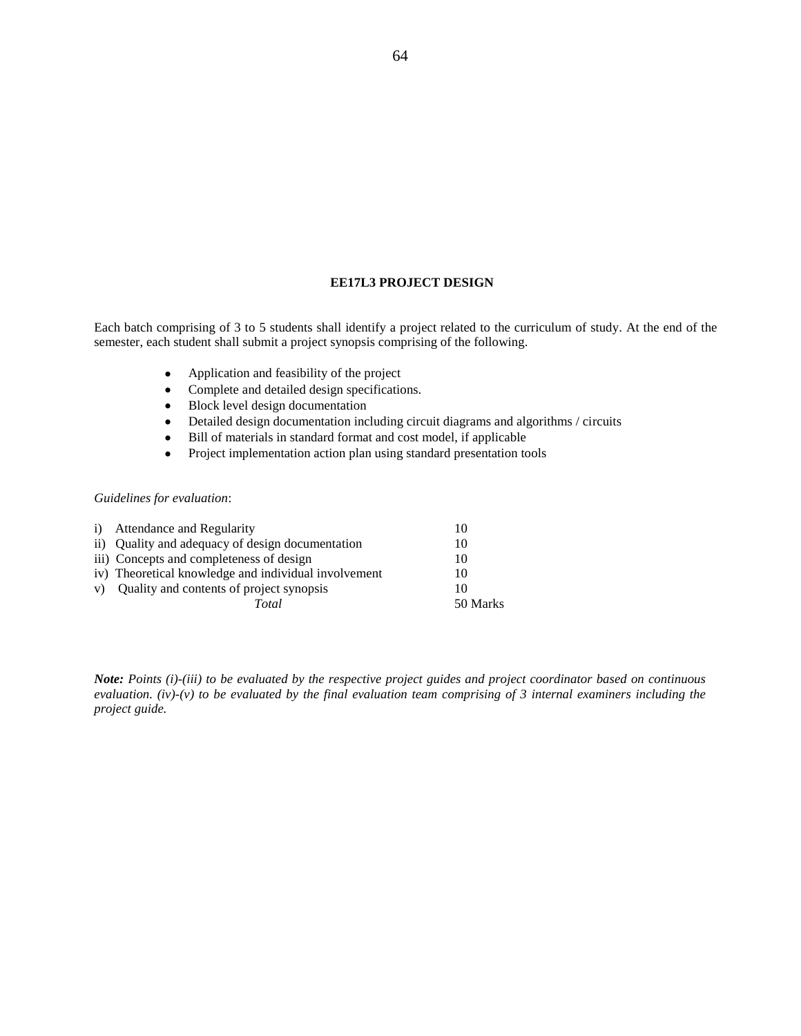## EE17L3 PROJECT DESIGN

Each batch comprising of 3 to 5 students shall identify a project related to the curriculum of study. At the end of the semester, each student shall submit a project synopsis comprising of the following.

- Application and feasibility of the project
- Complete and detailed design specifications.
- Block level design documentation
- Detailed design documentation including circuit diagrams and algorithms / circuits
- Bill of materials in standard format and cost model, if applicable
- Project implementation action plan using standard presentation tools

*Guidelines for evaluation*:

| | |
|---|---|
| i) Attendance and Regularity | 10 |
| ii) Quality and adequacy of design documentation | 10 |
| iii) Concepts and completeness of design | 10 |
| iv) Theoretical knowledge and individual involvement | 10 |
| v) Quality and contents of project synopsis | 10 |
| *Total* | 50 Marks |

***Note:*** *Points (i)-(iii) to be evaluated by the respective project guides and project coordinator based on continuous evaluation. (iv)-(v) to be evaluated by the final evaluation team comprising of 3 internal examiners including the project guide.*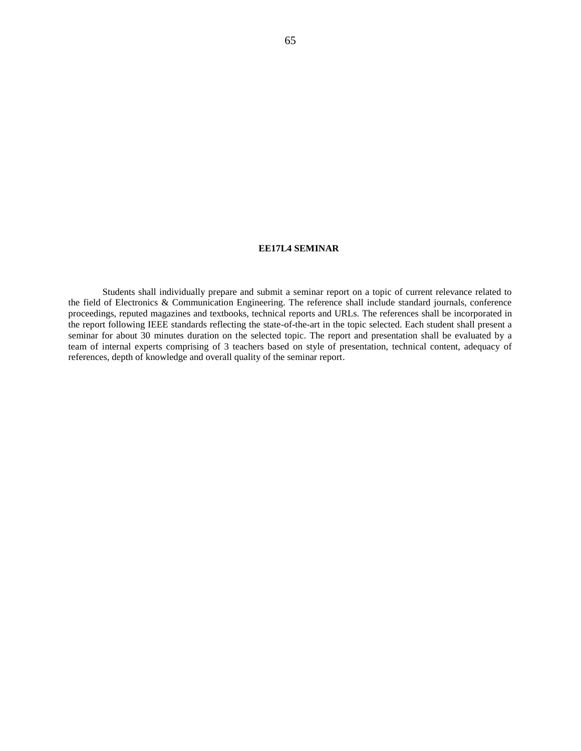**EE17L4 SEMINAR**

Students shall individually prepare and submit a seminar report on a topic of current relevance related to the field of Electronics & Communication Engineering. The reference shall include standard journals, conference proceedings, reputed magazines and textbooks, technical reports and URLs. The references shall be incorporated in the report following IEEE standards reflecting the state-of-the-art in the topic selected. Each student shall present a seminar for about 30 minutes duration on the selected topic. The report and presentation shall be evaluated by a team of internal experts comprising of 3 teachers based on style of presentation, technical content, adequacy of references, depth of knowledge and overall quality of the seminar report.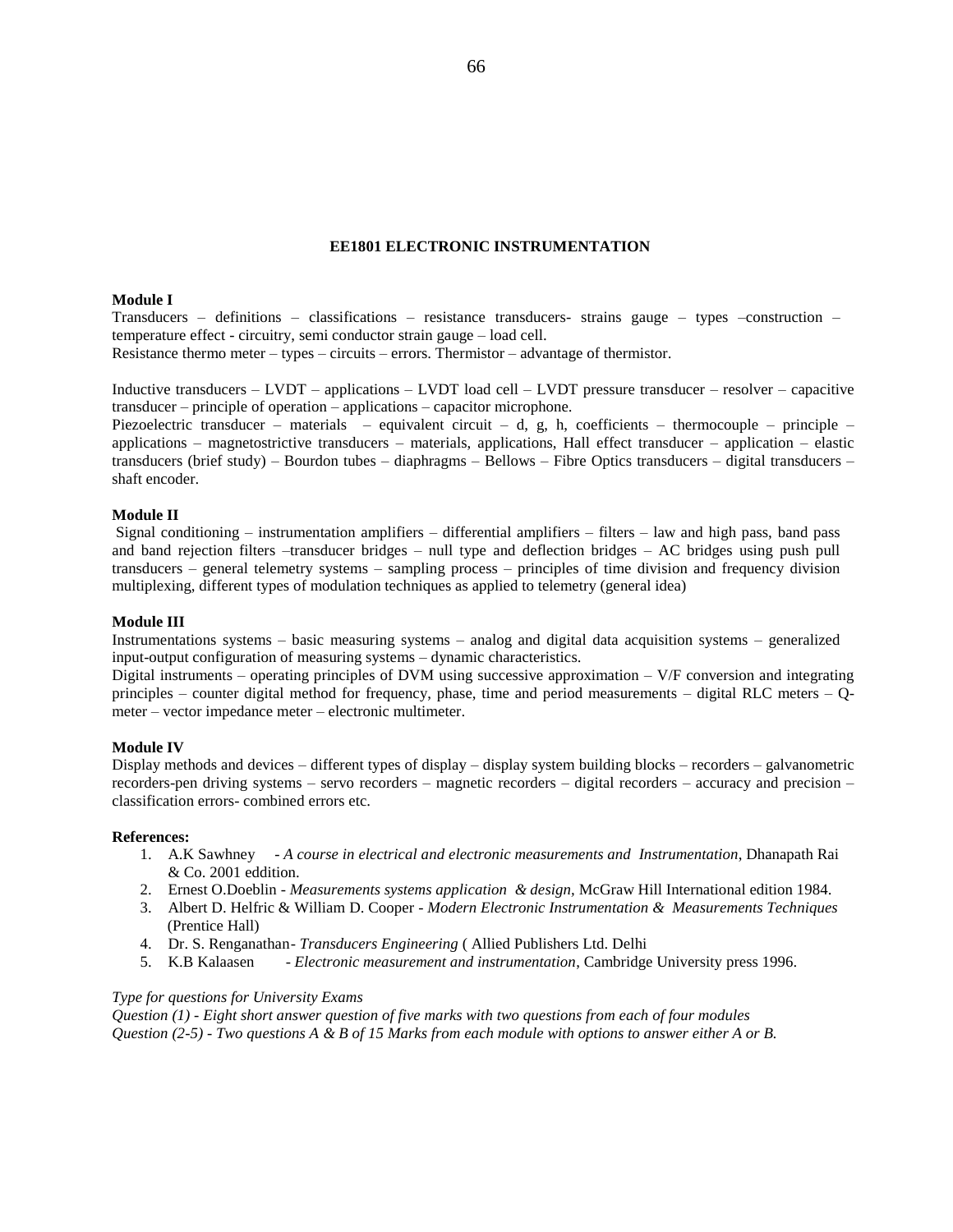## EE1801 ELECTRONIC INSTRUMENTATION

**Module I**

Transducers – definitions – classifications – resistance transducers- strains gauge – types –construction – temperature effect - circuitry, semi conductor strain gauge – load cell.
Resistance thermo meter – types – circuits – errors. Thermistor – advantage of thermistor.

Inductive transducers – LVDT – applications – LVDT load cell – LVDT pressure transducer – resolver – capacitive transducer – principle of operation – applications – capacitor microphone.
Piezoelectric transducer – materials – equivalent circuit – d, g, h, coefficients – thermocouple – principle – applications – magnetostrictive transducers – materials, applications, Hall effect transducer – application – elastic transducers (brief study) – Bourdon tubes – diaphragms – Bellows – Fibre Optics transducers – digital transducers – shaft encoder.

**Module II**

Signal conditioning – instrumentation amplifiers – differential amplifiers – filters – law and high pass, band pass and band rejection filters –transducer bridges – null type and deflection bridges – AC bridges using push pull transducers – general telemetry systems – sampling process – principles of time division and frequency division multiplexing, different types of modulation techniques as applied to telemetry (general idea)

**Module III**

Instrumentations systems – basic measuring systems – analog and digital data acquisition systems – generalized input-output configuration of measuring systems – dynamic characteristics.
Digital instruments – operating principles of DVM using successive approximation – V/F conversion and integrating principles – counter digital method for frequency, phase, time and period measurements – digital RLC meters – Q-meter – vector impedance meter – electronic multimeter.

**Module IV**

Display methods and devices – different types of display – display system building blocks – recorders – galvanometric recorders-pen driving systems – servo recorders – magnetic recorders – digital recorders – accuracy and precision – classification errors- combined errors etc.

**References:**

1. A.K Sawhney - *A course in electrical and electronic measurements and Instrumentation*, Dhanapath Rai & Co. 2001 eddition.
2. Ernest O.Doeblin - *Measurements systems application & design,* McGraw Hill International edition 1984.
3. Albert D. Helfric & William D. Cooper - *Modern Electronic Instrumentation & Measurements Techniques* (Prentice Hall)
4. Dr. S. Renganathan- *Transducers Engineering* ( Allied Publishers Ltd. Delhi
5. K.B Kalaasen - *Electronic measurement and instrumentation*, Cambridge University press 1996.

*Type for questions for University Exams*
*Question (1) - Eight short answer question of five marks with two questions from each of four modules*
*Question (2-5) - Two questions A & B of 15 Marks from each module with options to answer either A or B.*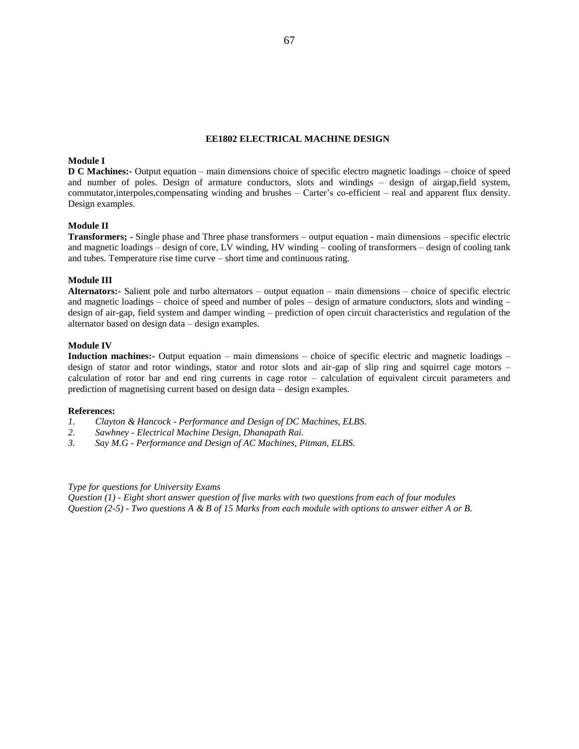## EE1802 ELECTRICAL MACHINE DESIGN

**Module I**

**D C Machines:-** Output equation – main dimensions choice of specific electro magnetic loadings – choice of speed and number of poles. Design of armature conductors, slots and windings – design of airgap,field system, commutator,interpoles,compensating winding and brushes – Carter's co-efficient – real and apparent flux density. Design examples.

**Module II**

**Transformers; -** Single phase and Three phase transformers – output equation - main dimensions – specific electric and magnetic loadings – design of core, LV winding, HV winding – cooling of transformers – design of cooling tank and tubes. Temperature rise time curve – short time and continuous rating.

**Module III**

**Alternators:-** Salient pole and turbo alternators – output equation – main dimensions – choice of specific electric and magnetic loadings – choice of speed and number of poles – design of armature conductors, slots and winding – design of air-gap, field system and damper winding – prediction of open circuit characteristics and regulation of the alternator based on design data – design examples.

**Module IV**

**Induction machines:-** Output equation – main dimensions – choice of specific electric and magnetic loadings – design of stator and rotor windings, stator and rotor slots and air-gap of slip ring and squirrel cage motors – calculation of rotor bar and end ring currents in cage rotor – calculation of equivalent circuit parameters and prediction of magnetising current based on design data – design examples.

**References:**

1. *Clayton & Hancock - Performance and Design of DC Machines, ELBS.*
2. *Sawhney - Electrical Machine Design, Dhanapath Rai.*
3. *Say M.G - Performance and Design of AC Machines, Pitman, ELBS.*

*Type for questions for University Exams*
*Question (1) - Eight short answer question of five marks with two questions from each of four modules*
*Question (2-5) - Two questions A & B of 15 Marks from each module with options to answer either A or B.*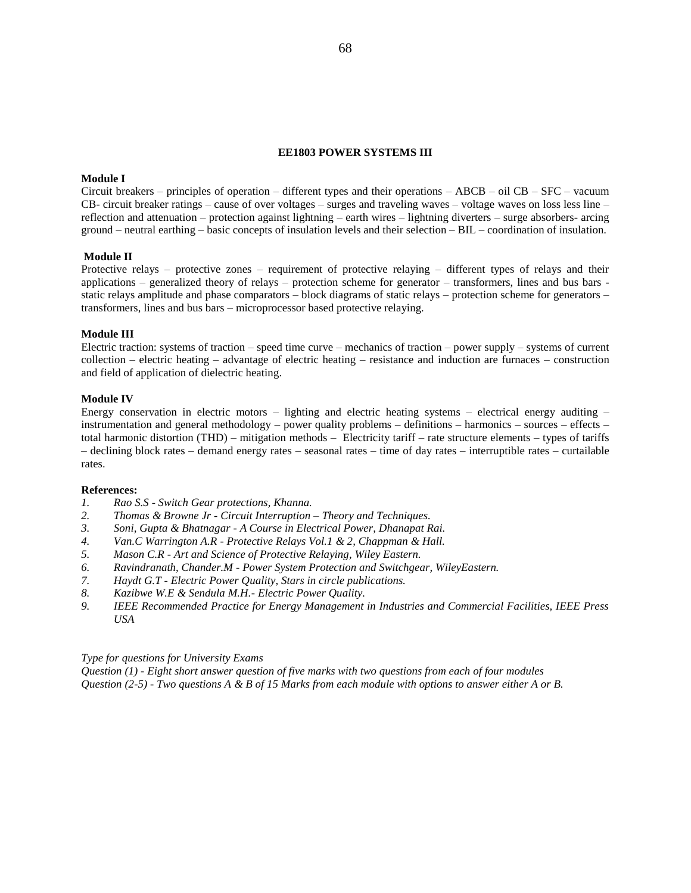## EE1803 POWER SYSTEMS III

**Module I**

Circuit breakers – principles of operation – different types and their operations – ABCB – oil CB – SFC – vacuum CB- circuit breaker ratings – cause of over voltages – surges and traveling waves – voltage waves on loss less line – reflection and attenuation – protection against lightning – earth wires – lightning diverters – surge absorbers- arcing ground – neutral earthing – basic concepts of insulation levels and their selection – BIL – coordination of insulation.

**Module II**

Protective relays – protective zones – requirement of protective relaying – different types of relays and their applications – generalized theory of relays – protection scheme for generator – transformers, lines and bus bars - static relays amplitude and phase comparators – block diagrams of static relays – protection scheme for generators – transformers, lines and bus bars – microprocessor based protective relaying.

**Module III**

Electric traction: systems of traction – speed time curve – mechanics of traction – power supply – systems of current collection – electric heating – advantage of electric heating – resistance and induction are furnaces – construction and field of application of dielectric heating.

**Module IV**

Energy conservation in electric motors – lighting and electric heating systems – electrical energy auditing – instrumentation and general methodology – power quality problems – definitions – harmonics – sources – effects – total harmonic distortion (THD) – mitigation methods – Electricity tariff – rate structure elements – types of tariffs – declining block rates – demand energy rates – seasonal rates – time of day rates – interruptible rates – curtailable rates.

**References:**

1. *Rao S.S - Switch Gear protections, Khanna.*
2. *Thomas & Browne Jr - Circuit Interruption – Theory and Techniques.*
3. *Soni, Gupta & Bhatnagar - A Course in Electrical Power, Dhanapat Rai.*
4. *Van.C Warrington A.R - Protective Relays Vol.1 & 2, Chappman & Hall.*
5. *Mason C.R - Art and Science of Protective Relaying, Wiley Eastern.*
6. *Ravindranath, Chander.M - Power System Protection and Switchgear, WileyEastern.*
7. *Haydt G.T - Electric Power Quality, Stars in circle publications.*
8. *Kazibwe W.E & Sendula M.H.- Electric Power Quality.*
9. *IEEE Recommended Practice for Energy Management in Industries and Commercial Facilities, IEEE Press USA*

*Type for questions for University Exams*
*Question (1) - Eight short answer question of five marks with two questions from each of four modules*
*Question (2-5) - Two questions A & B of 15 Marks from each module with options to answer either A or B.*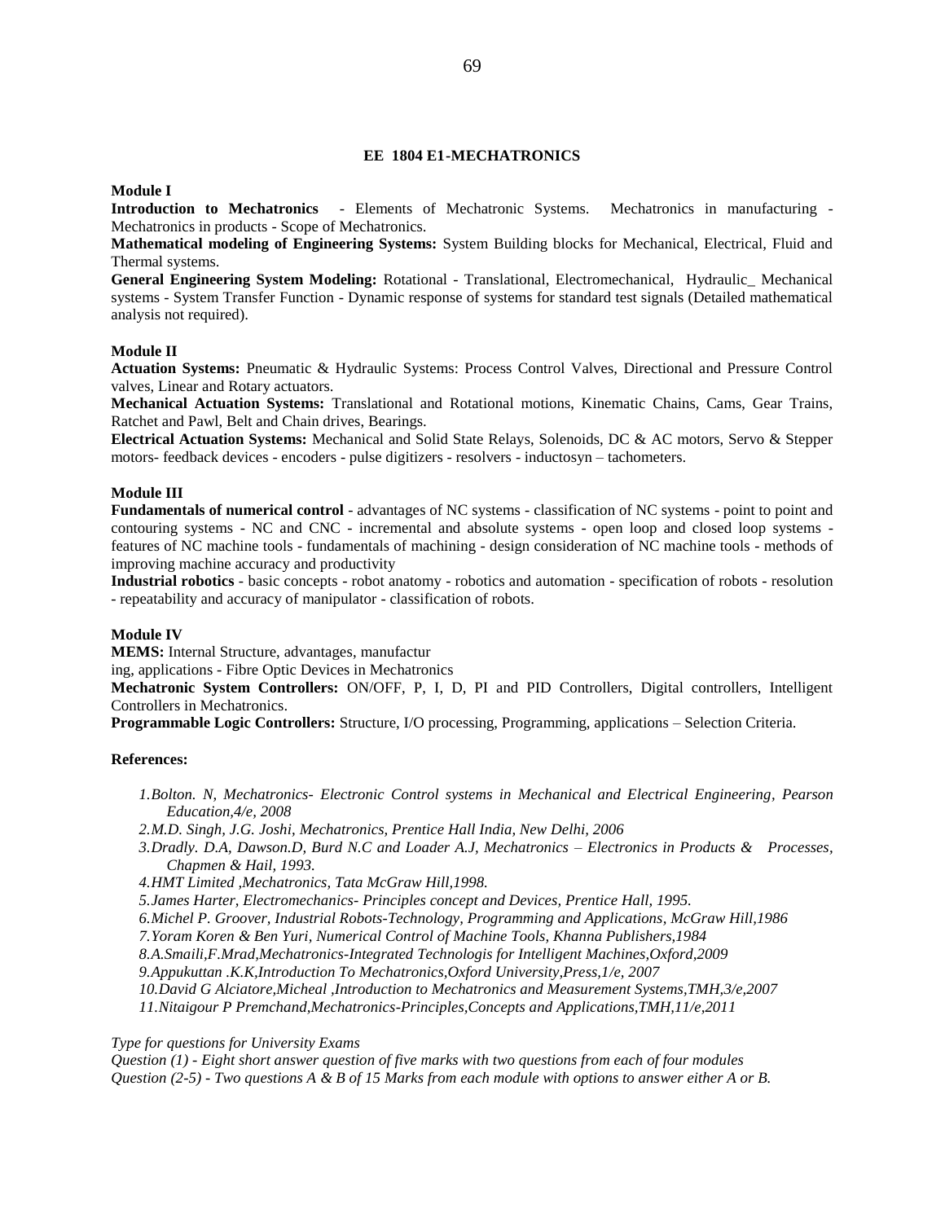## EE 1804 E1-MECHATRONICS

**Module I**

**Introduction to Mechatronics** - Elements of Mechatronic Systems. Mechatronics in manufacturing - Mechatronics in products - Scope of Mechatronics.

**Mathematical modeling of Engineering Systems:** System Building blocks for Mechanical, Electrical, Fluid and Thermal systems.

**General Engineering System Modeling:** Rotational - Translational, Electromechanical, Hydraulic_ Mechanical systems - System Transfer Function - Dynamic response of systems for standard test signals (Detailed mathematical analysis not required).

**Module II**

**Actuation Systems:** Pneumatic & Hydraulic Systems: Process Control Valves, Directional and Pressure Control valves, Linear and Rotary actuators.

**Mechanical Actuation Systems:** Translational and Rotational motions, Kinematic Chains, Cams, Gear Trains, Ratchet and Pawl, Belt and Chain drives, Bearings.

**Electrical Actuation Systems:** Mechanical and Solid State Relays, Solenoids, DC & AC motors, Servo & Stepper motors- feedback devices - encoders - pulse digitizers - resolvers - inductosyn – tachometers.

**Module III**

**Fundamentals of numerical control** - advantages of NC systems - classification of NC systems - point to point and contouring systems - NC and CNC - incremental and absolute systems - open loop and closed loop systems - features of NC machine tools - fundamentals of machining - design consideration of NC machine tools - methods of improving machine accuracy and productivity

**Industrial robotics** - basic concepts - robot anatomy - robotics and automation - specification of robots - resolution - repeatability and accuracy of manipulator - classification of robots.

**Module IV**

**MEMS:** Internal Structure, advantages, manufactur
ing, applications - Fibre Optic Devices in Mechatronics

**Mechatronic System Controllers:** ON/OFF, P, I, D, PI and PID Controllers, Digital controllers, Intelligent Controllers in Mechatronics.

**Programmable Logic Controllers:** Structure, I/O processing, Programming, applications – Selection Criteria.

**References:**

*1.Bolton. N, Mechatronics- Electronic Control systems in Mechanical and Electrical Engineering, Pearson Education,4/e, 2008*

*2.M.D. Singh, J.G. Joshi, Mechatronics, Prentice Hall India, New Delhi, 2006*

*3.Dradly. D.A, Dawson.D, Burd N.C and Loader A.J, Mechatronics – Electronics in Products & Processes, Chapmen & Hail, 1993.*

*4.HMT Limited ,Mechatronics, Tata McGraw Hill,1998.*

*5.James Harter, Electromechanics- Principles concept and Devices, Prentice Hall, 1995.*

*6.Michel P. Groover, Industrial Robots-Technology, Programming and Applications, McGraw Hill,1986*

*7.Yoram Koren & Ben Yuri, Numerical Control of Machine Tools, Khanna Publishers,1984*

*8.A.Smaili,F.Mrad,Mechatronics-Integrated Technologis for Intelligent Machines,Oxford,2009*

*9.Appukuttan .K.K,Introduction To Mechatronics,Oxford University,Press,1/e, 2007*

*10.David G Alciatore,Micheal ,Introduction to Mechatronics and Measurement Systems,TMH,3/e,2007*

*11.Nitaigour P Premchand,Mechatronics-Principles,Concepts and Applications,TMH,11/e,2011*

*Type for questions for University Exams*

*Question (1) - Eight short answer question of five marks with two questions from each of four modules*

*Question (2-5) - Two questions A & B of 15 Marks from each module with options to answer either A or B.*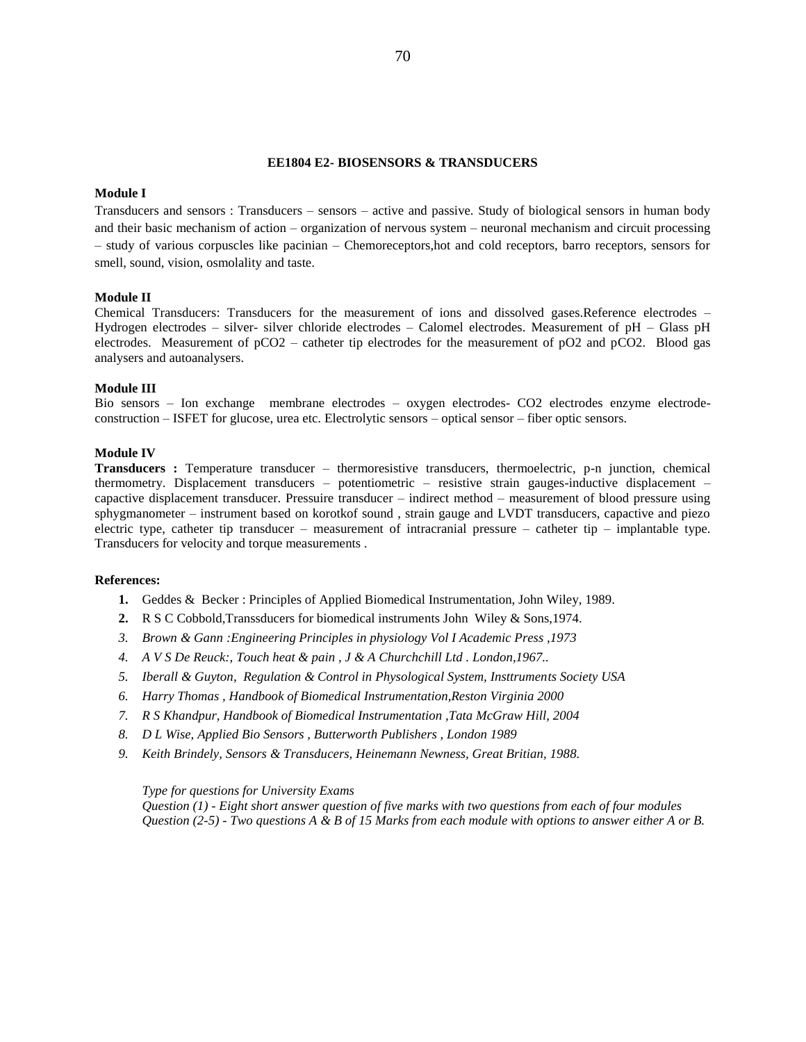## EE1804 E2- BIOSENSORS & TRANSDUCERS

**Module I**

Transducers and sensors : Transducers – sensors – active and passive. Study of biological sensors in human body and their basic mechanism of action – organization of nervous system – neuronal mechanism and circuit processing – study of various corpuscles like pacinian – Chemoreceptors,hot and cold receptors, barro receptors, sensors for smell, sound, vision, osmolality and taste.

**Module II**

Chemical Transducers: Transducers for the measurement of ions and dissolved gases.Reference electrodes – Hydrogen electrodes – silver- silver chloride electrodes – Calomel electrodes. Measurement of pH – Glass pH electrodes. Measurement of $pCO_2$ – catheter tip electrodes for the measurement of $pO_2$ and $pCO_2$. Blood gas analysers and autoanalysers.

**Module III**

Bio sensors – Ion exchange membrane electrodes – oxygen electrodes- $CO_2$ electrodes enzyme electrode-construction – ISFET for glucose, urea etc. Electrolytic sensors – optical sensor – fiber optic sensors.

**Module IV**

**Transducers :** Temperature transducer – thermoresistive transducers, thermoelectric, p-n junction, chemical thermometry. Displacement transducers – potentiometric – resistive strain gauges-inductive displacement – capactive displacement transducer. Pressuire transducer – indirect method – measurement of blood pressure using sphygmanometer – instrument based on korotkof sound , strain gauge and LVDT transducers, capactive and piezo electric type, catheter tip transducer – measurement of intracranial pressure – catheter tip – implantable type. Transducers for velocity and torque measurements .

**References:**

1. Geddes & Becker : Principles of Applied Biomedical Instrumentation, John Wiley, 1989.
2. R S C Cobbold,Transsducers for biomedical instruments John Wiley & Sons,1974.
3. *Brown & Gann :Engineering Principles in physiology Vol I Academic Press ,1973*
4. *A V S De Reuck:, Touch heat & pain , J & A Churchchill Ltd . London,1967..*
5. *Iberall & Guyton, Regulation & Control in Physological System, Insttruments Society USA*
6. *Harry Thomas , Handbook of Biomedical Instrumentation,Reston Virginia 2000*
7. *R S Khandpur, Handbook of Biomedical Instrumentation ,Tata McGraw Hill, 2004*
8. *D L Wise, Applied Bio Sensors , Butterworth Publishers , London 1989*
9. *Keith Brindely, Sensors & Transducers, Heinemann Newness, Great Britian, 1988.*

*Type for questions for University Exams*
*Question (1) - Eight short answer question of five marks with two questions from each of four modules*
*Question (2-5) - Two questions A & B of 15 Marks from each module with options to answer either A or B.*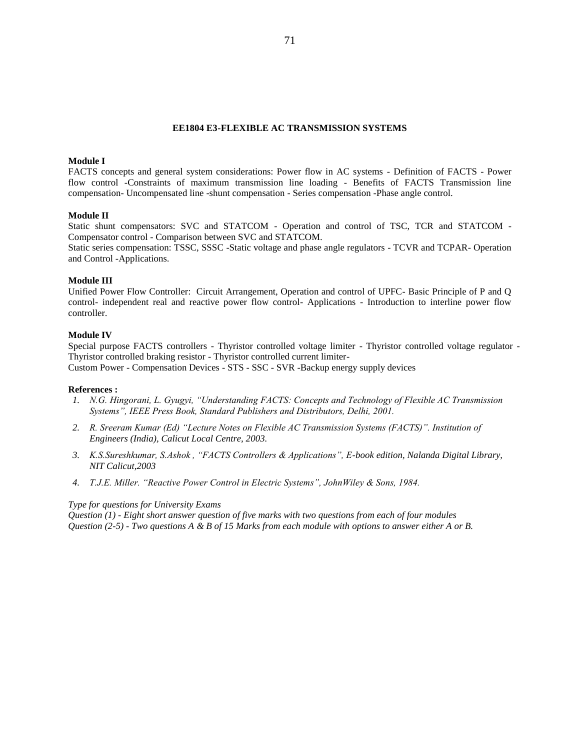## EE1804 E3-FLEXIBLE AC TRANSMISSION SYSTEMS

**Module I**

FACTS concepts and general system considerations: Power flow in AC systems - Definition of FACTS - Power flow control -Constraints of maximum transmission line loading - Benefits of FACTS Transmission line compensation- Uncompensated line -shunt compensation - Series compensation -Phase angle control.

**Module II**

Static shunt compensators: SVC and STATCOM - Operation and control of TSC, TCR and STATCOM - Compensator control - Comparison between SVC and STATCOM.

Static series compensation: TSSC, SSSC -Static voltage and phase angle regulators - TCVR and TCPAR- Operation and Control -Applications.

**Module III**

Unified Power Flow Controller: Circuit Arrangement, Operation and control of UPFC- Basic Principle of P and Q control- independent real and reactive power flow control- Applications - Introduction to interline power flow controller.

**Module IV**

Special purpose FACTS controllers - Thyristor controlled voltage limiter - Thyristor controlled voltage regulator - Thyristor controlled braking resistor - Thyristor controlled current limiter-

Custom Power - Compensation Devices - STS - SSC - SVR -Backup energy supply devices

**References :**

1. *N.G. Hingorani, L. Gyugyi, "Understanding FACTS: Concepts and Technology of Flexible AC Transmission Systems", IEEE Press Book, Standard Publishers and Distributors, Delhi, 2001.*
2. *R. Sreeram Kumar (Ed) "Lecture Notes on Flexible AC Transmission Systems (FACTS)". Institution of Engineers (India), Calicut Local Centre, 2003.*
3. *K.S.Sureshkumar, S.Ashok , "FACTS Controllers & Applications", E-book edition, Nalanda Digital Library, NIT Calicut,2003*
4. *T.J.E. Miller. "Reactive Power Control in Electric Systems", JohnWiley & Sons, 1984.*

*Type for questions for University Exams*

*Question (1) - Eight short answer question of five marks with two questions from each of four modules*

*Question (2-5) - Two questions A & B of 15 Marks from each module with options to answer either A or B.*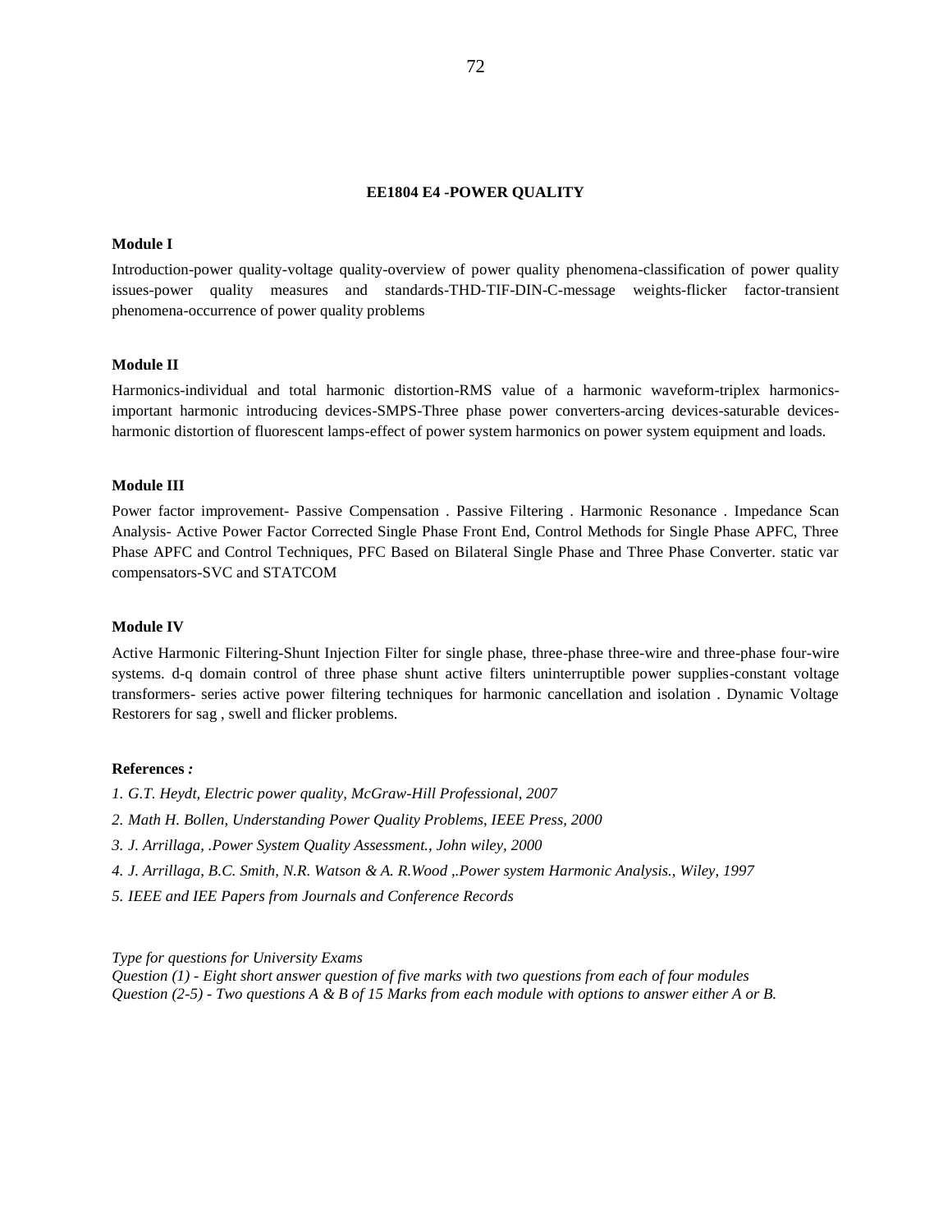## EE1804 E4 -POWER QUALITY

**Module I**

Introduction-power quality-voltage quality-overview of power quality phenomena-classification of power quality issues-power quality measures and standards-THD-TIF-DIN-C-message weights-flicker factor-transient phenomena-occurrence of power quality problems

**Module II**

Harmonics-individual and total harmonic distortion-RMS value of a harmonic waveform-triplex harmonics-important harmonic introducing devices-SMPS-Three phase power converters-arcing devices-saturable devices-harmonic distortion of fluorescent lamps-effect of power system harmonics on power system equipment and loads.

**Module III**

Power factor improvement- Passive Compensation . Passive Filtering . Harmonic Resonance . Impedance Scan Analysis- Active Power Factor Corrected Single Phase Front End, Control Methods for Single Phase APFC, Three Phase APFC and Control Techniques, PFC Based on Bilateral Single Phase and Three Phase Converter. static var compensators-SVC and STATCOM

**Module IV**

Active Harmonic Filtering-Shunt Injection Filter for single phase, three-phase three-wire and three-phase four-wire systems. d-q domain control of three phase shunt active filters uninterruptible power supplies-constant voltage transformers- series active power filtering techniques for harmonic cancellation and isolation . Dynamic Voltage Restorers for sag , swell and flicker problems.

**References** *:*

*1. G.T. Heydt, Electric power quality, McGraw-Hill Professional, 2007*

*2. Math H. Bollen, Understanding Power Quality Problems, IEEE Press, 2000*

*3. J. Arrillaga, .Power System Quality Assessment., John wiley, 2000*

*4. J. Arrillaga, B.C. Smith, N.R. Watson & A. R.Wood ,.Power system Harmonic Analysis., Wiley, 1997*

*5. IEEE and IEE Papers from Journals and Conference Records*

*Type for questions for University Exams*
*Question (1) - Eight short answer question of five marks with two questions from each of four modules*
*Question (2-5) - Two questions A & B of 15 Marks from each module with options to answer either A or B.*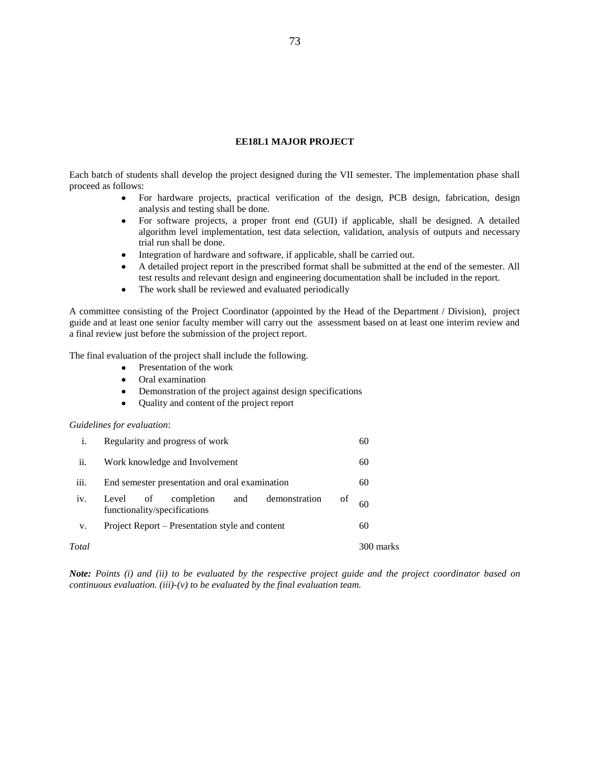## EE18L1 MAJOR PROJECT

Each batch of students shall develop the project designed during the VII semester. The implementation phase shall proceed as follows:

- For hardware projects, practical verification of the design, PCB design, fabrication, design analysis and testing shall be done.
- For software projects, a proper front end (GUI) if applicable, shall be designed. A detailed algorithm level implementation, test data selection, validation, analysis of outputs and necessary trial run shall be done.
- Integration of hardware and software, if applicable, shall be carried out.
- A detailed project report in the prescribed format shall be submitted at the end of the semester. All test results and relevant design and engineering documentation shall be included in the report.
- The work shall be reviewed and evaluated periodically

A committee consisting of the Project Coordinator (appointed by the Head of the Department / Division), project guide and at least one senior faculty member will carry out the assessment based on at least one interim review and a final review just before the submission of the project report.

The final evaluation of the project shall include the following.

- Presentation of the work
- Oral examination
- Demonstration of the project against design specifications
- Quality and content of the project report

*Guidelines for evaluation*:

| | | |
|---|---|---|
| i. | Regularity and progress of work | 60 |
| ii. | Work knowledge and Involvement | 60 |
| iii. | End semester presentation and oral examination | 60 |
| iv. | Level of completion and demonstration of functionality/specifications | 60 |
| v. | Project Report – Presentation style and content | 60 |
| *Total* | | 300 marks |

***Note:*** *Points (i) and (ii) to be evaluated by the respective project guide and the project coordinator based on continuous evaluation. (iii)-(v) to be evaluated by the final evaluation team.*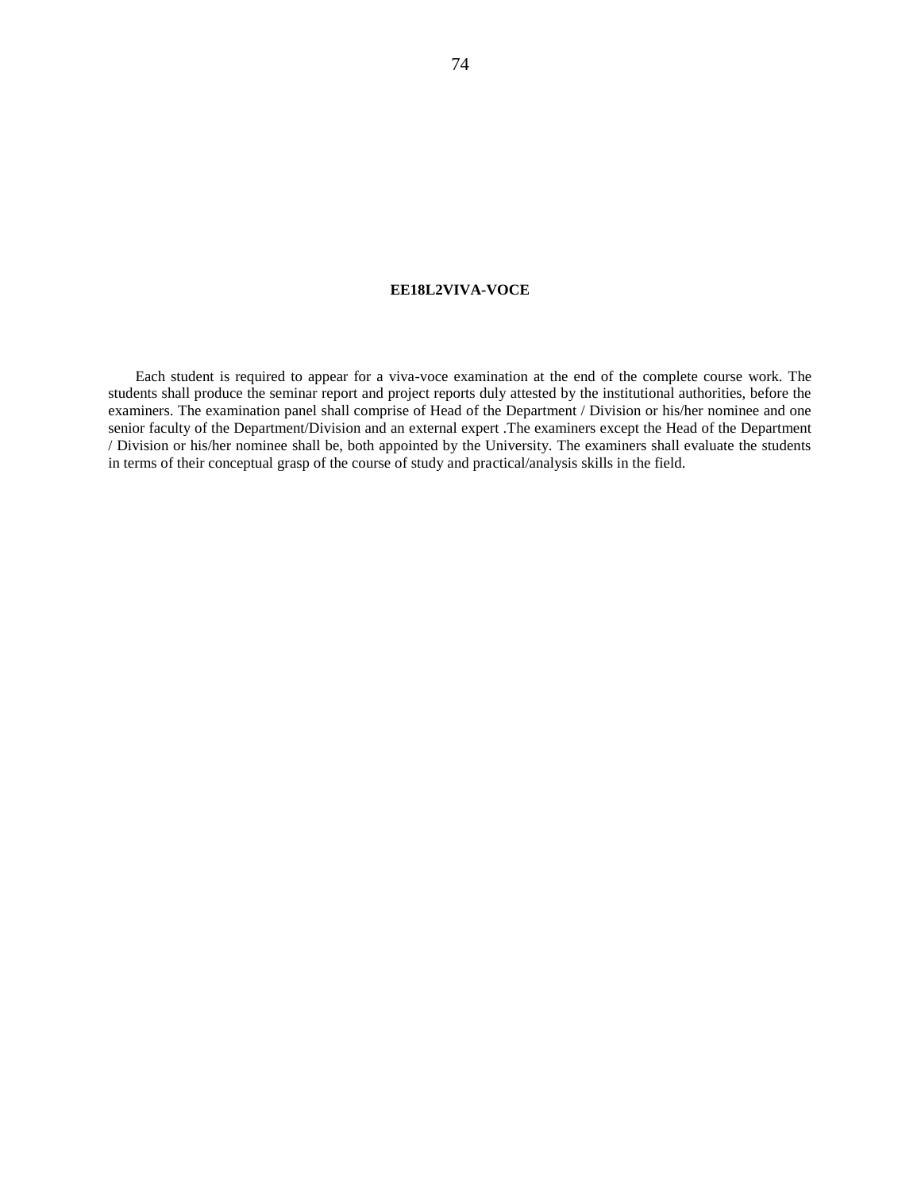**EE18L2VIVA-VOCE**

Each student is required to appear for a viva-voce examination at the end of the complete course work. The students shall produce the seminar report and project reports duly attested by the institutional authorities, before the examiners. The examination panel shall comprise of Head of the Department / Division or his/her nominee and one senior faculty of the Department/Division and an external expert .The examiners except the Head of the Department / Division or his/her nominee shall be, both appointed by the University. The examiners shall evaluate the students in terms of their conceptual grasp of the course of study and practical/analysis skills in the field.